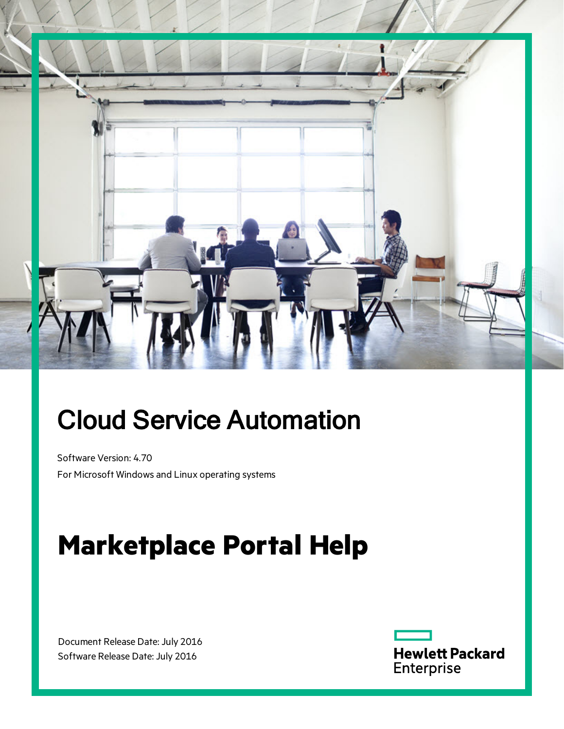# Cloud Service Automation

Software Version: 4.70

For Microsoft Windows and Linux operating systems

# Marketplace Portal Help

Document Release Date: July 2016

Software Release Date: July 2016

Hewlett Packard Enterprise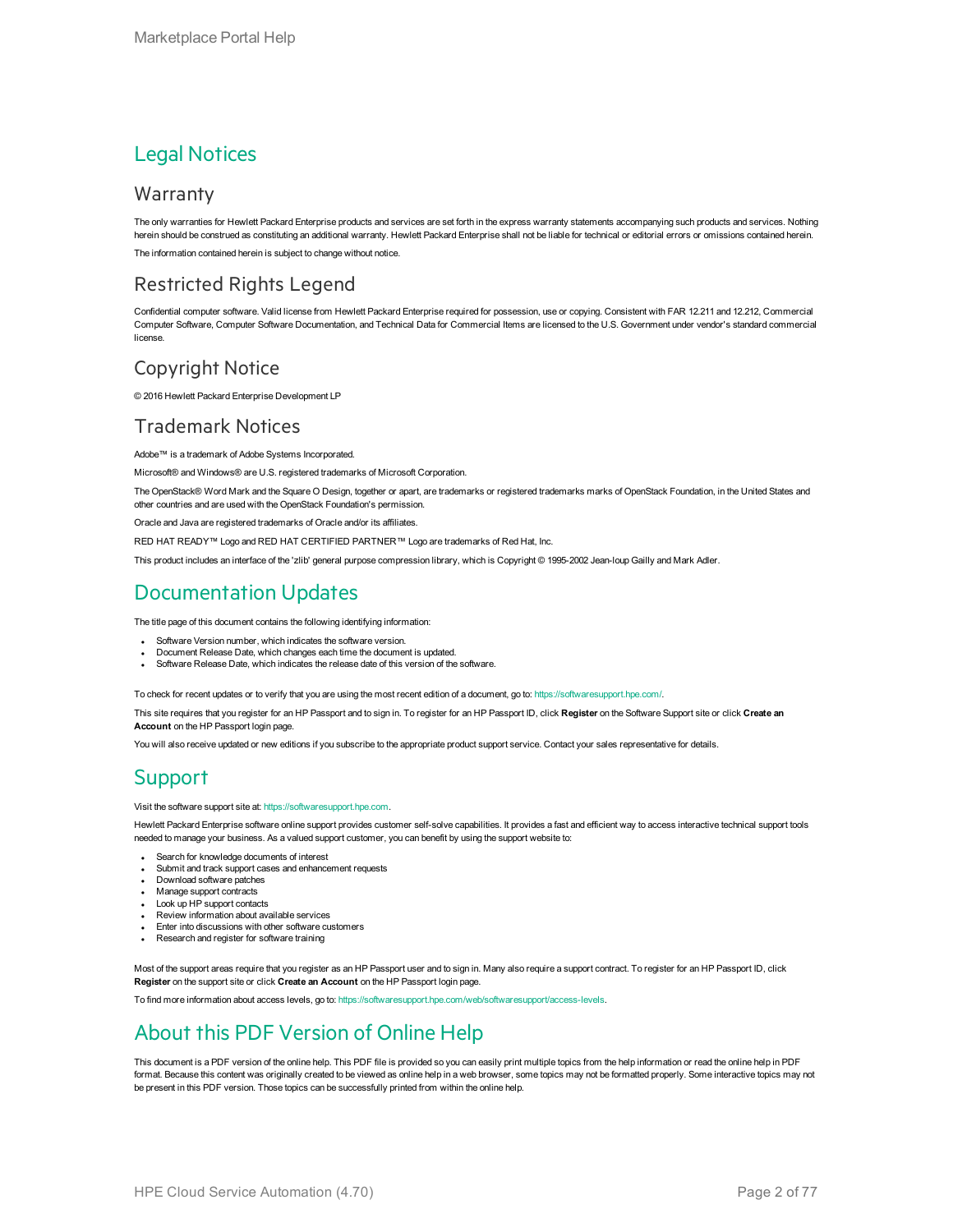# Legal Notices

## Warranty

The only warranties for Hewlett Packard Enterprise products and services are set forth in the express warranty statements accompanying such products and services. Nothing herein should be construed as constituting an additional warranty. Hewlett Packard Enterprise shall not be liable for technical or editorial errors or omissions contained herein.

The information contained herein is subject to change without notice.

## Restricted Rights Legend

Confidential computer software. Valid license from Hewlett Packard Enterprise required for possession, use or copying. Consistent with FAR 12.211 and 12.212, Commercial Computer Software, Computer Software Documentation, and Technical Data for Commercial Items are licensed to the U.S. Government under vendor's standard commercial license.

## Copyright Notice

© 2016 Hewlett Packard Enterprise Development LP

## Trademark Notices

Adobe™ is a trademark of Adobe Systems Incorporated.

Microsoft® and Windows® are U.S. registered trademarks of Microsoft Corporation.

The OpenStack® Word Mark and the Square O Design, together or apart, are trademarks or registered trademarks marks of OpenStack Foundation, in the United States and other countries and are used with the OpenStack Foundation's permission.

Oracle and Java are registered trademarks of Oracle and/or its affiliates.

RED HAT READY™ Logo and RED HAT CERTIFIED PARTNER™ Logo are trademarks of Red Hat, Inc.

This product includes an interface of the 'zlib' general purpose compression library, which is Copyright © 1995-2002 Jean-loup Gailly and Mark Adler.

# Documentation Updates

The title page of this document contains the following identifying information:

- Software Version number, which indicates the software version.
- Document Release Date, which changes each time the document is updated.
- Software Release Date, which indicates the release date of this version of the software.

To check for recent updates or to verify that you are using the most recent edition of a document, go to: https://softwaresupport.hpe.com/.

This site requires that you register for an HP Passport and to sign in. To register for an HP Passport ID, click **Register** on the Software Support site or click **Create an Account** on the HP Passport login page.

You will also receive updated or new editions if you subscribe to the appropriate product support service. Contact your sales representative for details.

# Support

Visit the software support site at: https://softwaresupport.hpe.com.

Hewlett Packard Enterprise software online support provides customer self-solve capabilities. It provides a fast and efficient way to access interactive technical support tools needed to manage your business. As a valued support customer, you can benefit by using the support website to:

- Search for knowledge documents of interest
- Submit and track support cases and enhancement requests
- Download software patches
- Manage support contracts
- Look up HP support contacts
- Review information about available services
- Enter into discussions with other software customers
- Research and register for software training

Most of the support areas require that you register as an HP Passport user and to sign in. Many also require a support contract. To register for an HP Passport ID, click **Register** on the support site or click **Create an Account** on the HP Passport login page.

To find more information about access levels, go to: https://softwaresupport.hpe.com/web/softwaresupport/access-levels.

# About this PDF Version of Online Help

This document is a PDF version of the online help. This PDF file is provided so you can easily print multiple topics from the help information or read the online help in PDF format. Because this content was originally created to be viewed as online help in a web browser, some topics may not be formatted properly. Some interactive topics may not be present in this PDF version. Those topics can be successfully printed from within the online help.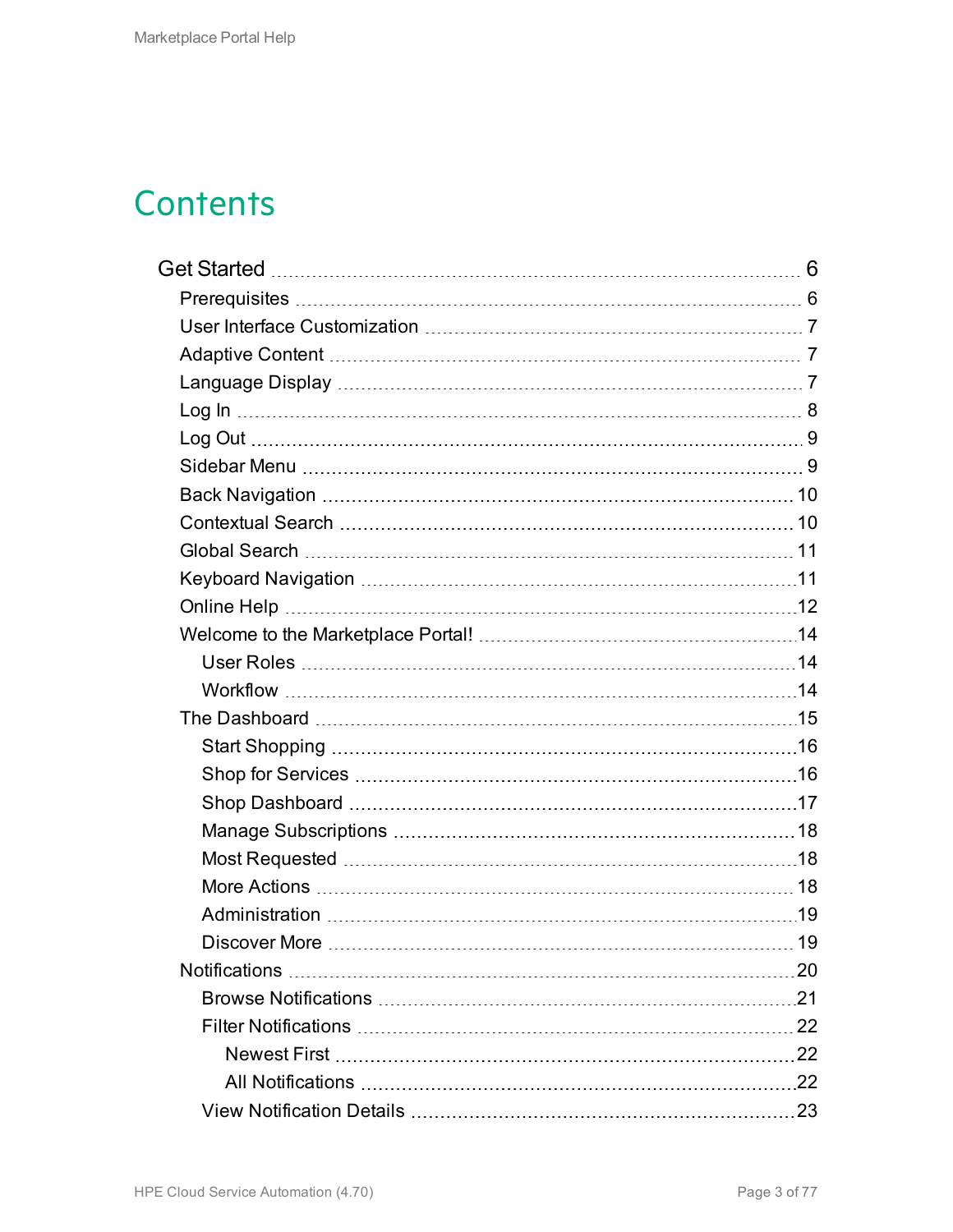# Contents

- Get Started ... 6
  - Prerequisites ... 6
  - User Interface Customization ... 7
  - Adaptive Content ... 7
  - Language Display ... 7
  - Log In ... 8
  - Log Out ... 9
  - Sidebar Menu ... 9
  - Back Navigation ... 10
  - Contextual Search ... 10
  - Global Search ... 11
  - Keyboard Navigation ... 11
  - Online Help ... 12
  - Welcome to the Marketplace Portal! ... 14
    - User Roles ... 14
    - Workflow ... 14
  - The Dashboard ... 15
    - Start Shopping ... 16
    - Shop for Services ... 16
    - Shop Dashboard ... 17
    - Manage Subscriptions ... 18
    - Most Requested ... 18
    - More Actions ... 18
    - Administration ... 19
    - Discover More ... 19
  - Notifications ... 20
    - Browse Notifications ... 21
    - Filter Notifications ... 22
      - Newest First ... 22
      - All Notifications ... 22
    - View Notification Details ... 23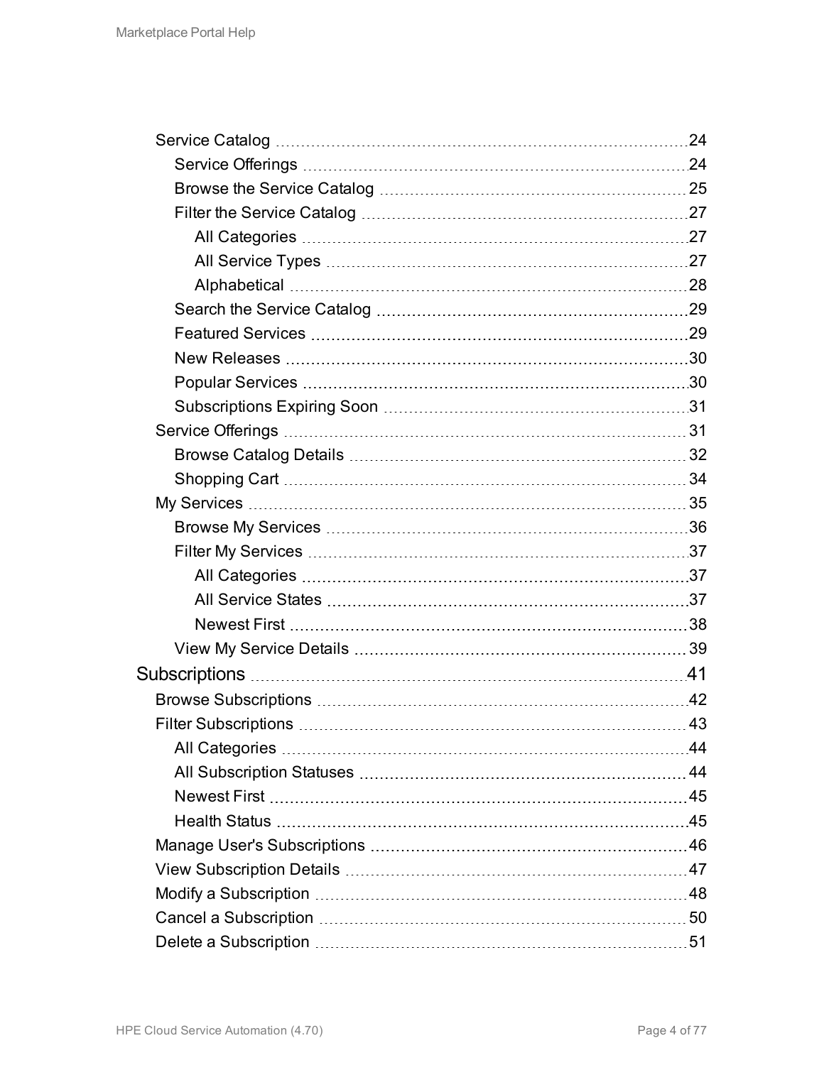- Service Catalog 24
  - Service Offerings 24
  - Browse the Service Catalog 25
  - Filter the Service Catalog 27
    - All Categories 27
    - All Service Types 27
    - Alphabetical 28
  - Search the Service Catalog 29
  - Featured Services 29
  - New Releases 30
  - Popular Services 30
  - Subscriptions Expiring Soon 31
- Service Offerings 31
  - Browse Catalog Details 32
  - Shopping Cart 34
- My Services 35
  - Browse My Services 36
  - Filter My Services 37
    - All Categories 37
    - All Service States 37
    - Newest First 38
  - View My Service Details 39

Subscriptions 41

- Browse Subscriptions 42
- Filter Subscriptions 43
  - All Categories 44
  - All Subscription Statuses 44
  - Newest First 45
  - Health Status 45
- Manage User's Subscriptions 46
- View Subscription Details 47
- Modify a Subscription 48
- Cancel a Subscription 50
- Delete a Subscription 51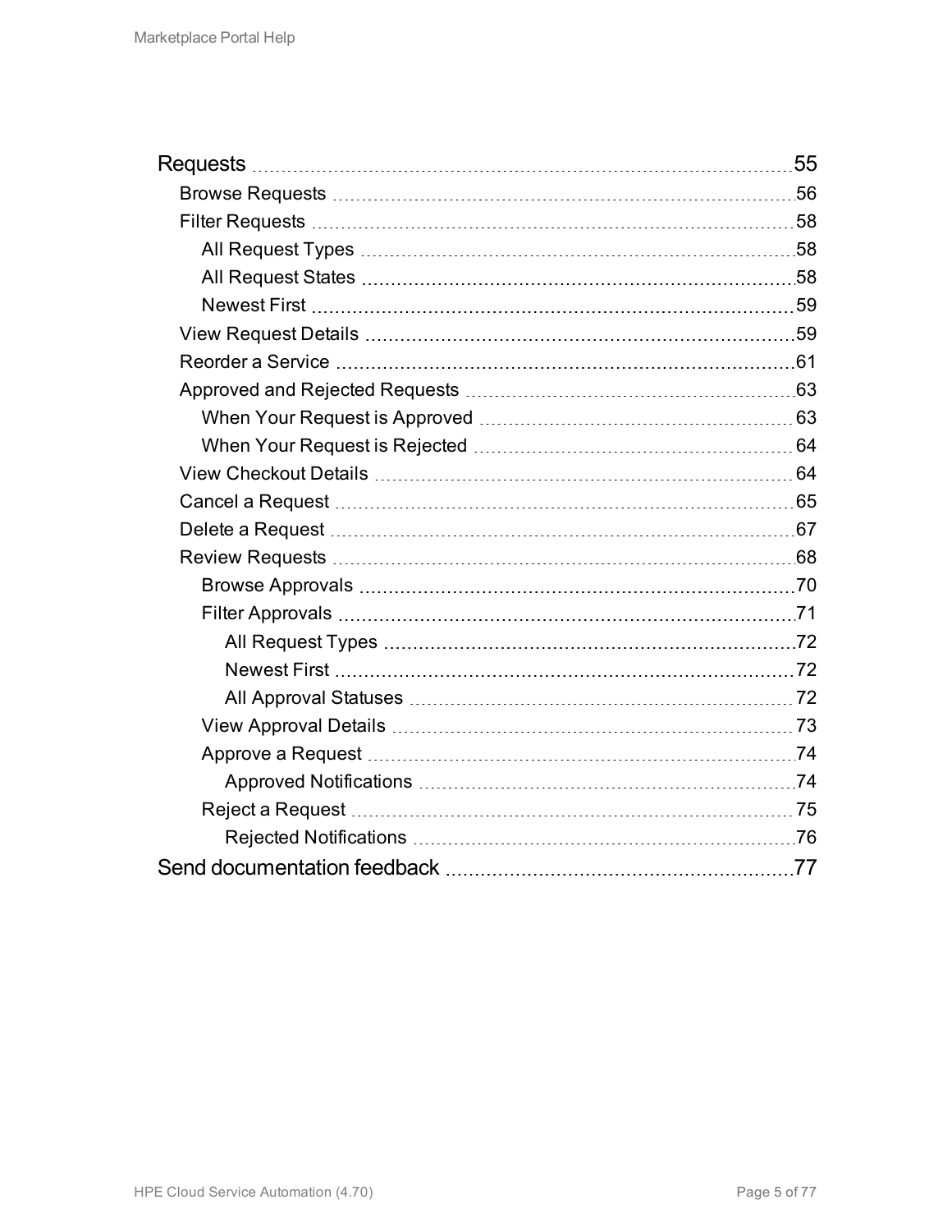- Requests ... 55
  - Browse Requests ... 56
  - Filter Requests ... 58
    - All Request Types ... 58
    - All Request States ... 58
    - Newest First ... 59
  - View Request Details ... 59
  - Reorder a Service ... 61
  - Approved and Rejected Requests ... 63
    - When Your Request is Approved ... 63
    - When Your Request is Rejected ... 64
  - View Checkout Details ... 64
  - Cancel a Request ... 65
  - Delete a Request ... 67
  - Review Requests ... 68
    - Browse Approvals ... 70
    - Filter Approvals ... 71
      - All Request Types ... 72
      - Newest First ... 72
      - All Approval Statuses ... 72
    - View Approval Details ... 73
    - Approve a Request ... 74
      - Approved Notifications ... 74
    - Reject a Request ... 75
      - Rejected Notifications ... 76
- Send documentation feedback ... 77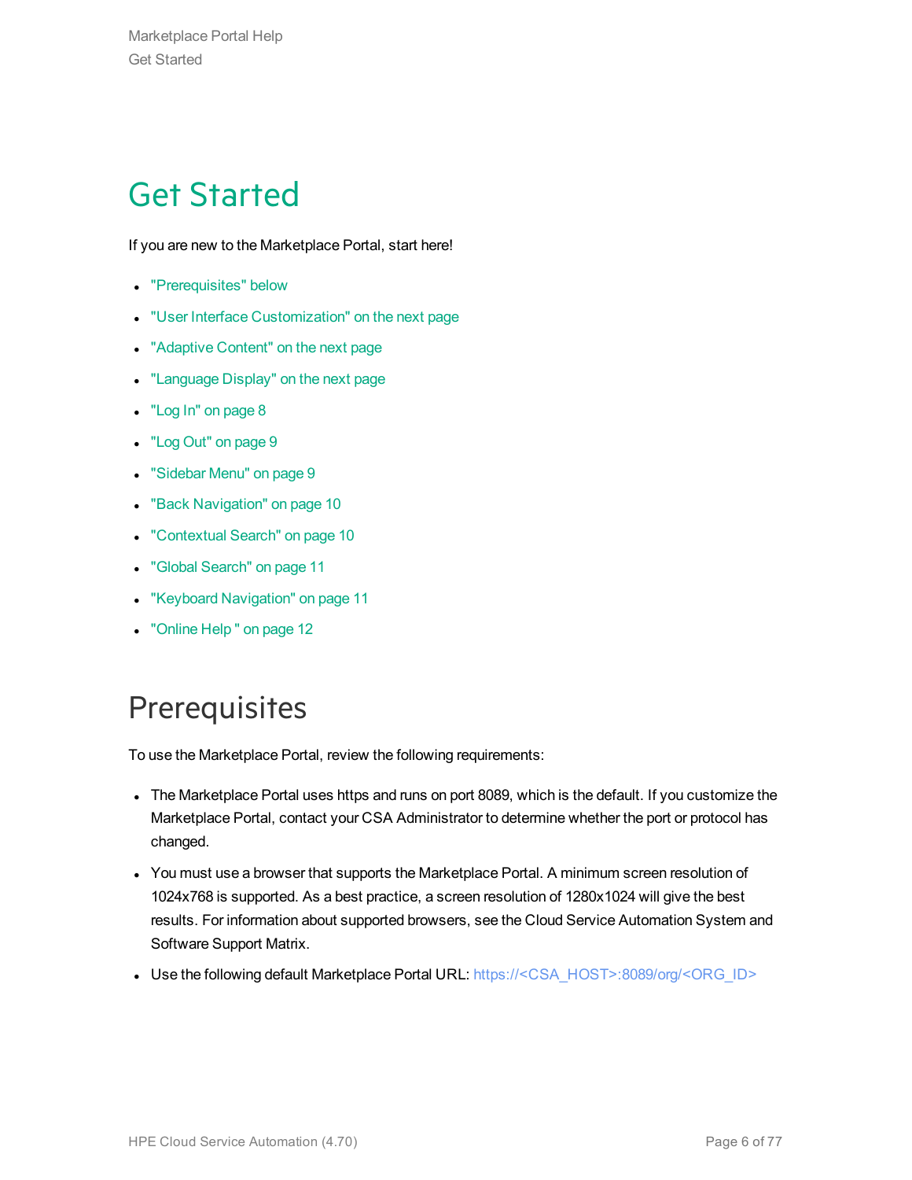# Get Started

If you are new to the Marketplace Portal, start here!

- "Prerequisites" below
- "User Interface Customization" on the next page
- "Adaptive Content" on the next page
- "Language Display" on the next page
- "Log In" on page 8
- "Log Out" on page 9
- "Sidebar Menu" on page 9
- "Back Navigation" on page 10
- "Contextual Search" on page 10
- "Global Search" on page 11
- "Keyboard Navigation" on page 11
- "Online Help " on page 12

## Prerequisites

To use the Marketplace Portal, review the following requirements:

- The Marketplace Portal uses https and runs on port 8089, which is the default. If you customize the Marketplace Portal, contact your CSA Administrator to determine whether the port or protocol has changed.
- You must use a browser that supports the Marketplace Portal. A minimum screen resolution of 1024x768 is supported. As a best practice, a screen resolution of 1280x1024 will give the best results. For information about supported browsers, see the Cloud Service Automation System and Software Support Matrix.
- Use the following default Marketplace Portal URL: https://<CSA_HOST>:8089/org/<ORG_ID>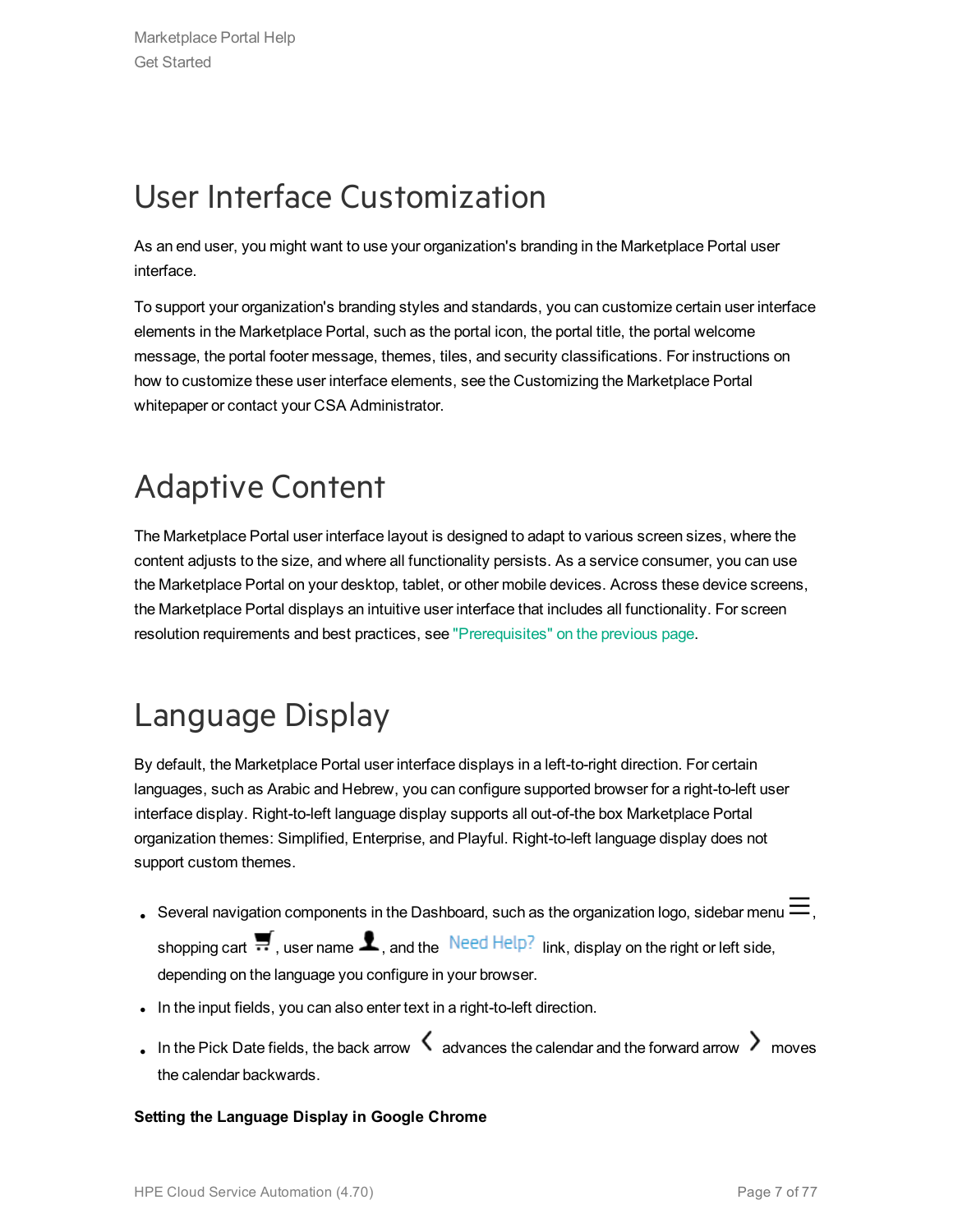# User Interface Customization

As an end user, you might want to use your organization's branding in the Marketplace Portal user interface.

To support your organization's branding styles and standards, you can customize certain user interface elements in the Marketplace Portal, such as the portal icon, the portal title, the portal welcome message, the portal footer message, themes, tiles, and security classifications. For instructions on how to customize these user interface elements, see the Customizing the Marketplace Portal whitepaper or contact your CSA Administrator.

# Adaptive Content

The Marketplace Portal user interface layout is designed to adapt to various screen sizes, where the content adjusts to the size, and where all functionality persists. As a service consumer, you can use the Marketplace Portal on your desktop, tablet, or other mobile devices. Across these device screens, the Marketplace Portal displays an intuitive user interface that includes all functionality. For screen resolution requirements and best practices, see "Prerequisites" on the previous page.

# Language Display

By default, the Marketplace Portal user interface displays in a left-to-right direction. For certain languages, such as Arabic and Hebrew, you can configure supported browser for a right-to-left user interface display. Right-to-left language display supports all out-of-the box Marketplace Portal organization themes: Simplified, Enterprise, and Playful. Right-to-left language display does not support custom themes.

- Several navigation components in the Dashboard, such as the organization logo, sidebar menu ☰, shopping cart, user name, and the Need Help? link, display on the right or left side, depending on the language you configure in your browser.
- In the input fields, you can also enter text in a right-to-left direction.
- In the Pick Date fields, the back arrow ‹ advances the calendar and the forward arrow › moves the calendar backwards.

**Setting the Language Display in Google Chrome**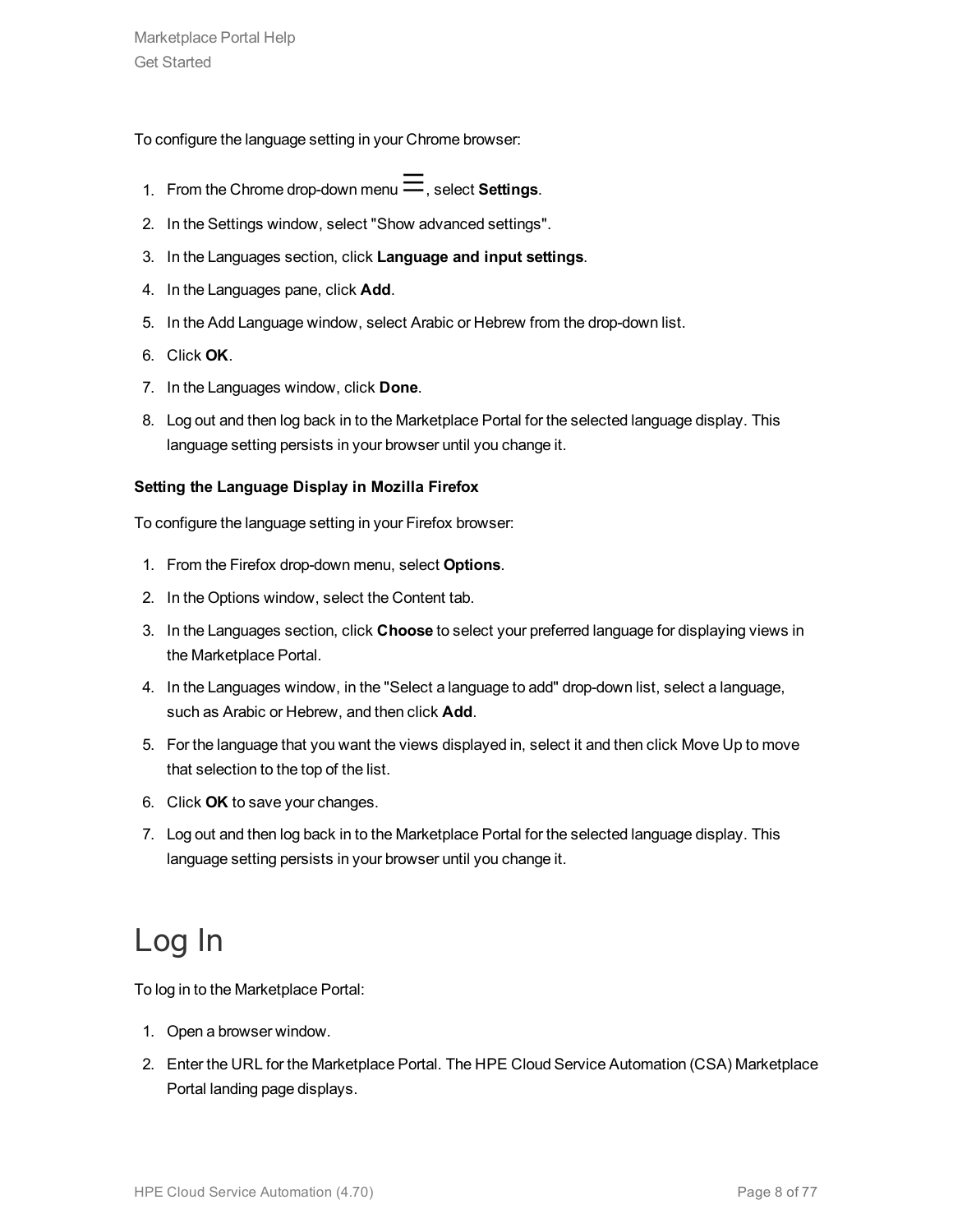To configure the language setting in your Chrome browser:

1. From the Chrome drop-down menu ☰, select **Settings**.
2. In the Settings window, select "Show advanced settings".
3. In the Languages section, click **Language and input settings**.
4. In the Languages pane, click **Add**.
5. In the Add Language window, select Arabic or Hebrew from the drop-down list.
6. Click **OK**.
7. In the Languages window, click **Done**.
8. Log out and then log back in to the Marketplace Portal for the selected language display. This language setting persists in your browser until you change it.

**Setting the Language Display in Mozilla Firefox**

To configure the language setting in your Firefox browser:

1. From the Firefox drop-down menu, select **Options**.
2. In the Options window, select the Content tab.
3. In the Languages section, click **Choose** to select your preferred language for displaying views in the Marketplace Portal.
4. In the Languages window, in the "Select a language to add" drop-down list, select a language, such as Arabic or Hebrew, and then click **Add**.
5. For the language that you want the views displayed in, select it and then click Move Up to move that selection to the top of the list.
6. Click **OK** to save your changes.
7. Log out and then log back in to the Marketplace Portal for the selected language display. This language setting persists in your browser until you change it.

# Log In

To log in to the Marketplace Portal:

1. Open a browser window.
2. Enter the URL for the Marketplace Portal. The HPE Cloud Service Automation (CSA) Marketplace Portal landing page displays.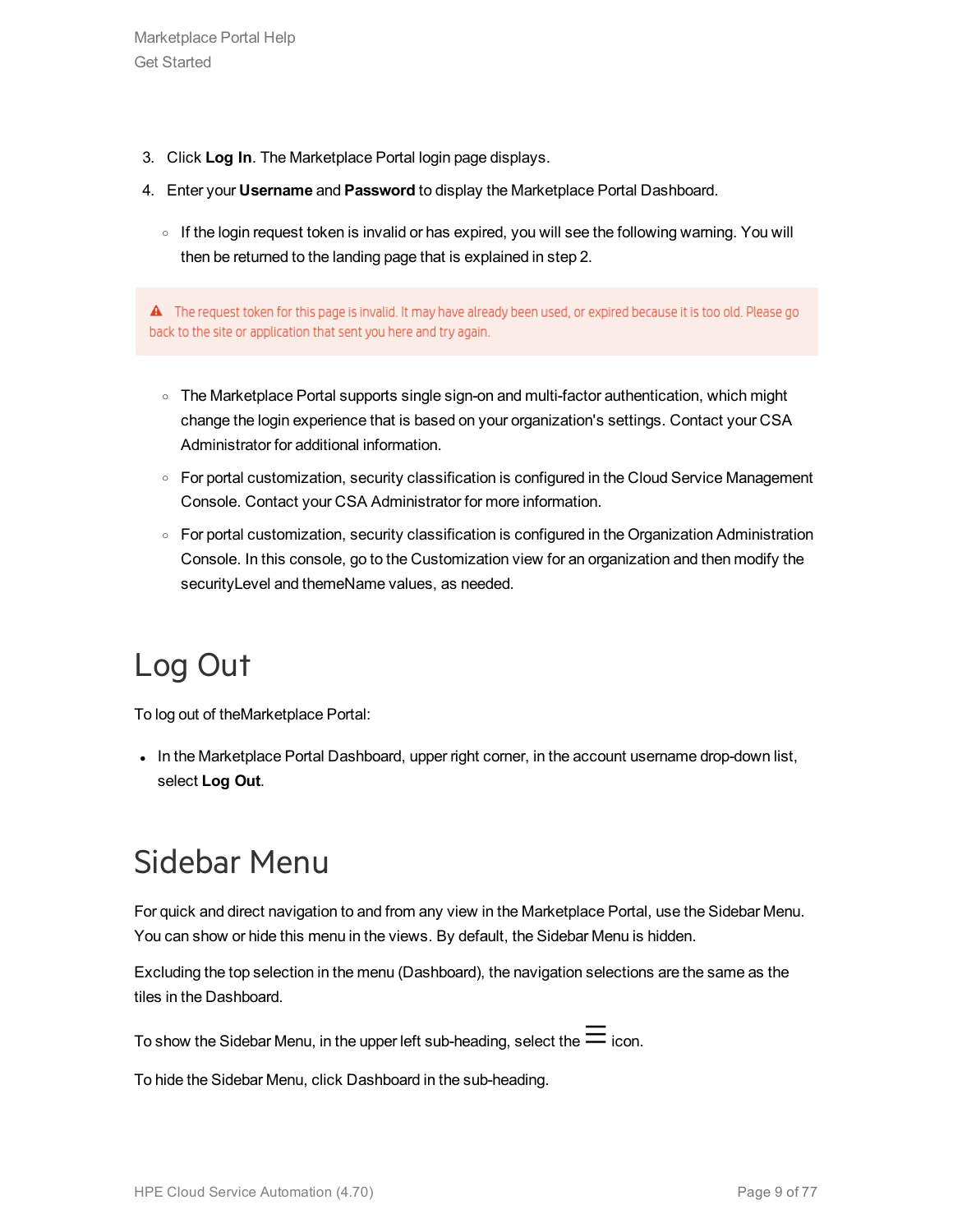3. Click **Log In**. The Marketplace Portal login page displays.
4. Enter your **Username** and **Password** to display the Marketplace Portal Dashboard.
   - If the login request token is invalid or has expired, you will see the following warning. You will then be returned to the landing page that is explained in step 2.

> ⚠ The request token for this page is invalid. It may have already been used, or expired because it is too old. Please go back to the site or application that sent you here and try again.

   - The Marketplace Portal supports single sign-on and multi-factor authentication, which might change the login experience that is based on your organization's settings. Contact your CSA Administrator for additional information.
   - For portal customization, security classification is configured in the Cloud Service Management Console. Contact your CSA Administrator for more information.
   - For portal customization, security classification is configured in the Organization Administration Console. In this console, go to the Customization view for an organization and then modify the securityLevel and themeName values, as needed.

# Log Out

To log out of theMarketplace Portal:

- In the Marketplace Portal Dashboard, upper right corner, in the account username drop-down list, select **Log Out**.

# Sidebar Menu

For quick and direct navigation to and from any view in the Marketplace Portal, use the Sidebar Menu. You can show or hide this menu in the views. By default, the Sidebar Menu is hidden.

Excluding the top selection in the menu (Dashboard), the navigation selections are the same as the tiles in the Dashboard.

To show the Sidebar Menu, in the upper left sub-heading, select the ☰ icon.

To hide the Sidebar Menu, click Dashboard in the sub-heading.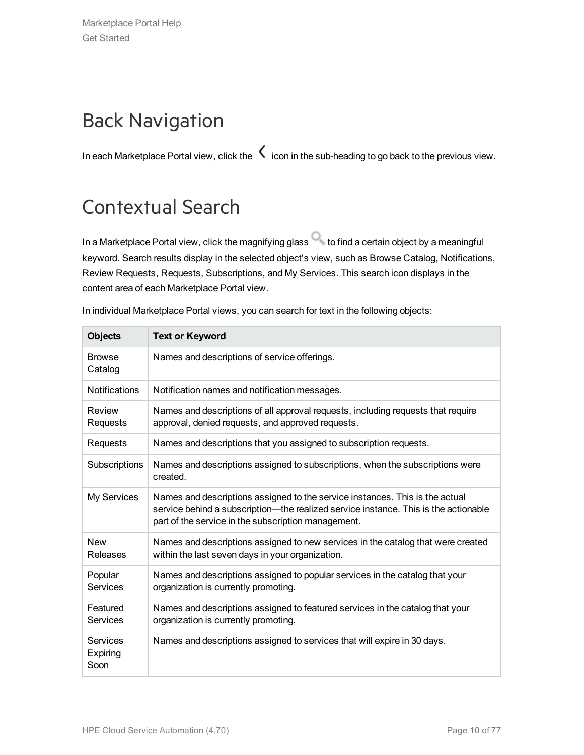# Back Navigation

In each Marketplace Portal view, click the ‹ icon in the sub-heading to go back to the previous view.

# Contextual Search

In a Marketplace Portal view, click the magnifying glass to find a certain object by a meaningful keyword. Search results display in the selected object's view, such as Browse Catalog, Notifications, Review Requests, Requests, Subscriptions, and My Services. This search icon displays in the content area of each Marketplace Portal view.

In individual Marketplace Portal views, you can search for text in the following objects:

| Objects | Text or Keyword |
| --- | --- |
| Browse Catalog | Names and descriptions of service offerings. |
| Notifications | Notification names and notification messages. |
| Review Requests | Names and descriptions of all approval requests, including requests that require approval, denied requests, and approved requests. |
| Requests | Names and descriptions that you assigned to subscription requests. |
| Subscriptions | Names and descriptions assigned to subscriptions, when the subscriptions were created. |
| My Services | Names and descriptions assigned to the service instances. This is the actual service behind a subscription—the realized service instance. This is the actionable part of the service in the subscription management. |
| New Releases | Names and descriptions assigned to new services in the catalog that were created within the last seven days in your organization. |
| Popular Services | Names and descriptions assigned to popular services in the catalog that your organization is currently promoting. |
| Featured Services | Names and descriptions assigned to featured services in the catalog that your organization is currently promoting. |
| Services Expiring Soon | Names and descriptions assigned to services that will expire in 30 days. |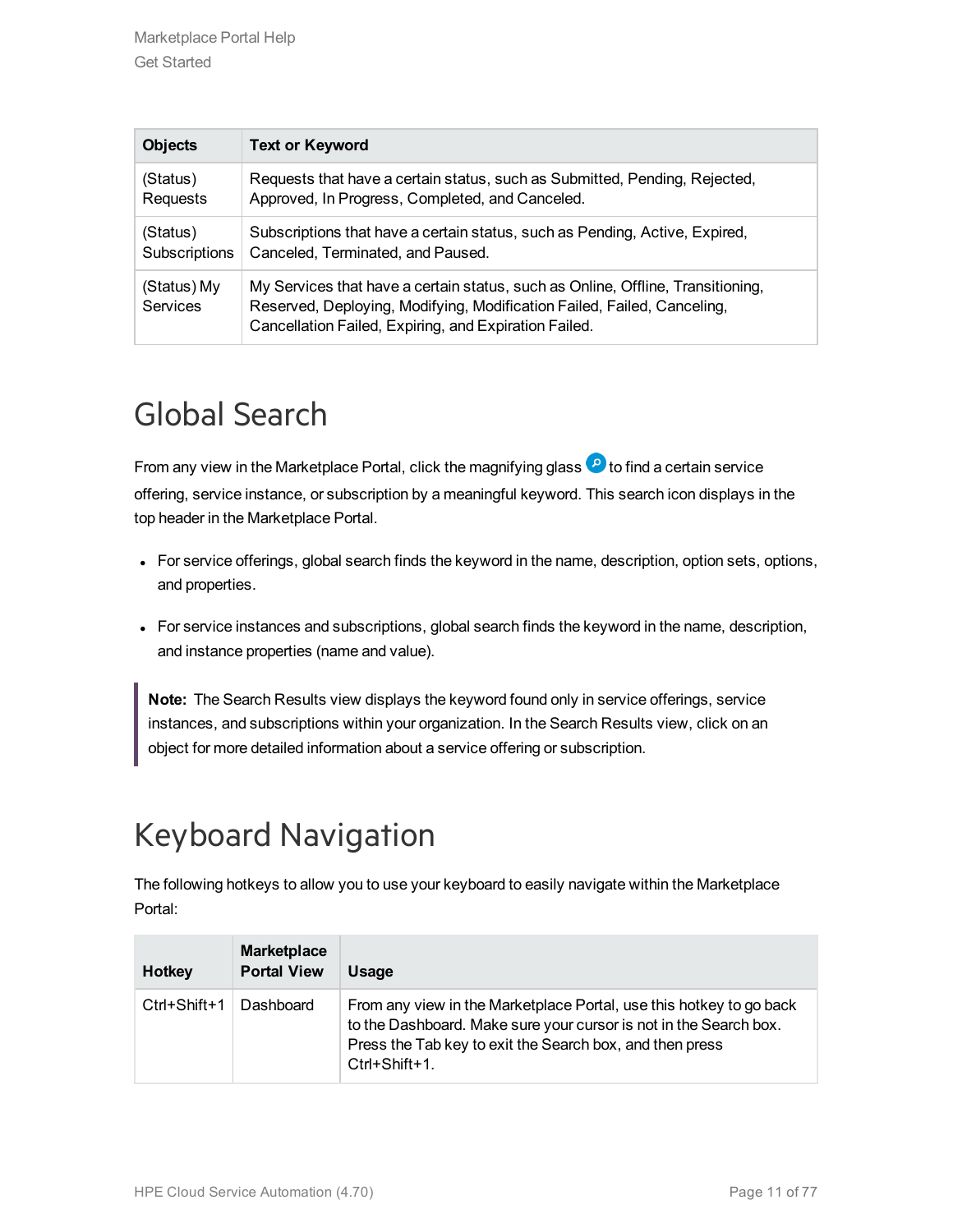| Objects | Text or Keyword |
|---|---|
| (Status) Requests | Requests that have a certain status, such as Submitted, Pending, Rejected, Approved, In Progress, Completed, and Canceled. |
| (Status) Subscriptions | Subscriptions that have a certain status, such as Pending, Active, Expired, Canceled, Terminated, and Paused. |
| (Status) My Services | My Services that have a certain status, such as Online, Offline, Transitioning, Reserved, Deploying, Modifying, Modification Failed, Failed, Canceling, Cancellation Failed, Expiring, and Expiration Failed. |

# Global Search

From any view in the Marketplace Portal, click the magnifying glass to find a certain service offering, service instance, or subscription by a meaningful keyword. This search icon displays in the top header in the Marketplace Portal.

- For service offerings, global search finds the keyword in the name, description, option sets, options, and properties.
- For service instances and subscriptions, global search finds the keyword in the name, description, and instance properties (name and value).

> **Note:** The Search Results view displays the keyword found only in service offerings, service instances, and subscriptions within your organization. In the Search Results view, click on an object for more detailed information about a service offering or subscription.

# Keyboard Navigation

The following hotkeys to allow you to use your keyboard to easily navigate within the Marketplace Portal:

| Hotkey | Marketplace Portal View | Usage |
|---|---|---|
| Ctrl+Shift+1 | Dashboard | From any view in the Marketplace Portal, use this hotkey to go back to the Dashboard. Make sure your cursor is not in the Search box. Press the Tab key to exit the Search box, and then press Ctrl+Shift+1. |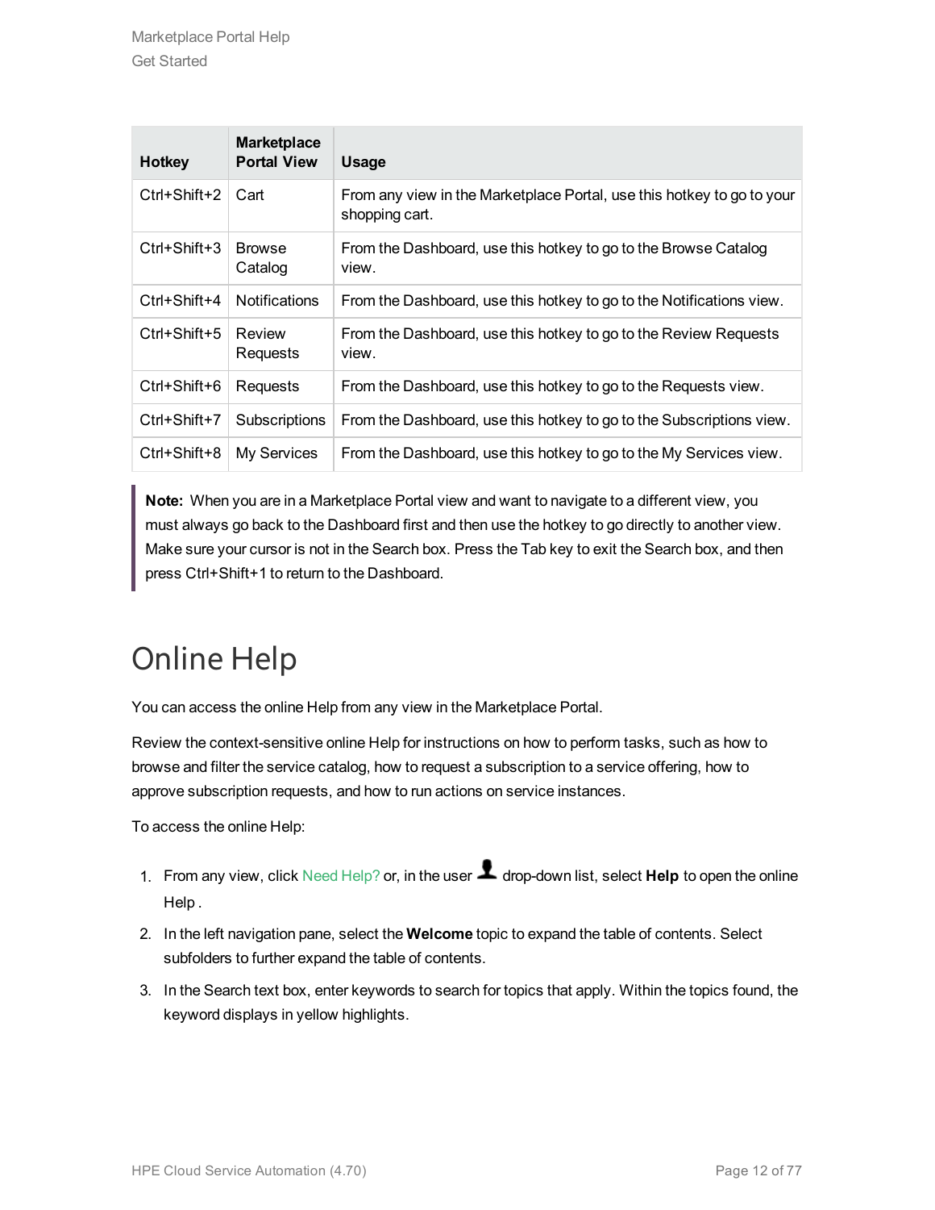| Hotkey | Marketplace Portal View | Usage |
|---|---|---|
| Ctrl+Shift+2 | Cart | From any view in the Marketplace Portal, use this hotkey to go to your shopping cart. |
| Ctrl+Shift+3 | Browse Catalog | From the Dashboard, use this hotkey to go to the Browse Catalog view. |
| Ctrl+Shift+4 | Notifications | From the Dashboard, use this hotkey to go to the Notifications view. |
| Ctrl+Shift+5 | Review Requests | From the Dashboard, use this hotkey to go to the Review Requests view. |
| Ctrl+Shift+6 | Requests | From the Dashboard, use this hotkey to go to the Requests view. |
| Ctrl+Shift+7 | Subscriptions | From the Dashboard, use this hotkey to go to the Subscriptions view. |
| Ctrl+Shift+8 | My Services | From the Dashboard, use this hotkey to go to the My Services view. |

> **Note:** When you are in a Marketplace Portal view and want to navigate to a different view, you must always go back to the Dashboard first and then use the hotkey to go directly to another view. Make sure your cursor is not in the Search box. Press the Tab key to exit the Search box, and then press Ctrl+Shift+1 to return to the Dashboard.

# Online Help

You can access the online Help from any view in the Marketplace Portal.

Review the context-sensitive online Help for instructions on how to perform tasks, such as how to browse and filter the service catalog, how to request a subscription to a service offering, how to approve subscription requests, and how to run actions on service instances.

To access the online Help:

1. From any view, click Need Help? or, in the user drop-down list, select **Help** to open the online Help .
2. In the left navigation pane, select the **Welcome** topic to expand the table of contents. Select subfolders to further expand the table of contents.
3. In the Search text box, enter keywords to search for topics that apply. Within the topics found, the keyword displays in yellow highlights.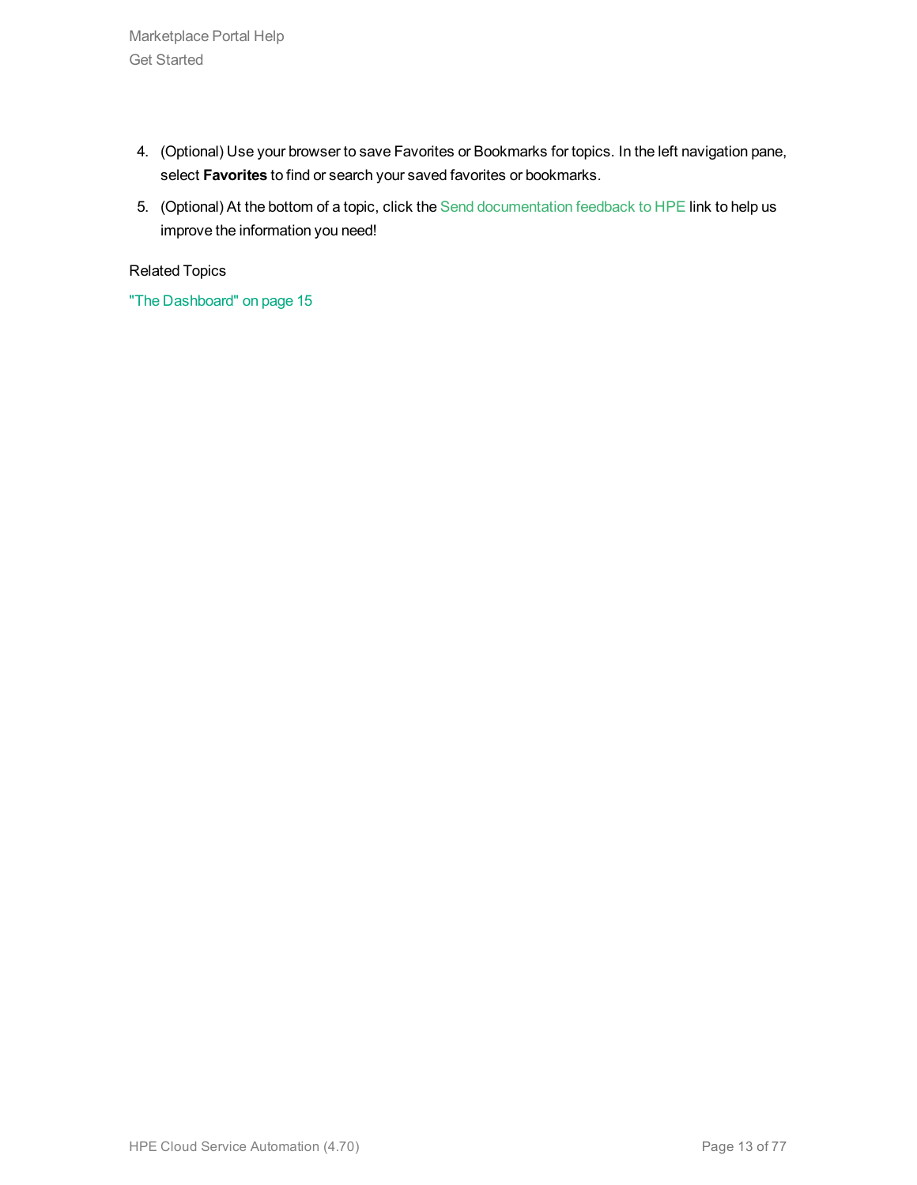4. (Optional) Use your browser to save Favorites or Bookmarks for topics. In the left navigation pane, select **Favorites** to find or search your saved favorites or bookmarks.
5. (Optional) At the bottom of a topic, click the Send documentation feedback to HPE link to help us improve the information you need!

Related Topics

"The Dashboard" on page 15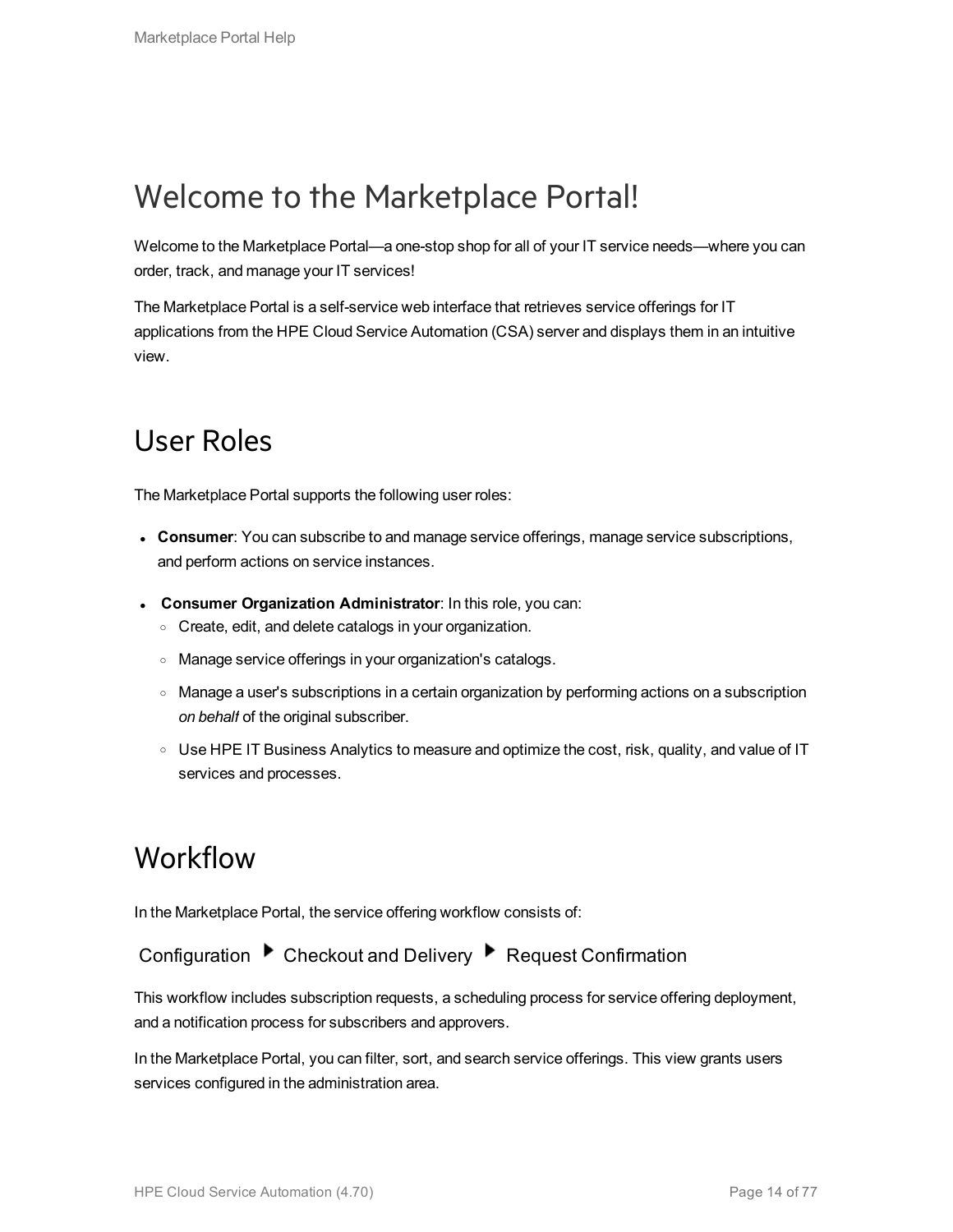# Welcome to the Marketplace Portal!

Welcome to the Marketplace Portal—a one-stop shop for all of your IT service needs—where you can order, track, and manage your IT services!

The Marketplace Portal is a self-service web interface that retrieves service offerings for IT applications from the HPE Cloud Service Automation (CSA) server and displays them in an intuitive view.

## User Roles

The Marketplace Portal supports the following user roles:

- **Consumer**: You can subscribe to and manage service offerings, manage service subscriptions, and perform actions on service instances.
- **Consumer Organization Administrator**: In this role, you can:
  - Create, edit, and delete catalogs in your organization.
  - Manage service offerings in your organization's catalogs.
  - Manage a user's subscriptions in a certain organization by performing actions on a subscription *on behalf* of the original subscriber.
  - Use HPE IT Business Analytics to measure and optimize the cost, risk, quality, and value of IT services and processes.

## Workflow

In the Marketplace Portal, the service offering workflow consists of:

Configuration ▶ Checkout and Delivery ▶ Request Confirmation

This workflow includes subscription requests, a scheduling process for service offering deployment, and a notification process for subscribers and approvers.

In the Marketplace Portal, you can filter, sort, and search service offerings. This view grants users services configured in the administration area.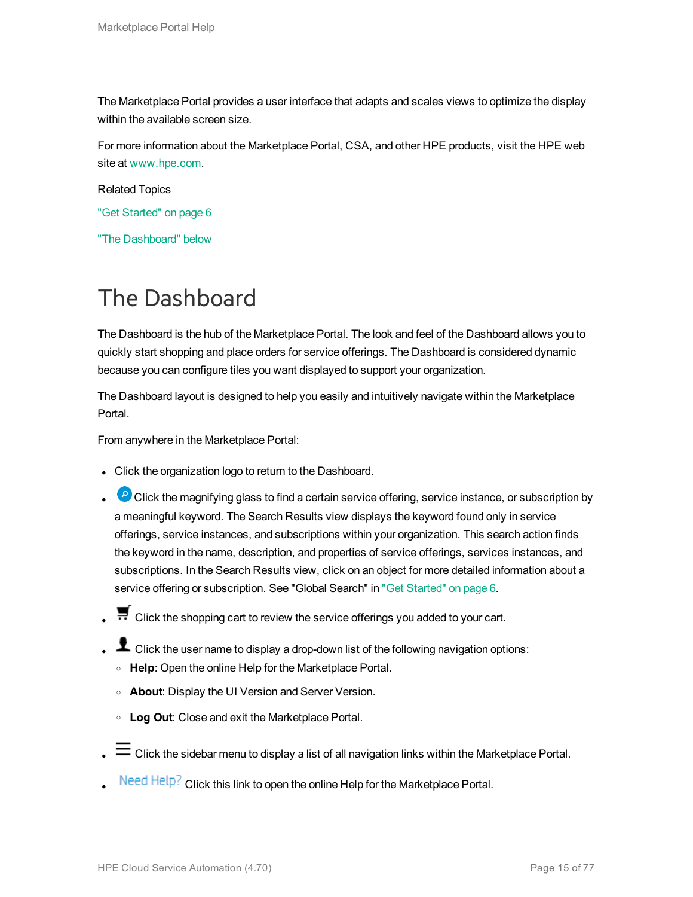The Marketplace Portal provides a user interface that adapts and scales views to optimize the display within the available screen size.

For more information about the Marketplace Portal, CSA, and other HPE products, visit the HPE web site at www.hpe.com.

Related Topics

"Get Started" on page 6

"The Dashboard" below

# The Dashboard

The Dashboard is the hub of the Marketplace Portal. The look and feel of the Dashboard allows you to quickly start shopping and place orders for service offerings. The Dashboard is considered dynamic because you can configure tiles you want displayed to support your organization.

The Dashboard layout is designed to help you easily and intuitively navigate within the Marketplace Portal.

From anywhere in the Marketplace Portal:

- Click the organization logo to return to the Dashboard.
- Click the magnifying glass to find a certain service offering, service instance, or subscription by a meaningful keyword. The Search Results view displays the keyword found only in service offerings, service instances, and subscriptions within your organization. This search action finds the keyword in the name, description, and properties of service offerings, services instances, and subscriptions. In the Search Results view, click on an object for more detailed information about a service offering or subscription. See "Global Search" in "Get Started" on page 6.
- Click the shopping cart to review the service offerings you added to your cart.
- Click the user name to display a drop-down list of the following navigation options:
  - **Help**: Open the online Help for the Marketplace Portal.
  - **About**: Display the UI Version and Server Version.
  - **Log Out**: Close and exit the Marketplace Portal.
- Click the sidebar menu to display a list of all navigation links within the Marketplace Portal.
- Need Help? Click this link to open the online Help for the Marketplace Portal.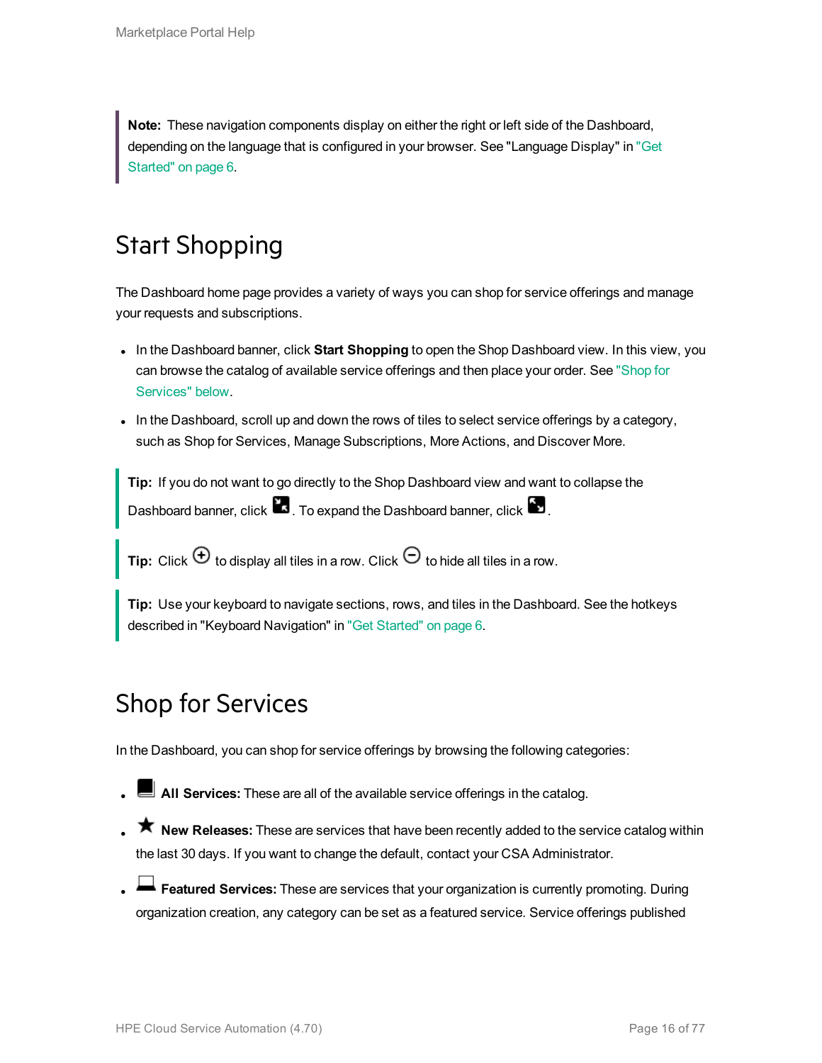**Note:** These navigation components display on either the right or left side of the Dashboard, depending on the language that is configured in your browser. See "Language Display" in "Get Started" on page 6.

## Start Shopping

The Dashboard home page provides a variety of ways you can shop for service offerings and manage your requests and subscriptions.

- In the Dashboard banner, click **Start Shopping** to open the Shop Dashboard view. In this view, you can browse the catalog of available service offerings and then place your order. See "Shop for Services" below.
- In the Dashboard, scroll up and down the rows of tiles to select service offerings by a category, such as Shop for Services, Manage Subscriptions, More Actions, and Discover More.

**Tip:** If you do not want to go directly to the Shop Dashboard view and want to collapse the Dashboard banner, click . To expand the Dashboard banner, click .

**Tip:** Click to display all tiles in a row. Click to hide all tiles in a row.

**Tip:** Use your keyboard to navigate sections, rows, and tiles in the Dashboard. See the hotkeys described in "Keyboard Navigation" in "Get Started" on page 6.

## Shop for Services

In the Dashboard, you can shop for service offerings by browsing the following categories:

- **All Services:** These are all of the available service offerings in the catalog.
- **New Releases:** These are services that have been recently added to the service catalog within the last 30 days. If you want to change the default, contact your CSA Administrator.
- **Featured Services:** These are services that your organization is currently promoting. During organization creation, any category can be set as a featured service. Service offerings published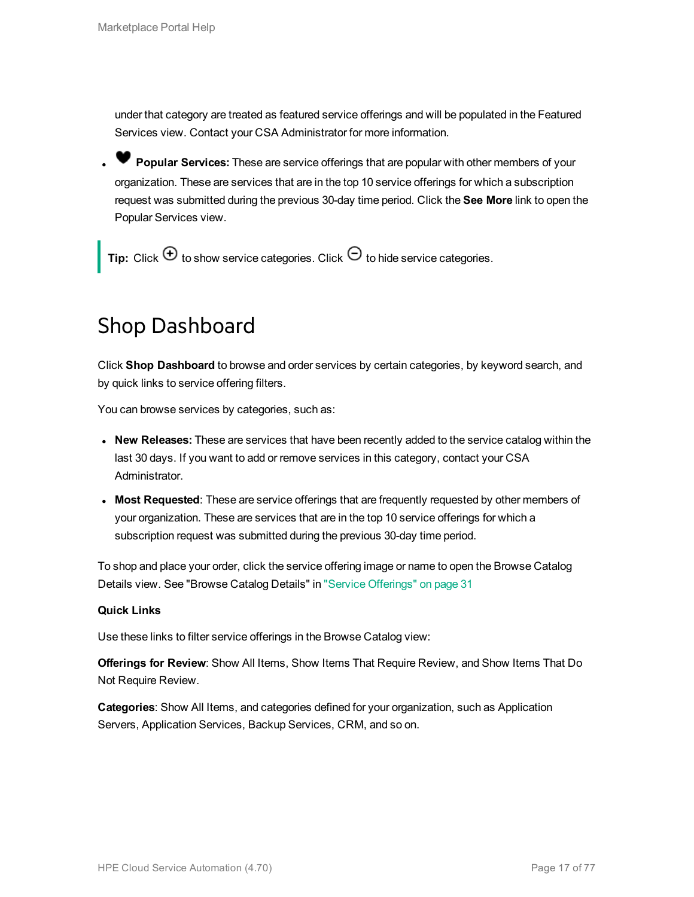under that category are treated as featured service offerings and will be populated in the Featured Services view. Contact your CSA Administrator for more information.

- ♥ **Popular Services:** These are service offerings that are popular with other members of your organization. These are services that are in the top 10 service offerings for which a subscription request was submitted during the previous 30-day time period. Click the **See More** link to open the Popular Services view.

> **Tip:** Click ⊕ to show service categories. Click ⊖ to hide service categories.

# Shop Dashboard

Click **Shop Dashboard** to browse and order services by certain categories, by keyword search, and by quick links to service offering filters.

You can browse services by categories, such as:

- **New Releases:** These are services that have been recently added to the service catalog within the last 30 days. If you want to add or remove services in this category, contact your CSA Administrator.
- **Most Requested**: These are service offerings that are frequently requested by other members of your organization. These are services that are in the top 10 service offerings for which a subscription request was submitted during the previous 30-day time period.

To shop and place your order, click the service offering image or name to open the Browse Catalog Details view. See "Browse Catalog Details" in "Service Offerings" on page 31

**Quick Links**

Use these links to filter service offerings in the Browse Catalog view:

**Offerings for Review**: Show All Items, Show Items That Require Review, and Show Items That Do Not Require Review.

**Categories**: Show All Items, and categories defined for your organization, such as Application Servers, Application Services, Backup Services, CRM, and so on.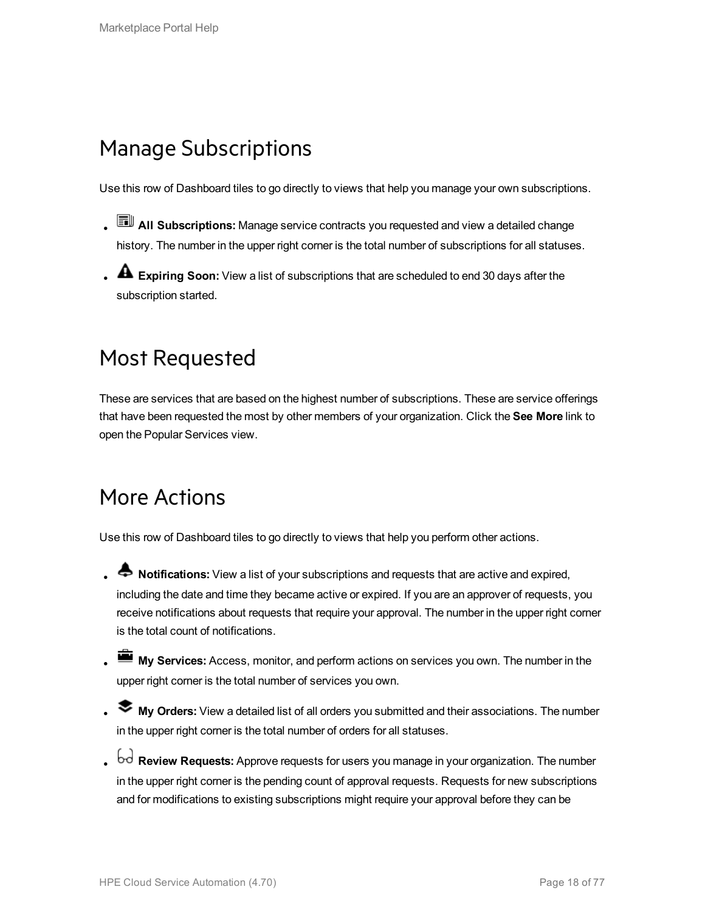## Manage Subscriptions

Use this row of Dashboard tiles to go directly to views that help you manage your own subscriptions.

- **All Subscriptions:** Manage service contracts you requested and view a detailed change history. The number in the upper right corner is the total number of subscriptions for all statuses.
- **Expiring Soon:** View a list of subscriptions that are scheduled to end 30 days after the subscription started.

## Most Requested

These are services that are based on the highest number of subscriptions. These are service offerings that have been requested the most by other members of your organization. Click the **See More** link to open the Popular Services view.

## More Actions

Use this row of Dashboard tiles to go directly to views that help you perform other actions.

- **Notifications:** View a list of your subscriptions and requests that are active and expired, including the date and time they became active or expired. If you are an approver of requests, you receive notifications about requests that require your approval. The number in the upper right corner is the total count of notifications.
- **My Services:** Access, monitor, and perform actions on services you own. The number in the upper right corner is the total number of services you own.
- **My Orders:** View a detailed list of all orders you submitted and their associations. The number in the upper right corner is the total number of orders for all statuses.
- **Review Requests:** Approve requests for users you manage in your organization. The number in the upper right corner is the pending count of approval requests. Requests for new subscriptions and for modifications to existing subscriptions might require your approval before they can be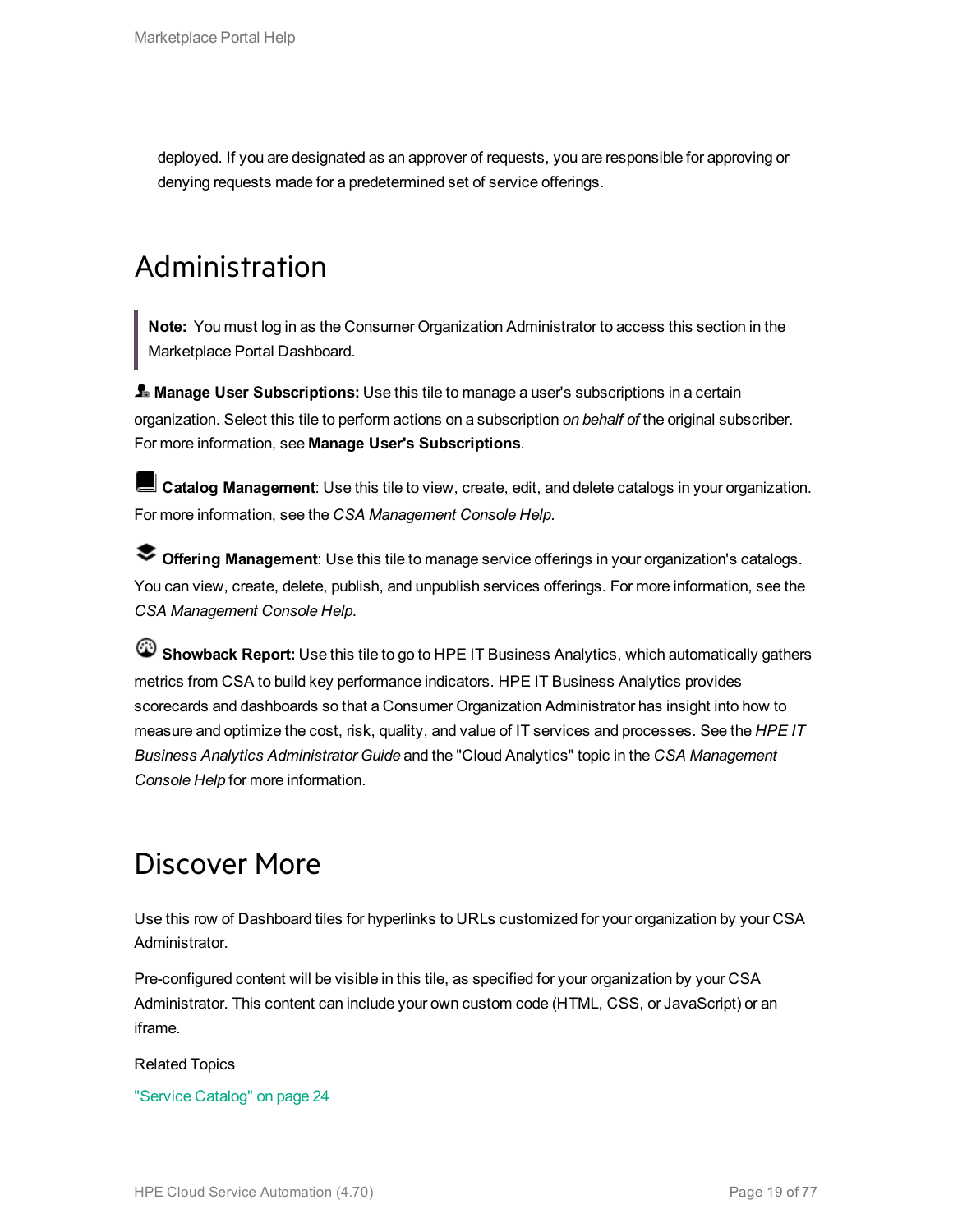deployed. If you are designated as an approver of requests, you are responsible for approving or denying requests made for a predetermined set of service offerings.

# Administration

> **Note:** You must log in as the Consumer Organization Administrator to access this section in the Marketplace Portal Dashboard.

**Manage User Subscriptions:** Use this tile to manage a user's subscriptions in a certain organization. Select this tile to perform actions on a subscription *on behalf of* the original subscriber. For more information, see **Manage User's Subscriptions**.

**Catalog Management**: Use this tile to view, create, edit, and delete catalogs in your organization. For more information, see the *CSA Management Console Help*.

**Offering Management**: Use this tile to manage service offerings in your organization's catalogs. You can view, create, delete, publish, and unpublish services offerings. For more information, see the *CSA Management Console Help*.

**Showback Report:** Use this tile to go to HPE IT Business Analytics, which automatically gathers metrics from CSA to build key performance indicators. HPE IT Business Analytics provides scorecards and dashboards so that a Consumer Organization Administrator has insight into how to measure and optimize the cost, risk, quality, and value of IT services and processes. See the *HPE IT Business Analytics Administrator Guide* and the "Cloud Analytics" topic in the *CSA Management Console Help* for more information.

# Discover More

Use this row of Dashboard tiles for hyperlinks to URLs customized for your organization by your CSA Administrator.

Pre-configured content will be visible in this tile, as specified for your organization by your CSA Administrator. This content can include your own custom code (HTML, CSS, or JavaScript) or an iframe.

Related Topics

"Service Catalog" on page 24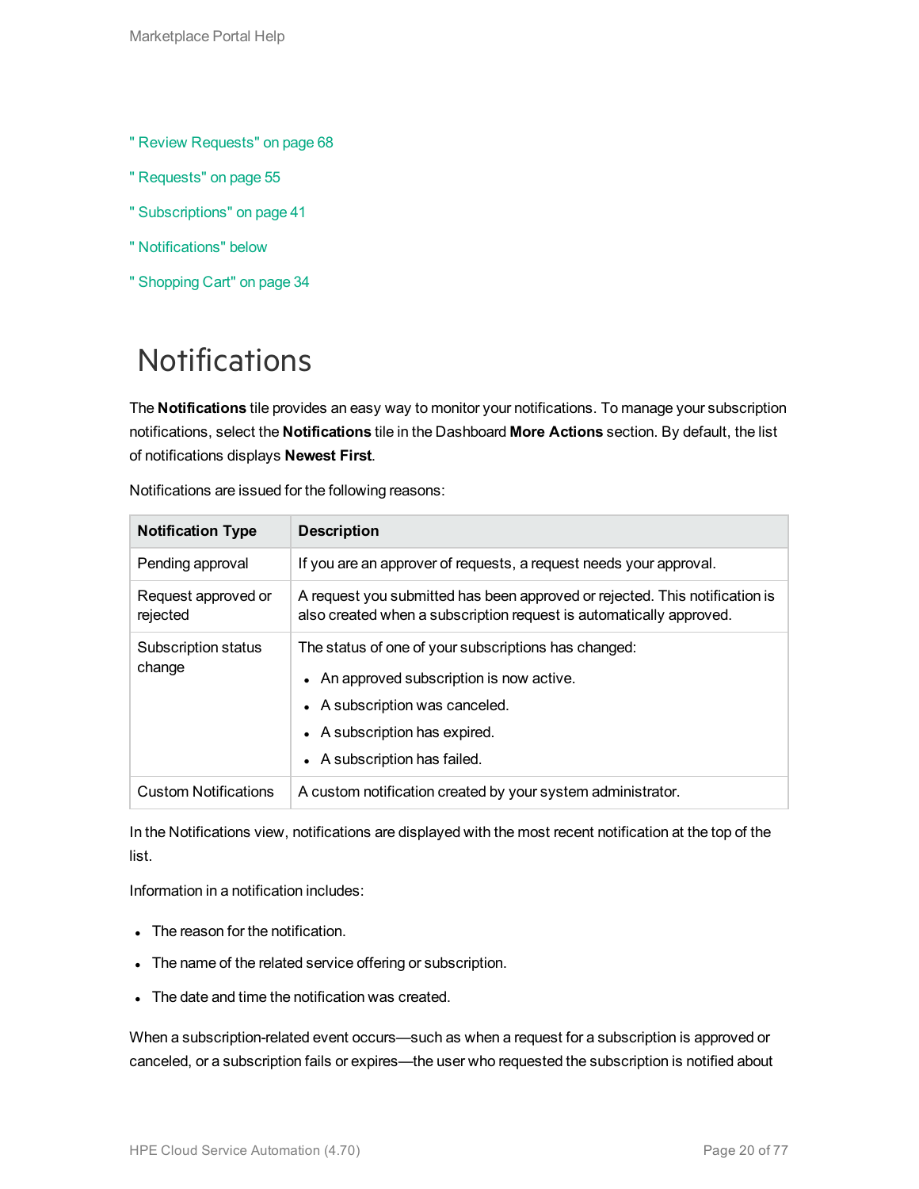" Review Requests" on page 68

" Requests" on page 55

" Subscriptions" on page 41

" Notifications" below

" Shopping Cart" on page 34

# Notifications

The **Notifications** tile provides an easy way to monitor your notifications. To manage your subscription notifications, select the **Notifications** tile in the Dashboard **More Actions** section. By default, the list of notifications displays **Newest First**.

Notifications are issued for the following reasons:

| Notification Type | Description |
|---|---|
| Pending approval | If you are an approver of requests, a request needs your approval. |
| Request approved or rejected | A request you submitted has been approved or rejected. This notification is also created when a subscription request is automatically approved. |
| Subscription status change | The status of one of your subscriptions has changed:<br>• An approved subscription is now active.<br>• A subscription was canceled.<br>• A subscription has expired.<br>• A subscription has failed. |
| Custom Notifications | A custom notification created by your system administrator. |

In the Notifications view, notifications are displayed with the most recent notification at the top of the list.

Information in a notification includes:

- The reason for the notification.
- The name of the related service offering or subscription.
- The date and time the notification was created.

When a subscription-related event occurs—such as when a request for a subscription is approved or canceled, or a subscription fails or expires—the user who requested the subscription is notified about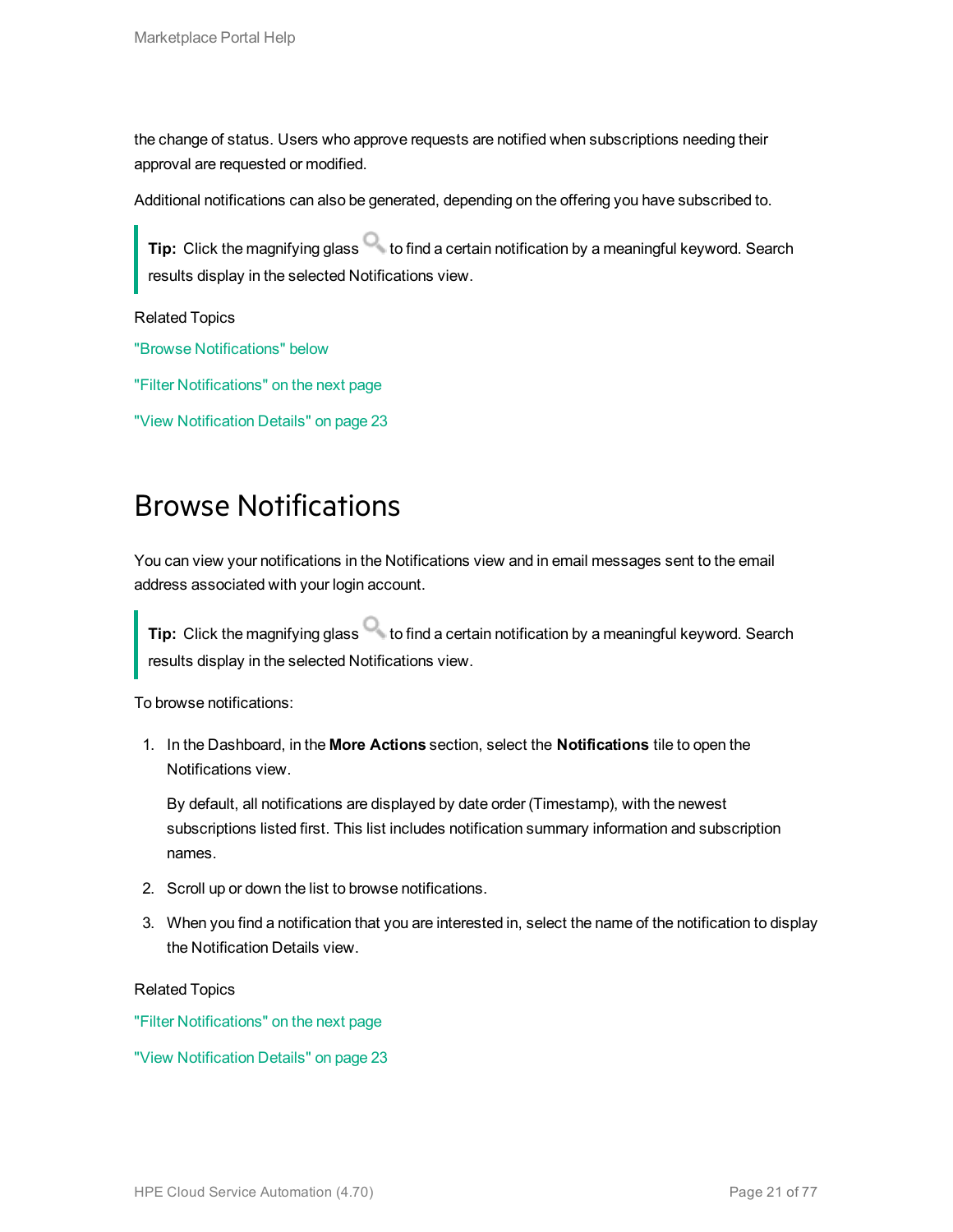the change of status. Users who approve requests are notified when subscriptions needing their approval are requested or modified.

Additional notifications can also be generated, depending on the offering you have subscribed to.

> **Tip:** Click the magnifying glass to find a certain notification by a meaningful keyword. Search results display in the selected Notifications view.

Related Topics

"Browse Notifications" below

"Filter Notifications" on the next page

"View Notification Details" on page 23

# Browse Notifications

You can view your notifications in the Notifications view and in email messages sent to the email address associated with your login account.

> **Tip:** Click the magnifying glass to find a certain notification by a meaningful keyword. Search results display in the selected Notifications view.

To browse notifications:

1. In the Dashboard, in the **More Actions** section, select the **Notifications** tile to open the Notifications view.

   By default, all notifications are displayed by date order (Timestamp), with the newest subscriptions listed first. This list includes notification summary information and subscription names.

2. Scroll up or down the list to browse notifications.
3. When you find a notification that you are interested in, select the name of the notification to display the Notification Details view.

Related Topics

"Filter Notifications" on the next page

"View Notification Details" on page 23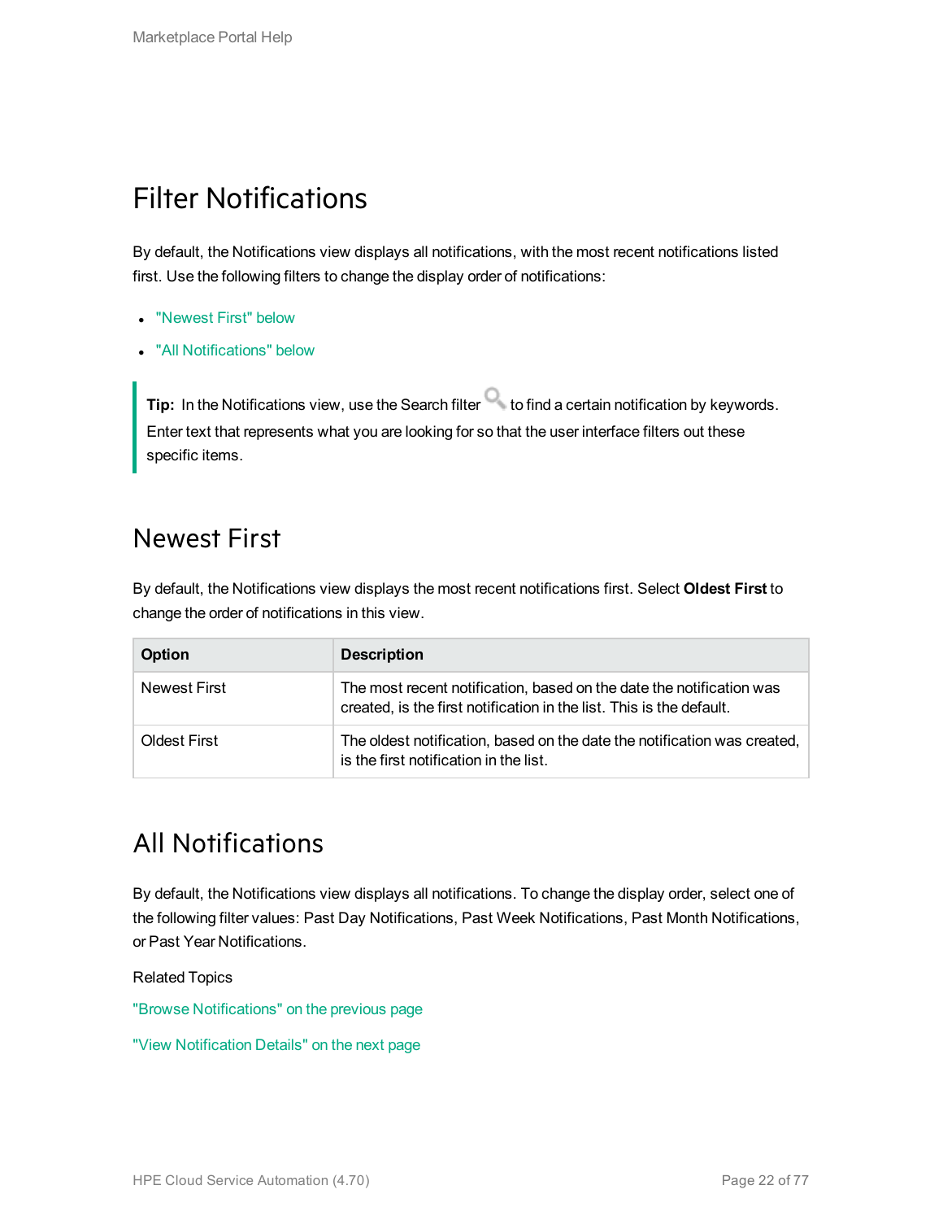# Filter Notifications

By default, the Notifications view displays all notifications, with the most recent notifications listed first. Use the following filters to change the display order of notifications:

- "Newest First" below
- "All Notifications" below

> **Tip:** In the Notifications view, use the Search filter to find a certain notification by keywords. Enter text that represents what you are looking for so that the user interface filters out these specific items.

## Newest First

By default, the Notifications view displays the most recent notifications first. Select **Oldest First** to change the order of notifications in this view.

| Option | Description |
| --- | --- |
| Newest First | The most recent notification, based on the date the notification was created, is the first notification in the list. This is the default. |
| Oldest First | The oldest notification, based on the date the notification was created, is the first notification in the list. |

## All Notifications

By default, the Notifications view displays all notifications. To change the display order, select one of the following filter values: Past Day Notifications, Past Week Notifications, Past Month Notifications, or Past Year Notifications.

Related Topics

"Browse Notifications" on the previous page

"View Notification Details" on the next page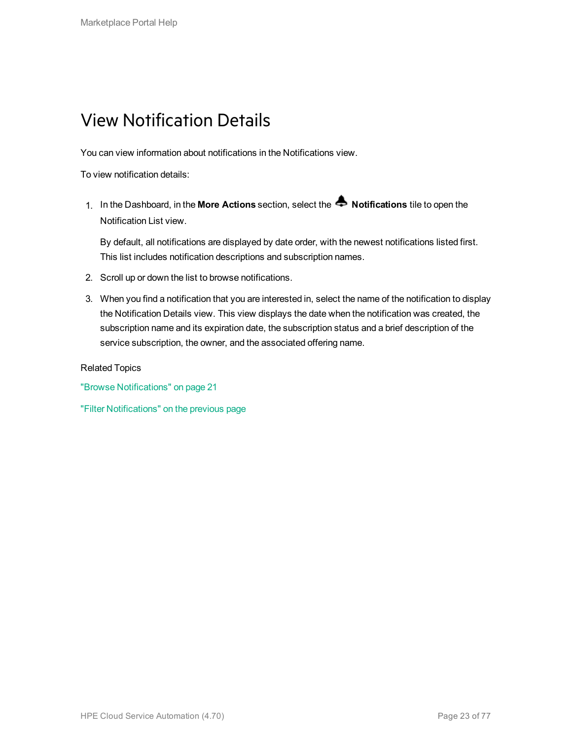# View Notification Details

You can view information about notifications in the Notifications view.

To view notification details:

1. In the Dashboard, in the **More Actions** section, select the **Notifications** tile to open the Notification List view.

   By default, all notifications are displayed by date order, with the newest notifications listed first. This list includes notification descriptions and subscription names.

2. Scroll up or down the list to browse notifications.
3. When you find a notification that you are interested in, select the name of the notification to display the Notification Details view. This view displays the date when the notification was created, the subscription name and its expiration date, the subscription status and a brief description of the service subscription, the owner, and the associated offering name.

Related Topics

"Browse Notifications" on page 21

"Filter Notifications" on the previous page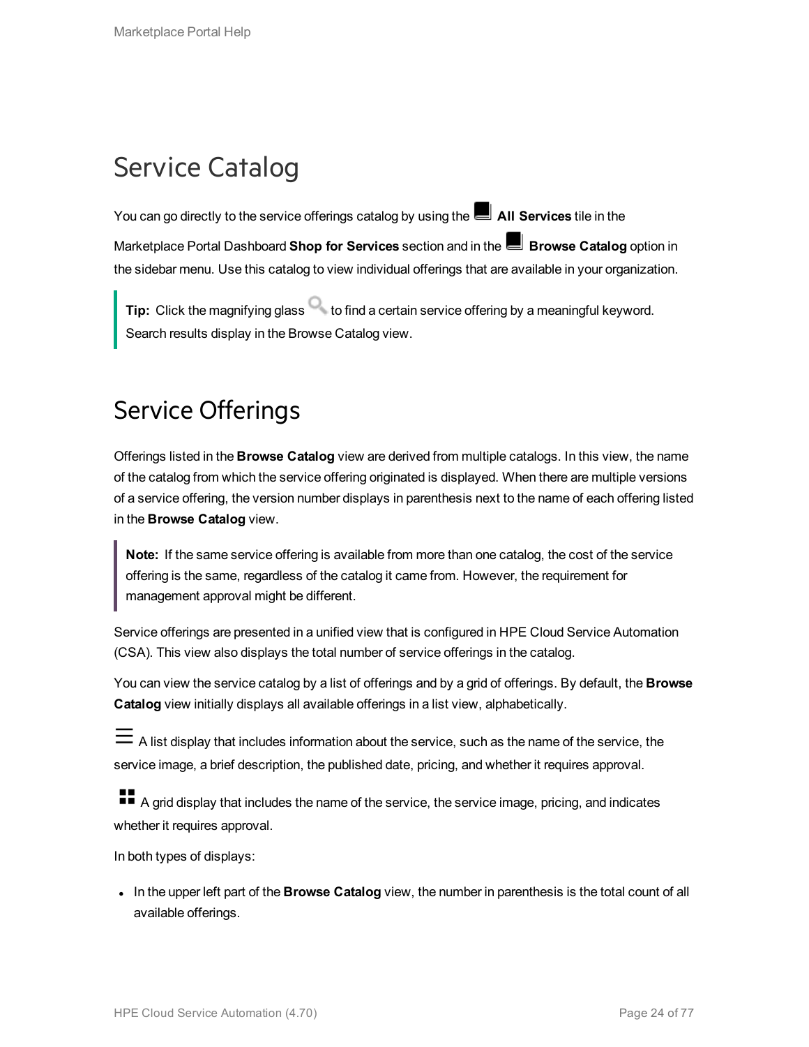# Service Catalog

You can go directly to the service offerings catalog by using the **All Services** tile in the Marketplace Portal Dashboard **Shop for Services** section and in the **Browse Catalog** option in the sidebar menu. Use this catalog to view individual offerings that are available in your organization.

> **Tip:** Click the magnifying glass to find a certain service offering by a meaningful keyword. Search results display in the Browse Catalog view.

# Service Offerings

Offerings listed in the **Browse Catalog** view are derived from multiple catalogs. In this view, the name of the catalog from which the service offering originated is displayed. When there are multiple versions of a service offering, the version number displays in parenthesis next to the name of each offering listed in the **Browse Catalog** view.

> **Note:** If the same service offering is available from more than one catalog, the cost of the service offering is the same, regardless of the catalog it came from. However, the requirement for management approval might be different.

Service offerings are presented in a unified view that is configured in HPE Cloud Service Automation (CSA). This view also displays the total number of service offerings in the catalog.

You can view the service catalog by a list of offerings and by a grid of offerings. By default, the **Browse Catalog** view initially displays all available offerings in a list view, alphabetically.

A list display that includes information about the service, such as the name of the service, the service image, a brief description, the published date, pricing, and whether it requires approval.

A grid display that includes the name of the service, the service image, pricing, and indicates whether it requires approval.

In both types of displays:

- In the upper left part of the **Browse Catalog** view, the number in parenthesis is the total count of all available offerings.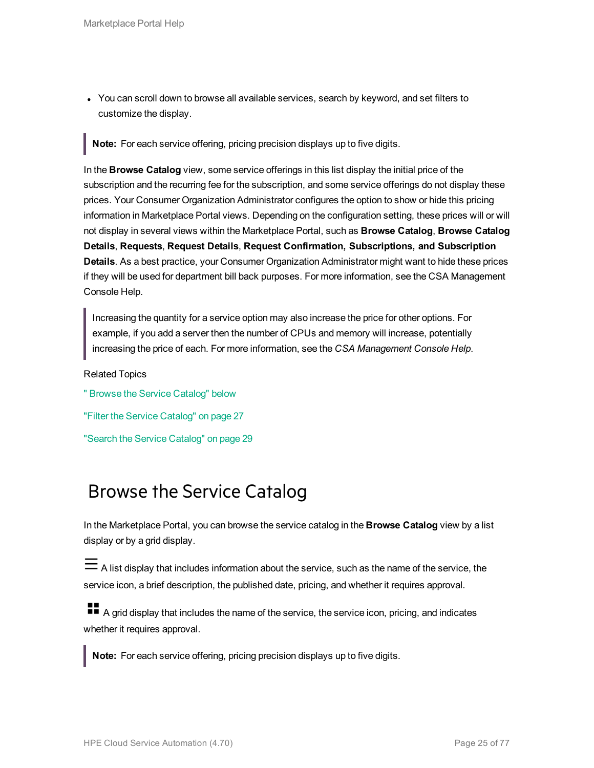- You can scroll down to browse all available services, search by keyword, and set filters to customize the display.

> **Note:** For each service offering, pricing precision displays up to five digits.

In the **Browse Catalog** view, some service offerings in this list display the initial price of the subscription and the recurring fee for the subscription, and some service offerings do not display these prices. Your Consumer Organization Administrator configures the option to show or hide this pricing information in Marketplace Portal views. Depending on the configuration setting, these prices will or will not display in several views within the Marketplace Portal, such as **Browse Catalog**, **Browse Catalog Details**, **Requests**, **Request Details**, **Request Confirmation, Subscriptions, and Subscription Details**. As a best practice, your Consumer Organization Administrator might want to hide these prices if they will be used for department bill back purposes. For more information, see the CSA Management Console Help.

> Increasing the quantity for a service option may also increase the price for other options. For example, if you add a server then the number of CPUs and memory will increase, potentially increasing the price of each. For more information, see the *CSA Management Console Help*.

Related Topics

" Browse the Service Catalog" below

"Filter the Service Catalog" on page 27

"Search the Service Catalog" on page 29

## Browse the Service Catalog

In the Marketplace Portal, you can browse the service catalog in the **Browse Catalog** view by a list display or by a grid display.

☰ A list display that includes information about the service, such as the name of the service, the service icon, a brief description, the published date, pricing, and whether it requires approval.

▦ A grid display that includes the name of the service, the service icon, pricing, and indicates whether it requires approval.

> **Note:** For each service offering, pricing precision displays up to five digits.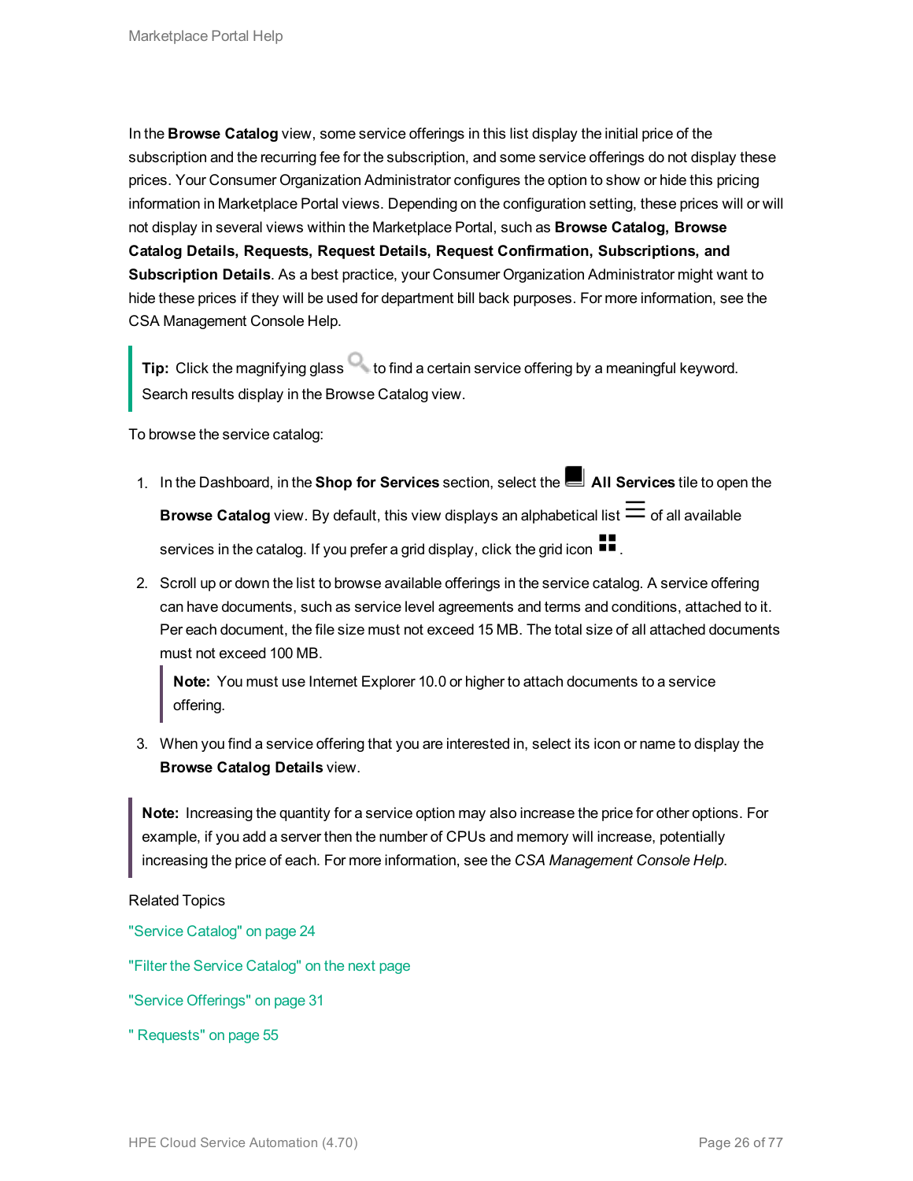In the **Browse Catalog** view, some service offerings in this list display the initial price of the subscription and the recurring fee for the subscription, and some service offerings do not display these prices. Your Consumer Organization Administrator configures the option to show or hide this pricing information in Marketplace Portal views. Depending on the configuration setting, these prices will or will not display in several views within the Marketplace Portal, such as **Browse Catalog, Browse Catalog Details, Requests, Request Details, Request Confirmation, Subscriptions, and Subscription Details**. As a best practice, your Consumer Organization Administrator might want to hide these prices if they will be used for department bill back purposes. For more information, see the CSA Management Console Help.

> **Tip:** Click the magnifying glass to find a certain service offering by a meaningful keyword. Search results display in the Browse Catalog view.

To browse the service catalog:

1. In the Dashboard, in the **Shop for Services** section, select the **All Services** tile to open the **Browse Catalog** view. By default, this view displays an alphabetical list of all available services in the catalog. If you prefer a grid display, click the grid icon .
2. Scroll up or down the list to browse available offerings in the service catalog. A service offering can have documents, such as service level agreements and terms and conditions, attached to it. Per each document, the file size must not exceed 15 MB. The total size of all attached documents must not exceed 100 MB.

   > **Note:** You must use Internet Explorer 10.0 or higher to attach documents to a service offering.

3. When you find a service offering that you are interested in, select its icon or name to display the **Browse Catalog Details** view.

> **Note:** Increasing the quantity for a service option may also increase the price for other options. For example, if you add a server then the number of CPUs and memory will increase, potentially increasing the price of each. For more information, see the *CSA Management Console Help*.

Related Topics

"Service Catalog" on page 24

"Filter the Service Catalog" on the next page

"Service Offerings" on page 31

" Requests" on page 55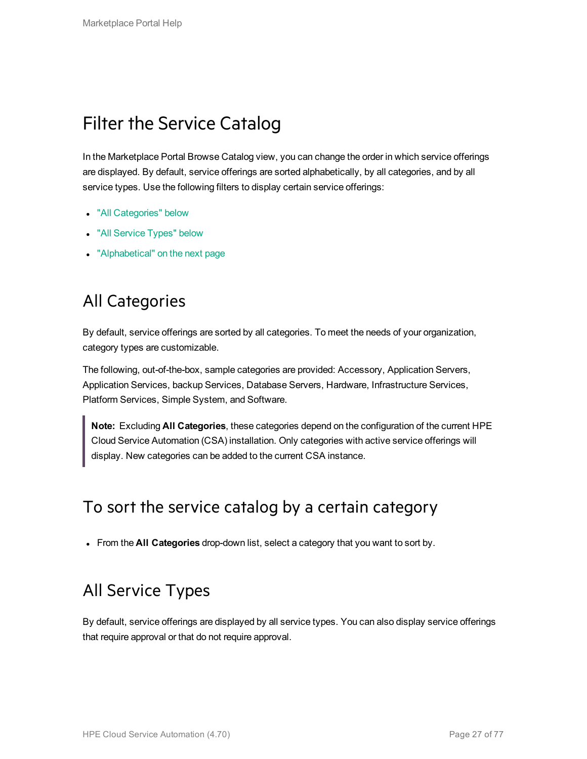# Filter the Service Catalog

In the Marketplace Portal Browse Catalog view, you can change the order in which service offerings are displayed. By default, service offerings are sorted alphabetically, by all categories, and by all service types. Use the following filters to display certain service offerings:

- "All Categories" below
- "All Service Types" below
- "Alphabetical" on the next page

## All Categories

By default, service offerings are sorted by all categories. To meet the needs of your organization, category types are customizable.

The following, out-of-the-box, sample categories are provided: Accessory, Application Servers, Application Services, backup Services, Database Servers, Hardware, Infrastructure Services, Platform Services, Simple System, and Software.

> **Note:** Excluding **All Categories**, these categories depend on the configuration of the current HPE Cloud Service Automation (CSA) installation. Only categories with active service offerings will display. New categories can be added to the current CSA instance.

## To sort the service catalog by a certain category

- From the **All Categories** drop-down list, select a category that you want to sort by.

## All Service Types

By default, service offerings are displayed by all service types. You can also display service offerings that require approval or that do not require approval.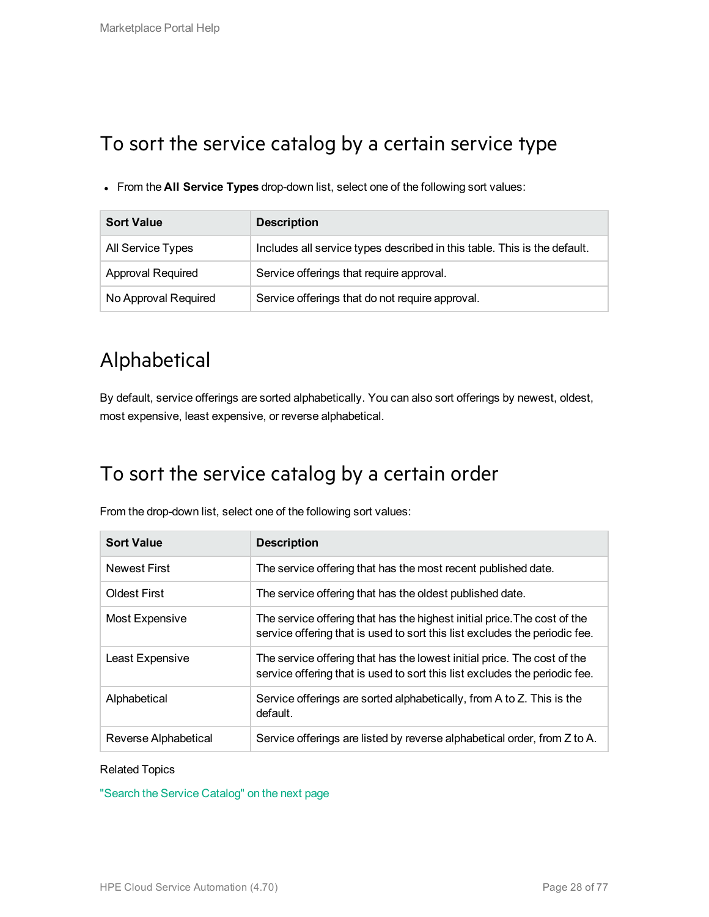## To sort the service catalog by a certain service type

- From the **All Service Types** drop-down list, select one of the following sort values:

| Sort Value | Description |
| --- | --- |
| All Service Types | Includes all service types described in this table. This is the default. |
| Approval Required | Service offerings that require approval. |
| No Approval Required | Service offerings that do not require approval. |

## Alphabetical

By default, service offerings are sorted alphabetically. You can also sort offerings by newest, oldest, most expensive, least expensive, or reverse alphabetical.

## To sort the service catalog by a certain order

From the drop-down list, select one of the following sort values:

| Sort Value | Description |
| --- | --- |
| Newest First | The service offering that has the most recent published date. |
| Oldest First | The service offering that has the oldest published date. |
| Most Expensive | The service offering that has the highest initial price.The cost of the service offering that is used to sort this list excludes the periodic fee. |
| Least Expensive | The service offering that has the lowest initial price. The cost of the service offering that is used to sort this list excludes the periodic fee. |
| Alphabetical | Service offerings are sorted alphabetically, from A to Z. This is the default. |
| Reverse Alphabetical | Service offerings are listed by reverse alphabetical order, from Z to A. |

Related Topics

"Search the Service Catalog" on the next page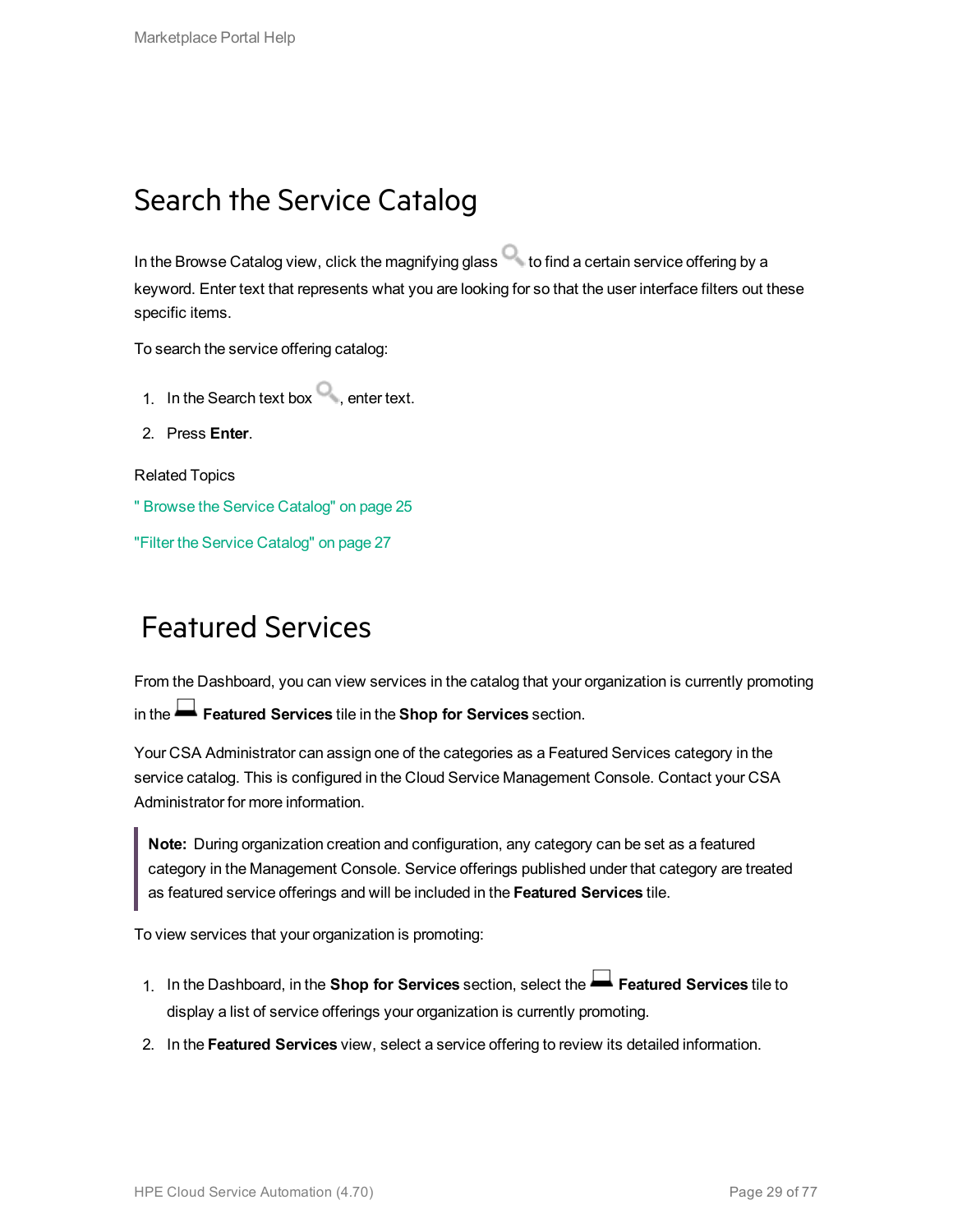# Search the Service Catalog

In the Browse Catalog view, click the magnifying glass to find a certain service offering by a keyword. Enter text that represents what you are looking for so that the user interface filters out these specific items.

To search the service offering catalog:

1. In the Search text box, enter text.
2. Press **Enter**.

Related Topics

" Browse the Service Catalog" on page 25

"Filter the Service Catalog" on page 27

# Featured Services

From the Dashboard, you can view services in the catalog that your organization is currently promoting in the **Featured Services** tile in the **Shop for Services** section.

Your CSA Administrator can assign one of the categories as a Featured Services category in the service catalog. This is configured in the Cloud Service Management Console. Contact your CSA Administrator for more information.

> **Note:** During organization creation and configuration, any category can be set as a featured category in the Management Console. Service offerings published under that category are treated as featured service offerings and will be included in the **Featured Services** tile.

To view services that your organization is promoting:

1. In the Dashboard, in the **Shop for Services** section, select the **Featured Services** tile to display a list of service offerings your organization is currently promoting.
2. In the **Featured Services** view, select a service offering to review its detailed information.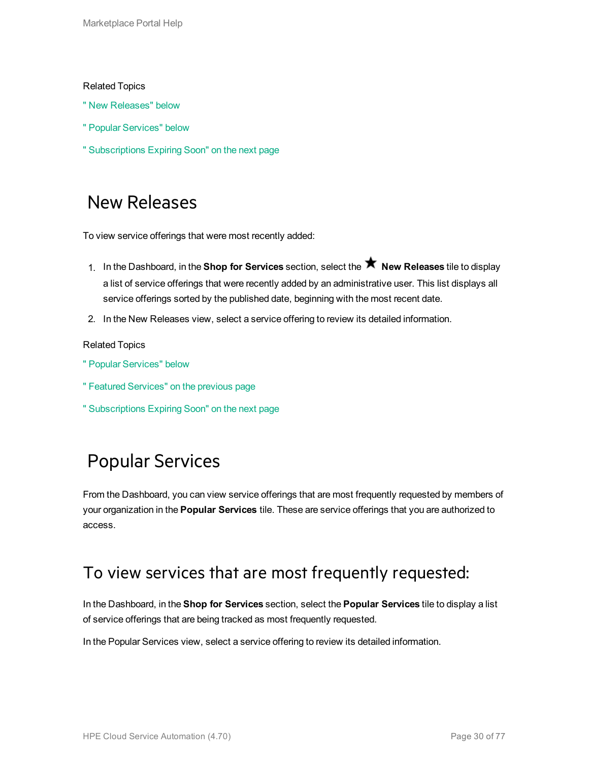Related Topics

" New Releases" below

" Popular Services" below

" Subscriptions Expiring Soon" on the next page

# New Releases

To view service offerings that were most recently added:

1. In the Dashboard, in the **Shop for Services** section, select the ★ **New Releases** tile to display a list of service offerings that were recently added by an administrative user. This list displays all service offerings sorted by the published date, beginning with the most recent date.
2. In the New Releases view, select a service offering to review its detailed information.

Related Topics

" Popular Services" below

" Featured Services" on the previous page

" Subscriptions Expiring Soon" on the next page

# Popular Services

From the Dashboard, you can view service offerings that are most frequently requested by members of your organization in the **Popular Services** tile. These are service offerings that you are authorized to access.

## To view services that are most frequently requested:

In the Dashboard, in the **Shop for Services** section, select the **Popular Services** tile to display a list of service offerings that are being tracked as most frequently requested.

In the Popular Services view, select a service offering to review its detailed information.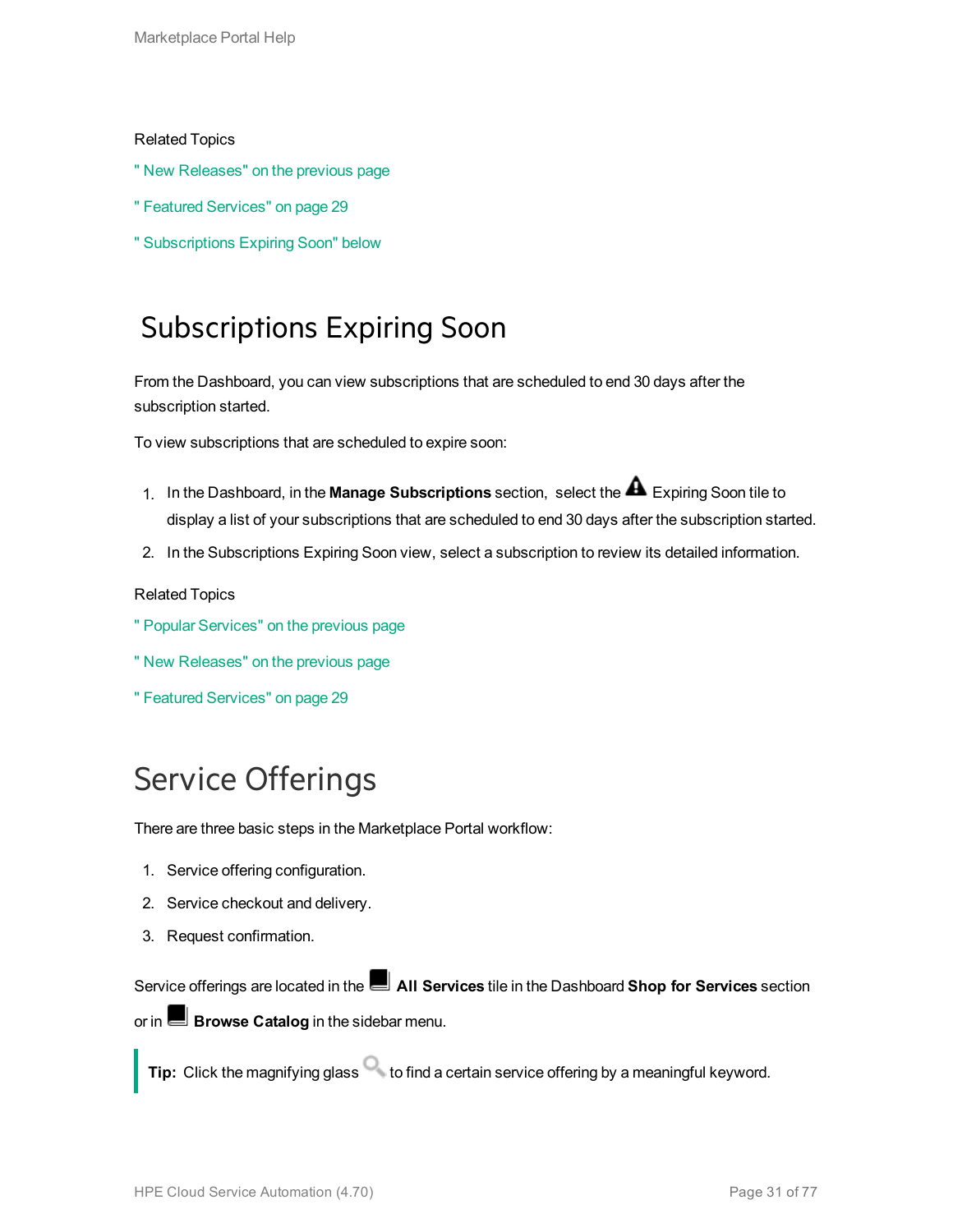Related Topics

" New Releases" on the previous page

" Featured Services" on page 29

" Subscriptions Expiring Soon" below

# Subscriptions Expiring Soon

From the Dashboard, you can view subscriptions that are scheduled to end 30 days after the subscription started.

To view subscriptions that are scheduled to expire soon:

1. In the Dashboard, in the **Manage Subscriptions** section, select the Expiring Soon tile to display a list of your subscriptions that are scheduled to end 30 days after the subscription started.
2. In the Subscriptions Expiring Soon view, select a subscription to review its detailed information.

Related Topics

" Popular Services" on the previous page

" New Releases" on the previous page

" Featured Services" on page 29

# Service Offerings

There are three basic steps in the Marketplace Portal workflow:

1. Service offering configuration.
2. Service checkout and delivery.
3. Request confirmation.

Service offerings are located in the **All Services** tile in the Dashboard **Shop for Services** section or in **Browse Catalog** in the sidebar menu.

> **Tip:** Click the magnifying glass to find a certain service offering by a meaningful keyword.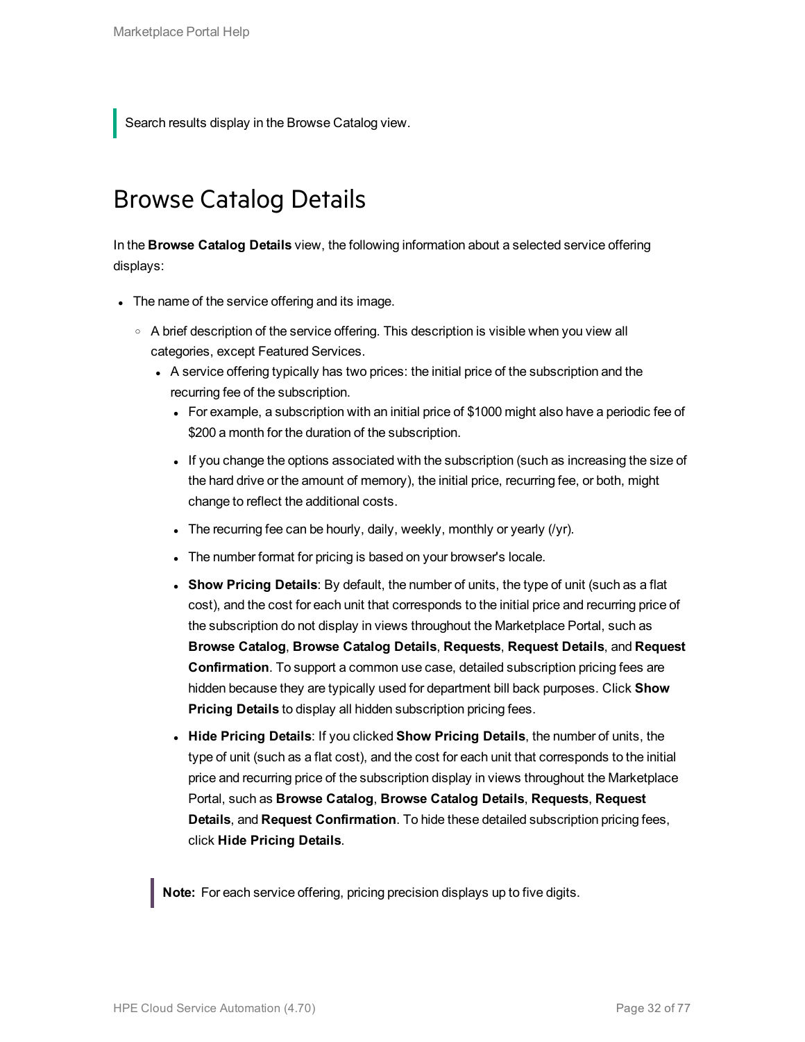> Search results display in the Browse Catalog view.

## Browse Catalog Details

In the **Browse Catalog Details** view, the following information about a selected service offering displays:

- The name of the service offering and its image.
    - A brief description of the service offering. This description is visible when you view all categories, except Featured Services.
        - A service offering typically has two prices: the initial price of the subscription and the recurring fee of the subscription.
            - For example, a subscription with an initial price of $1000 might also have a periodic fee of $200 a month for the duration of the subscription.
            - If you change the options associated with the subscription (such as increasing the size of the hard drive or the amount of memory), the initial price, recurring fee, or both, might change to reflect the additional costs.
            - The recurring fee can be hourly, daily, weekly, monthly or yearly (/yr).
            - The number format for pricing is based on your browser's locale.
            - **Show Pricing Details**: By default, the number of units, the type of unit (such as a flat cost), and the cost for each unit that corresponds to the initial price and recurring price of the subscription do not display in views throughout the Marketplace Portal, such as **Browse Catalog**, **Browse Catalog Details**, **Requests**, **Request Details**, and **Request Confirmation**. To support a common use case, detailed subscription pricing fees are hidden because they are typically used for department bill back purposes. Click **Show Pricing Details** to display all hidden subscription pricing fees.
            - **Hide Pricing Details**: If you clicked **Show Pricing Details**, the number of units, the type of unit (such as a flat cost), and the cost for each unit that corresponds to the initial price and recurring price of the subscription display in views throughout the Marketplace Portal, such as **Browse Catalog**, **Browse Catalog Details**, **Requests**, **Request Details**, and **Request Confirmation**. To hide these detailed subscription pricing fees, click **Hide Pricing Details**.

> **Note:** For each service offering, pricing precision displays up to five digits.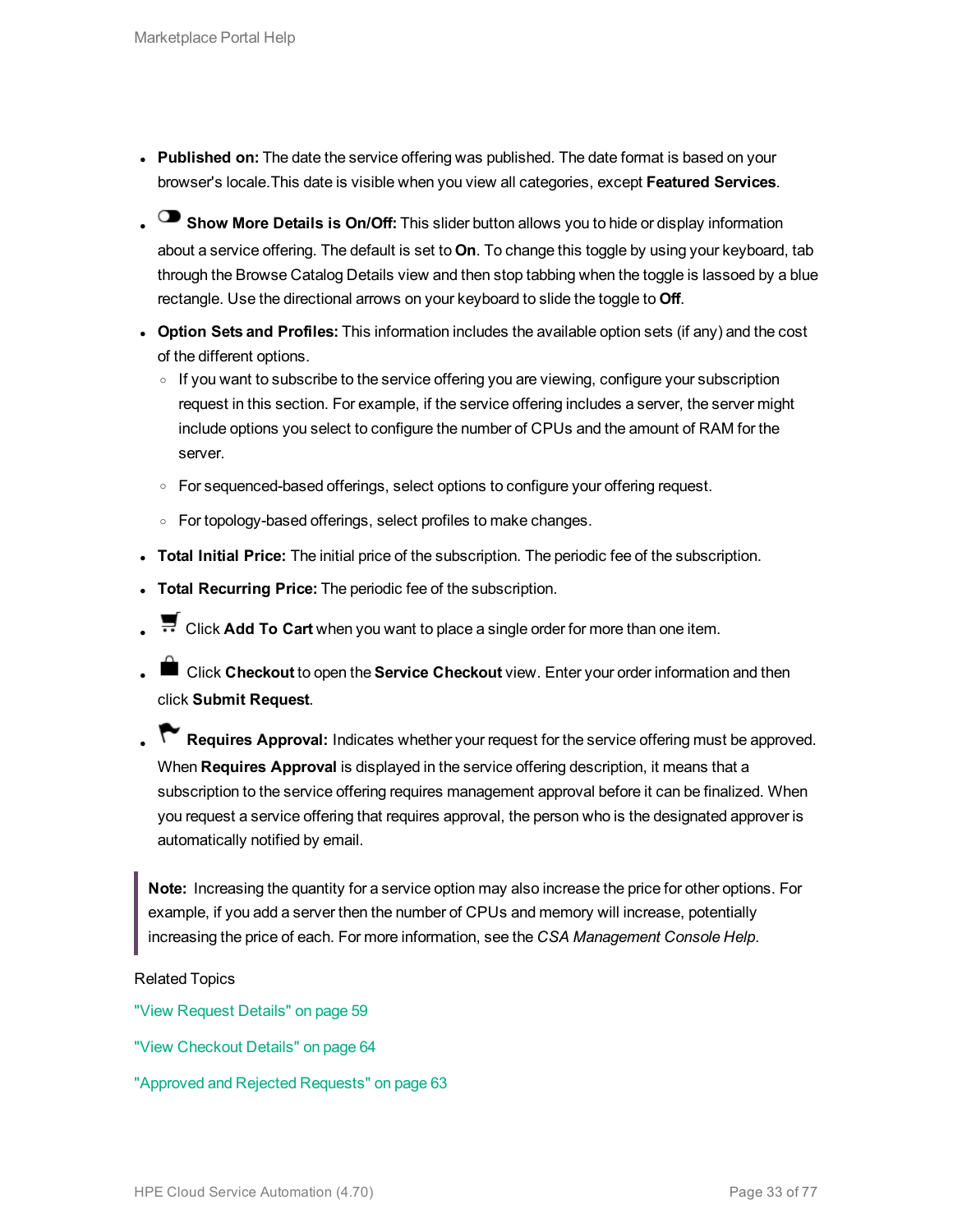- **Published on:** The date the service offering was published. The date format is based on your browser's locale.This date is visible when you view all categories, except **Featured Services**.
- **Show More Details is On/Off:** This slider button allows you to hide or display information about a service offering. The default is set to **On**. To change this toggle by using your keyboard, tab through the Browse Catalog Details view and then stop tabbing when the toggle is lassoed by a blue rectangle. Use the directional arrows on your keyboard to slide the toggle to **Off**.
- **Option Sets and Profiles:** This information includes the available option sets (if any) and the cost of the different options.
  - If you want to subscribe to the service offering you are viewing, configure your subscription request in this section. For example, if the service offering includes a server, the server might include options you select to configure the number of CPUs and the amount of RAM for the server.
  - For sequenced-based offerings, select options to configure your offering request.
  - For topology-based offerings, select profiles to make changes.
- **Total Initial Price:** The initial price of the subscription. The periodic fee of the subscription.
- **Total Recurring Price:** The periodic fee of the subscription.
- Click **Add To Cart** when you want to place a single order for more than one item.
- Click **Checkout** to open the **Service Checkout** view. Enter your order information and then click **Submit Request**.
- **Requires Approval:** Indicates whether your request for the service offering must be approved. When **Requires Approval** is displayed in the service offering description, it means that a subscription to the service offering requires management approval before it can be finalized. When you request a service offering that requires approval, the person who is the designated approver is automatically notified by email.

> **Note:** Increasing the quantity for a service option may also increase the price for other options. For example, if you add a server then the number of CPUs and memory will increase, potentially increasing the price of each. For more information, see the *CSA Management Console Help*.

Related Topics

"View Request Details" on page 59

"View Checkout Details" on page 64

"Approved and Rejected Requests" on page 63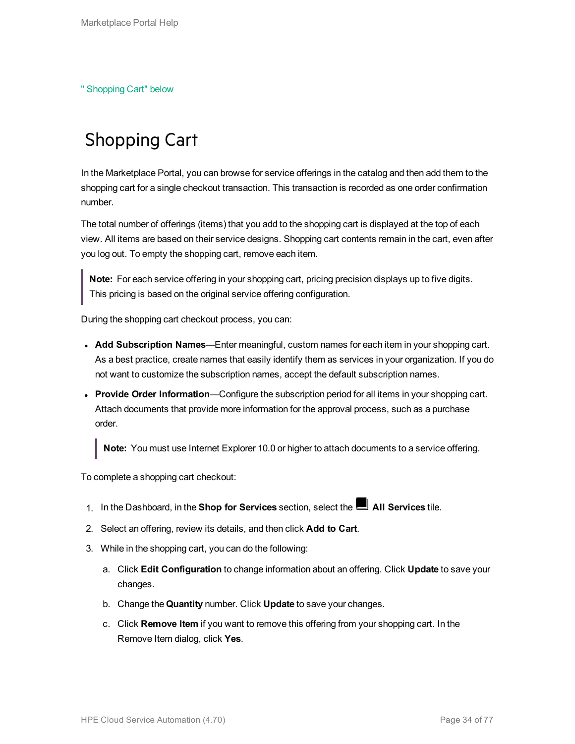" Shopping Cart" below

# Shopping Cart

In the Marketplace Portal, you can browse for service offerings in the catalog and then add them to the shopping cart for a single checkout transaction. This transaction is recorded as one order confirmation number.

The total number of offerings (items) that you add to the shopping cart is displayed at the top of each view. All items are based on their service designs. Shopping cart contents remain in the cart, even after you log out. To empty the shopping cart, remove each item.

> **Note:** For each service offering in your shopping cart, pricing precision displays up to five digits. This pricing is based on the original service offering configuration.

During the shopping cart checkout process, you can:

- **Add Subscription Names**—Enter meaningful, custom names for each item in your shopping cart. As a best practice, create names that easily identify them as services in your organization. If you do not want to customize the subscription names, accept the default subscription names.
- **Provide Order Information**—Configure the subscription period for all items in your shopping cart. Attach documents that provide more information for the approval process, such as a purchase order.

  > **Note:** You must use Internet Explorer 10.0 or higher to attach documents to a service offering.

To complete a shopping cart checkout:

1. In the Dashboard, in the **Shop for Services** section, select the **All Services** tile.
2. Select an offering, review its details, and then click **Add to Cart**.
3. While in the shopping cart, you can do the following:
   a. Click **Edit Configuration** to change information about an offering. Click **Update** to save your changes.
   b. Change the **Quantity** number. Click **Update** to save your changes.
   c. Click **Remove Item** if you want to remove this offering from your shopping cart. In the Remove Item dialog, click **Yes**.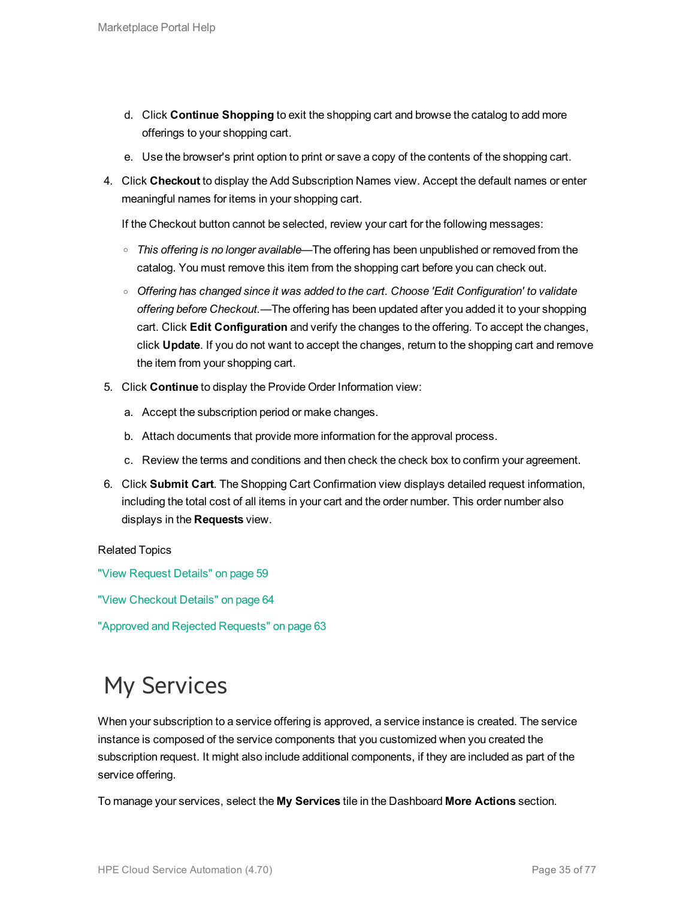d. Click **Continue Shopping** to exit the shopping cart and browse the catalog to add more offerings to your shopping cart.

   e. Use the browser's print option to print or save a copy of the contents of the shopping cart.

4. Click **Checkout** to display the Add Subscription Names view. Accept the default names or enter meaningful names for items in your shopping cart.

   If the Checkout button cannot be selected, review your cart for the following messages:

   - *This offering is no longer available*—The offering has been unpublished or removed from the catalog. You must remove this item from the shopping cart before you can check out.
   - *Offering has changed since it was added to the cart. Choose 'Edit Configuration' to validate offering before Checkout.*—The offering has been updated after you added it to your shopping cart. Click **Edit Configuration** and verify the changes to the offering. To accept the changes, click **Update**. If you do not want to accept the changes, return to the shopping cart and remove the item from your shopping cart.

5. Click **Continue** to display the Provide Order Information view:

   a. Accept the subscription period or make changes.

   b. Attach documents that provide more information for the approval process.

   c. Review the terms and conditions and then check the check box to confirm your agreement.

6. Click **Submit Cart**. The Shopping Cart Confirmation view displays detailed request information, including the total cost of all items in your cart and the order number. This order number also displays in the **Requests** view.

Related Topics

"View Request Details" on page 59

"View Checkout Details" on page 64

"Approved and Rejected Requests" on page 63

# My Services

When your subscription to a service offering is approved, a service instance is created. The service instance is composed of the service components that you customized when you created the subscription request. It might also include additional components, if they are included as part of the service offering.

To manage your services, select the **My Services** tile in the Dashboard **More Actions** section.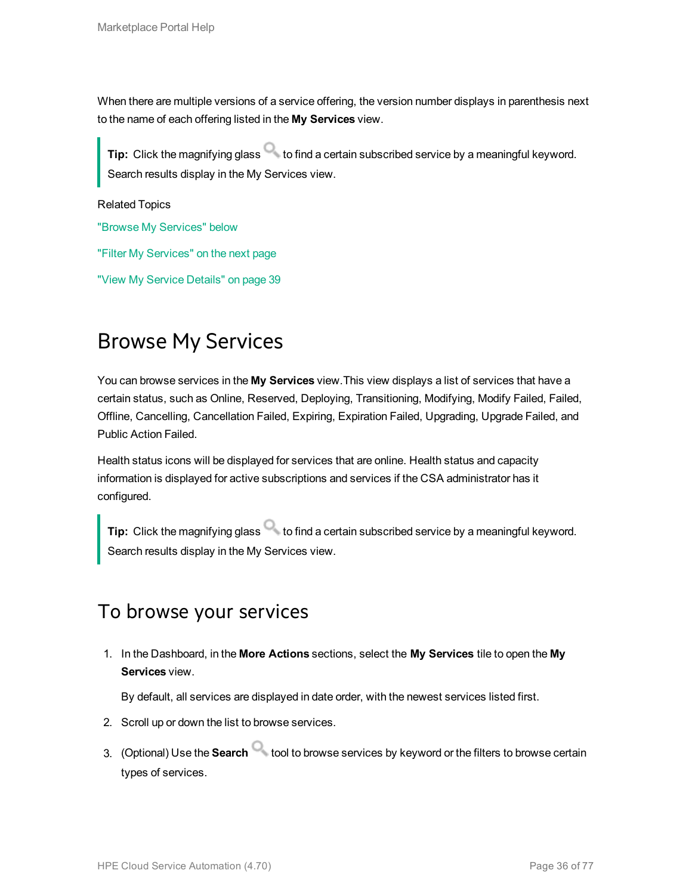When there are multiple versions of a service offering, the version number displays in parenthesis next to the name of each offering listed in the **My Services** view.

> **Tip:** Click the magnifying glass to find a certain subscribed service by a meaningful keyword. Search results display in the My Services view.

Related Topics

"Browse My Services" below

"Filter My Services" on the next page

"View My Service Details" on page 39

# Browse My Services

You can browse services in the **My Services** view.This view displays a list of services that have a certain status, such as Online, Reserved, Deploying, Transitioning, Modifying, Modify Failed, Failed, Offline, Cancelling, Cancellation Failed, Expiring, Expiration Failed, Upgrading, Upgrade Failed, and Public Action Failed.

Health status icons will be displayed for services that are online. Health status and capacity information is displayed for active subscriptions and services if the CSA administrator has it configured.

> **Tip:** Click the magnifying glass to find a certain subscribed service by a meaningful keyword. Search results display in the My Services view.

## To browse your services

1. In the Dashboard, in the **More Actions** sections, select the **My Services** tile to open the **My Services** view.

   By default, all services are displayed in date order, with the newest services listed first.

2. Scroll up or down the list to browse services.
3. (Optional) Use the **Search** tool to browse services by keyword or the filters to browse certain types of services.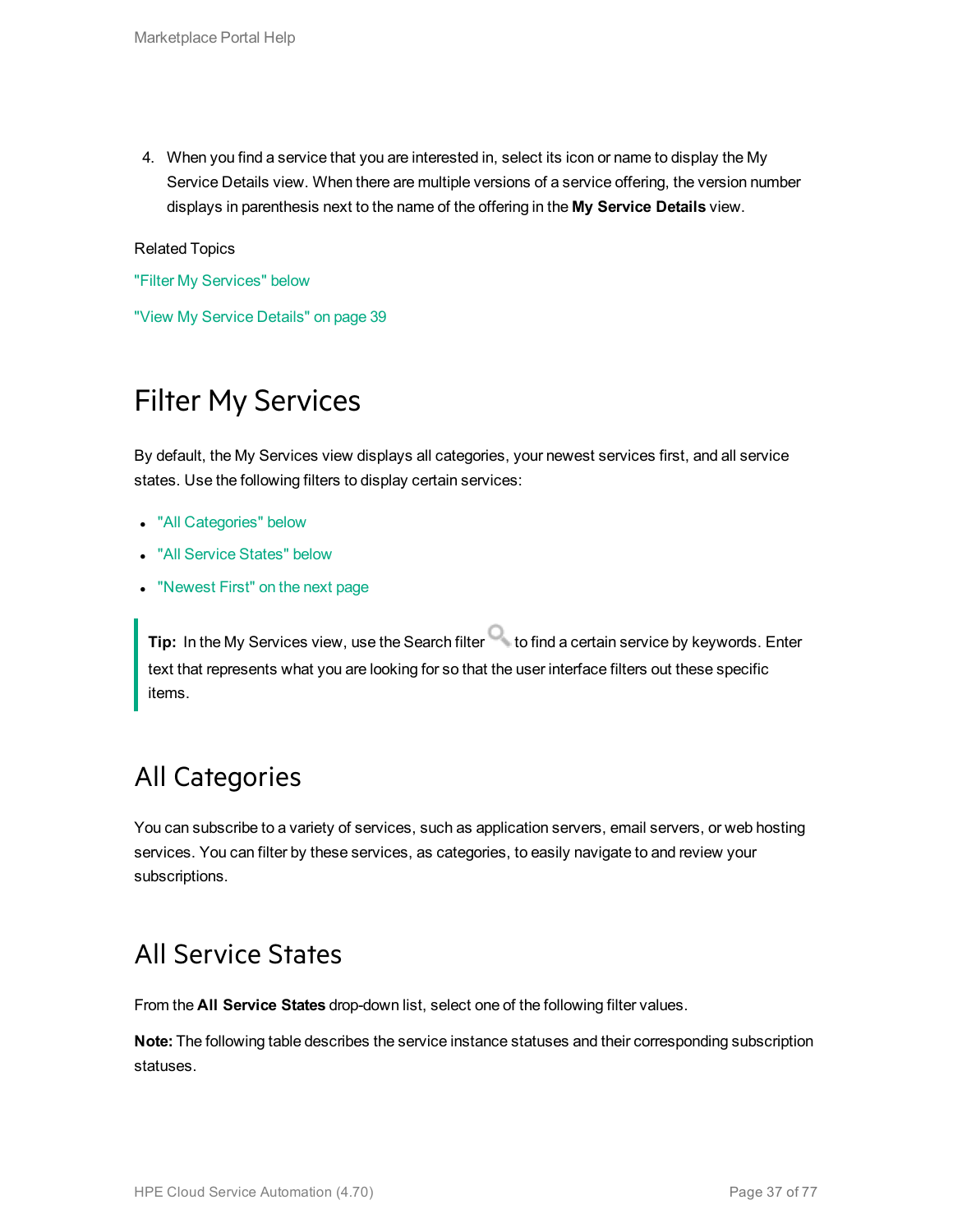4. When you find a service that you are interested in, select its icon or name to display the My Service Details view. When there are multiple versions of a service offering, the version number displays in parenthesis next to the name of the offering in the **My Service Details** view.

Related Topics

"Filter My Services" below

"View My Service Details" on page 39

# Filter My Services

By default, the My Services view displays all categories, your newest services first, and all service states. Use the following filters to display certain services:

- "All Categories" below
- "All Service States" below
- "Newest First" on the next page

> **Tip:** In the My Services view, use the Search filter to find a certain service by keywords. Enter text that represents what you are looking for so that the user interface filters out these specific items.

## All Categories

You can subscribe to a variety of services, such as application servers, email servers, or web hosting services. You can filter by these services, as categories, to easily navigate to and review your subscriptions.

## All Service States

From the **All Service States** drop-down list, select one of the following filter values.

**Note:** The following table describes the service instance statuses and their corresponding subscription statuses.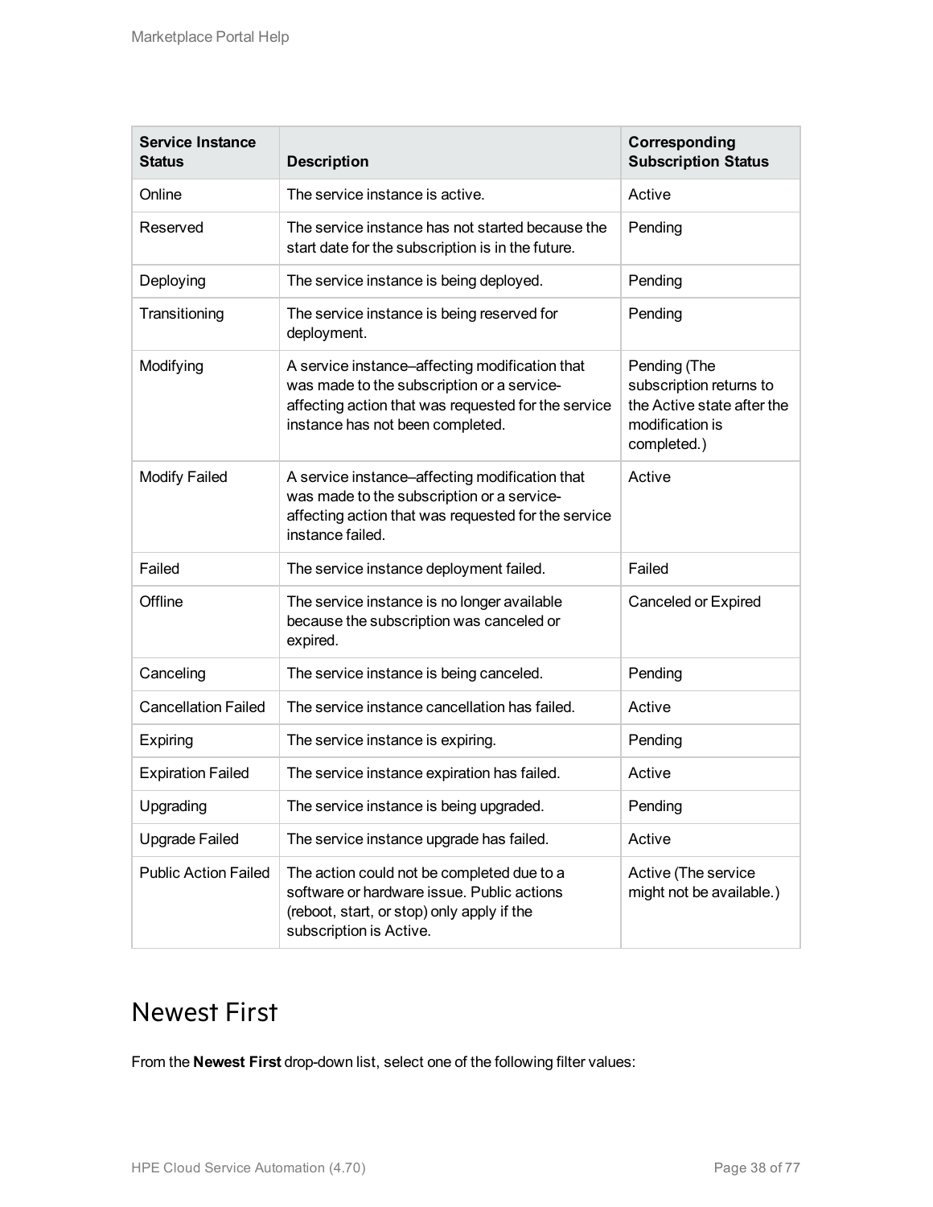| Service Instance Status | Description | Corresponding Subscription Status |
| --- | --- | --- |
| Online | The service instance is active. | Active |
| Reserved | The service instance has not started because the start date for the subscription is in the future. | Pending |
| Deploying | The service instance is being deployed. | Pending |
| Transitioning | The service instance is being reserved for deployment. | Pending |
| Modifying | A service instance–affecting modification that was made to the subscription or a service-affecting action that was requested for the service instance has not been completed. | Pending (The subscription returns to the Active state after the modification is completed.) |
| Modify Failed | A service instance–affecting modification that was made to the subscription or a service-affecting action that was requested for the service instance failed. | Active |
| Failed | The service instance deployment failed. | Failed |
| Offline | The service instance is no longer available because the subscription was canceled or expired. | Canceled or Expired |
| Canceling | The service instance is being canceled. | Pending |
| Cancellation Failed | The service instance cancellation has failed. | Active |
| Expiring | The service instance is expiring. | Pending |
| Expiration Failed | The service instance expiration has failed. | Active |
| Upgrading | The service instance is being upgraded. | Pending |
| Upgrade Failed | The service instance upgrade has failed. | Active |
| Public Action Failed | The action could not be completed due to a software or hardware issue. Public actions (reboot, start, or stop) only apply if the subscription is Active. | Active (The service might not be available.) |

## Newest First

From the **Newest First** drop-down list, select one of the following filter values: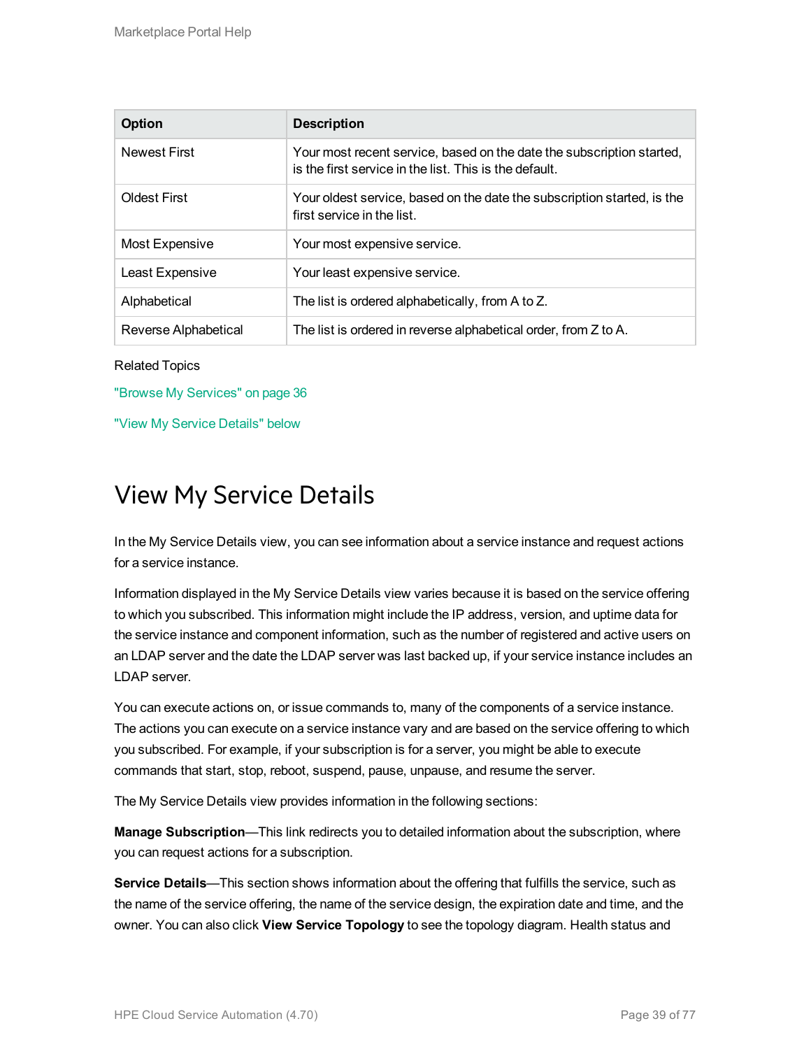| Option | Description |
|---|---|
| Newest First | Your most recent service, based on the date the subscription started, is the first service in the list. This is the default. |
| Oldest First | Your oldest service, based on the date the subscription started, is the first service in the list. |
| Most Expensive | Your most expensive service. |
| Least Expensive | Your least expensive service. |
| Alphabetical | The list is ordered alphabetically, from A to Z. |
| Reverse Alphabetical | The list is ordered in reverse alphabetical order, from Z to A. |

Related Topics

"Browse My Services" on page 36

"View My Service Details" below

# View My Service Details

In the My Service Details view, you can see information about a service instance and request actions for a service instance.

Information displayed in the My Service Details view varies because it is based on the service offering to which you subscribed. This information might include the IP address, version, and uptime data for the service instance and component information, such as the number of registered and active users on an LDAP server and the date the LDAP server was last backed up, if your service instance includes an LDAP server.

You can execute actions on, or issue commands to, many of the components of a service instance. The actions you can execute on a service instance vary and are based on the service offering to which you subscribed. For example, if your subscription is for a server, you might be able to execute commands that start, stop, reboot, suspend, pause, unpause, and resume the server.

The My Service Details view provides information in the following sections:

**Manage Subscription**—This link redirects you to detailed information about the subscription, where you can request actions for a subscription.

**Service Details**—This section shows information about the offering that fulfills the service, such as the name of the service offering, the name of the service design, the expiration date and time, and the owner. You can also click **View Service Topology** to see the topology diagram. Health status and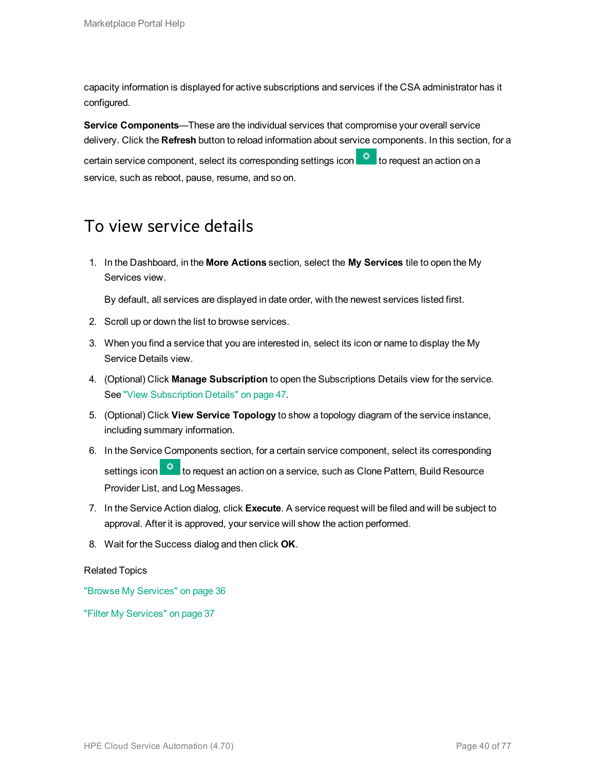capacity information is displayed for active subscriptions and services if the CSA administrator has it configured.

**Service Components**—These are the individual services that compromise your overall service delivery. Click the **Refresh** button to reload information about service components. In this section, for a certain service component, select its corresponding settings icon to request an action on a service, such as reboot, pause, resume, and so on.

## To view service details

1. In the Dashboard, in the **More Actions** section, select the **My Services** tile to open the My Services view.

   By default, all services are displayed in date order, with the newest services listed first.

2. Scroll up or down the list to browse services.
3. When you find a service that you are interested in, select its icon or name to display the My Service Details view.
4. (Optional) Click **Manage Subscription** to open the Subscriptions Details view for the service. See "View Subscription Details" on page 47.
5. (Optional) Click **View Service Topology** to show a topology diagram of the service instance, including summary information.
6. In the Service Components section, for a certain service component, select its corresponding settings icon to request an action on a service, such as Clone Pattern, Build Resource Provider List, and Log Messages.
7. In the Service Action dialog, click **Execute**. A service request will be filed and will be subject to approval. After it is approved, your service will show the action performed.
8. Wait for the Success dialog and then click **OK**.

Related Topics

"Browse My Services" on page 36

"Filter My Services" on page 37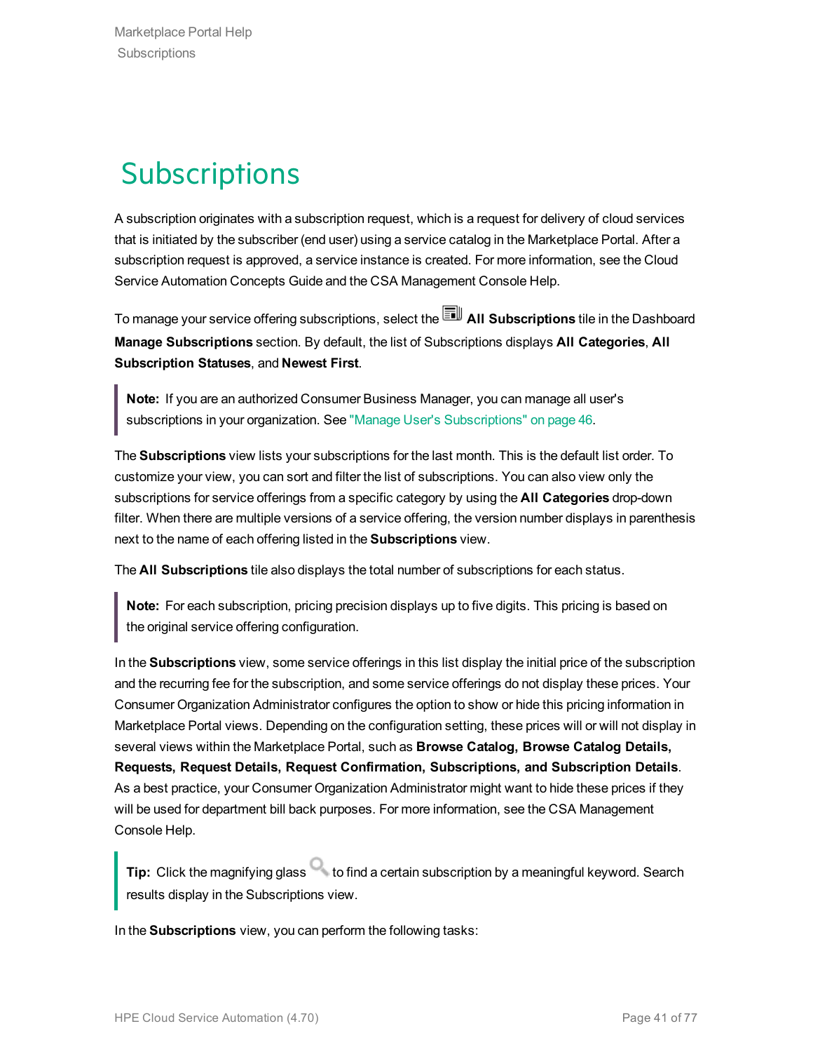# Subscriptions

A subscription originates with a subscription request, which is a request for delivery of cloud services that is initiated by the subscriber (end user) using a service catalog in the Marketplace Portal. After a subscription request is approved, a service instance is created. For more information, see the Cloud Service Automation Concepts Guide and the CSA Management Console Help.

To manage your service offering subscriptions, select the **All Subscriptions** tile in the Dashboard **Manage Subscriptions** section. By default, the list of Subscriptions displays **All Categories**, **All Subscription Statuses**, and **Newest First**.

> **Note:** If you are an authorized Consumer Business Manager, you can manage all user's subscriptions in your organization. See "Manage User's Subscriptions" on page 46.

The **Subscriptions** view lists your subscriptions for the last month. This is the default list order. To customize your view, you can sort and filter the list of subscriptions. You can also view only the subscriptions for service offerings from a specific category by using the **All Categories** drop-down filter. When there are multiple versions of a service offering, the version number displays in parenthesis next to the name of each offering listed in the **Subscriptions** view.

The **All Subscriptions** tile also displays the total number of subscriptions for each status.

> **Note:** For each subscription, pricing precision displays up to five digits. This pricing is based on the original service offering configuration.

In the **Subscriptions** view, some service offerings in this list display the initial price of the subscription and the recurring fee for the subscription, and some service offerings do not display these prices. Your Consumer Organization Administrator configures the option to show or hide this pricing information in Marketplace Portal views. Depending on the configuration setting, these prices will or will not display in several views within the Marketplace Portal, such as **Browse Catalog, Browse Catalog Details, Requests, Request Details, Request Confirmation, Subscriptions, and Subscription Details**. As a best practice, your Consumer Organization Administrator might want to hide these prices if they will be used for department bill back purposes. For more information, see the CSA Management Console Help.

> **Tip:** Click the magnifying glass to find a certain subscription by a meaningful keyword. Search results display in the Subscriptions view.

In the **Subscriptions** view, you can perform the following tasks: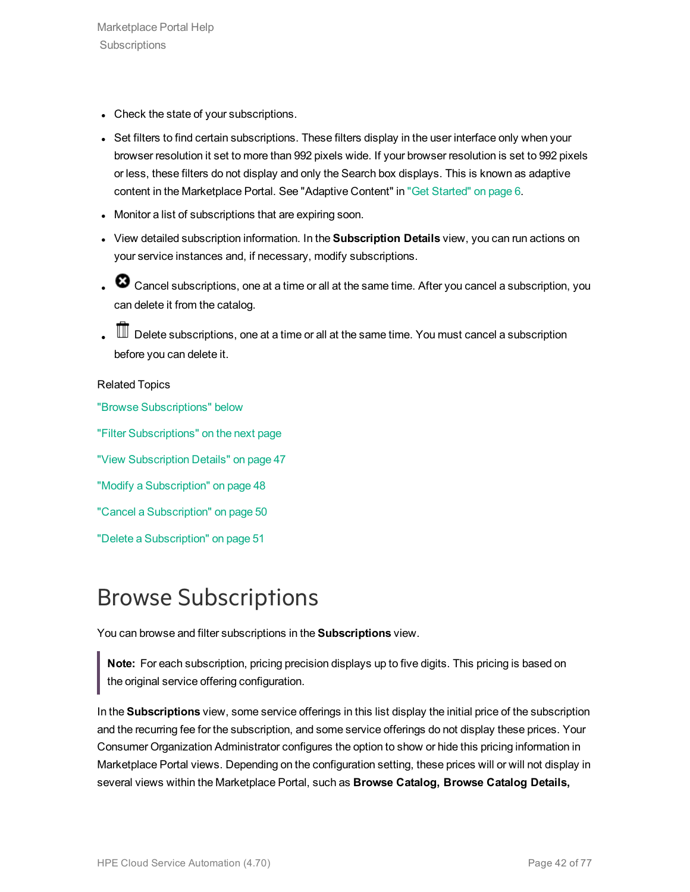- Check the state of your subscriptions.
- Set filters to find certain subscriptions. These filters display in the user interface only when your browser resolution it set to more than 992 pixels wide. If your browser resolution is set to 992 pixels or less, these filters do not display and only the Search box displays. This is known as adaptive content in the Marketplace Portal. See "Adaptive Content" in "Get Started" on page 6.
- Monitor a list of subscriptions that are expiring soon.
- View detailed subscription information. In the **Subscription Details** view, you can run actions on your service instances and, if necessary, modify subscriptions.
- Cancel subscriptions, one at a time or all at the same time. After you cancel a subscription, you can delete it from the catalog.
- Delete subscriptions, one at a time or all at the same time. You must cancel a subscription before you can delete it.

Related Topics

"Browse Subscriptions" below

"Filter Subscriptions" on the next page

"View Subscription Details" on page 47

"Modify a Subscription" on page 48

"Cancel a Subscription" on page 50

"Delete a Subscription" on page 51

# Browse Subscriptions

You can browse and filter subscriptions in the **Subscriptions** view.

> **Note:** For each subscription, pricing precision displays up to five digits. This pricing is based on the original service offering configuration.

In the **Subscriptions** view, some service offerings in this list display the initial price of the subscription and the recurring fee for the subscription, and some service offerings do not display these prices. Your Consumer Organization Administrator configures the option to show or hide this pricing information in Marketplace Portal views. Depending on the configuration setting, these prices will or will not display in several views within the Marketplace Portal, such as **Browse Catalog, Browse Catalog Details,**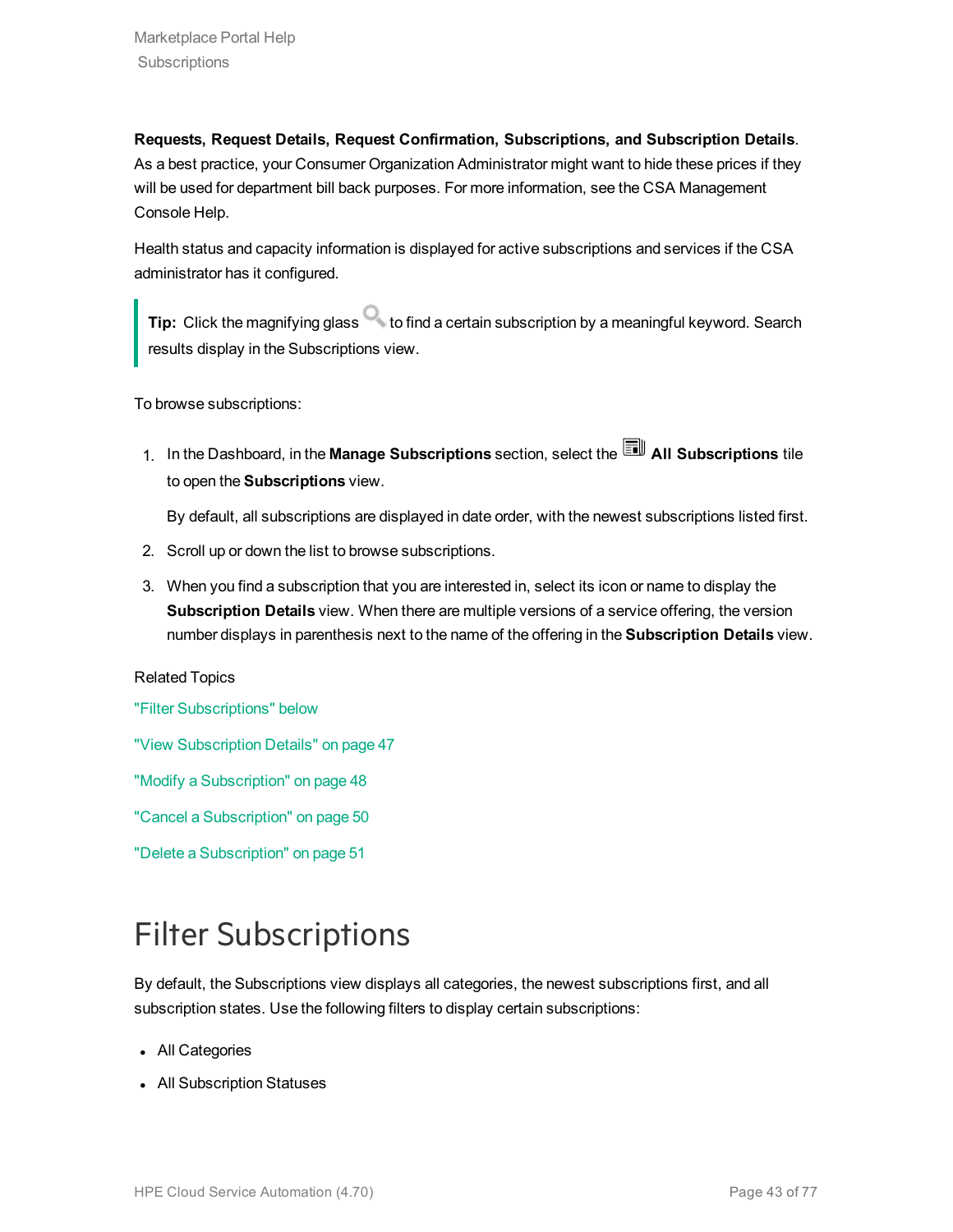**Requests, Request Details, Request Confirmation, Subscriptions, and Subscription Details**. As a best practice, your Consumer Organization Administrator might want to hide these prices if they will be used for department bill back purposes. For more information, see the CSA Management Console Help.

Health status and capacity information is displayed for active subscriptions and services if the CSA administrator has it configured.

> **Tip:** Click the magnifying glass to find a certain subscription by a meaningful keyword. Search results display in the Subscriptions view.

To browse subscriptions:

1. In the Dashboard, in the **Manage Subscriptions** section, select the **All Subscriptions** tile to open the **Subscriptions** view.

   By default, all subscriptions are displayed in date order, with the newest subscriptions listed first.

2. Scroll up or down the list to browse subscriptions.
3. When you find a subscription that you are interested in, select its icon or name to display the **Subscription Details** view. When there are multiple versions of a service offering, the version number displays in parenthesis next to the name of the offering in the **Subscription Details** view.

Related Topics

"Filter Subscriptions" below

"View Subscription Details" on page 47

"Modify a Subscription" on page 48

"Cancel a Subscription" on page 50

"Delete a Subscription" on page 51

# Filter Subscriptions

By default, the Subscriptions view displays all categories, the newest subscriptions first, and all subscription states. Use the following filters to display certain subscriptions:

- All Categories
- All Subscription Statuses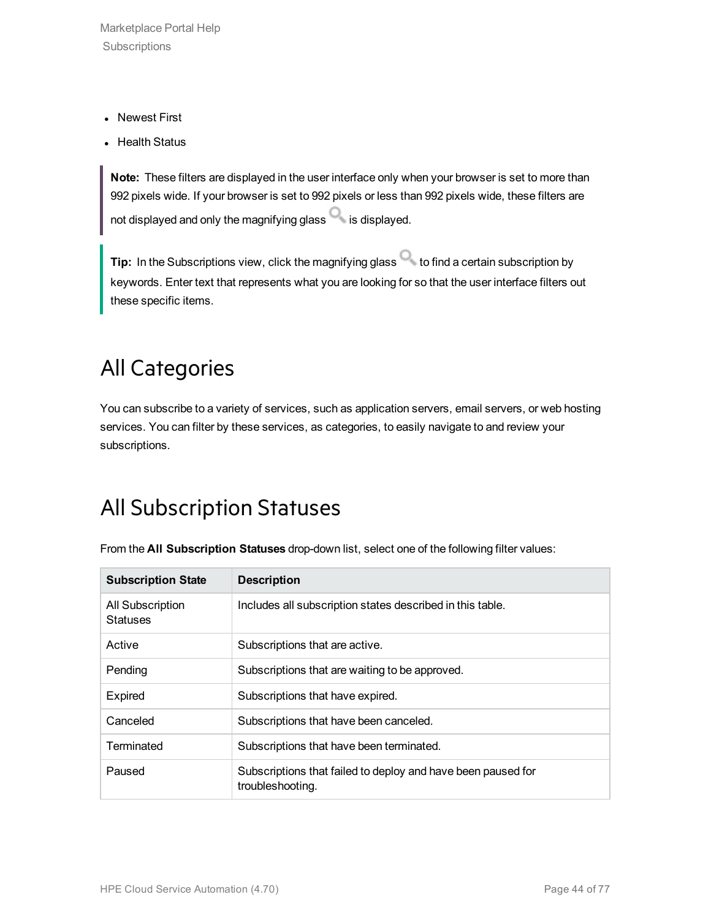- Newest First
- Health Status

> **Note:** These filters are displayed in the user interface only when your browser is set to more than 992 pixels wide. If your browser is set to 992 pixels or less than 992 pixels wide, these filters are not displayed and only the magnifying glass is displayed.

> **Tip:** In the Subscriptions view, click the magnifying glass to find a certain subscription by keywords. Enter text that represents what you are looking for so that the user interface filters out these specific items.

## All Categories

You can subscribe to a variety of services, such as application servers, email servers, or web hosting services. You can filter by these services, as categories, to easily navigate to and review your subscriptions.

## All Subscription Statuses

From the **All Subscription Statuses** drop-down list, select one of the following filter values:

| Subscription State | Description |
| --- | --- |
| All Subscription Statuses | Includes all subscription states described in this table. |
| Active | Subscriptions that are active. |
| Pending | Subscriptions that are waiting to be approved. |
| Expired | Subscriptions that have expired. |
| Canceled | Subscriptions that have been canceled. |
| Terminated | Subscriptions that have been terminated. |
| Paused | Subscriptions that failed to deploy and have been paused for troubleshooting. |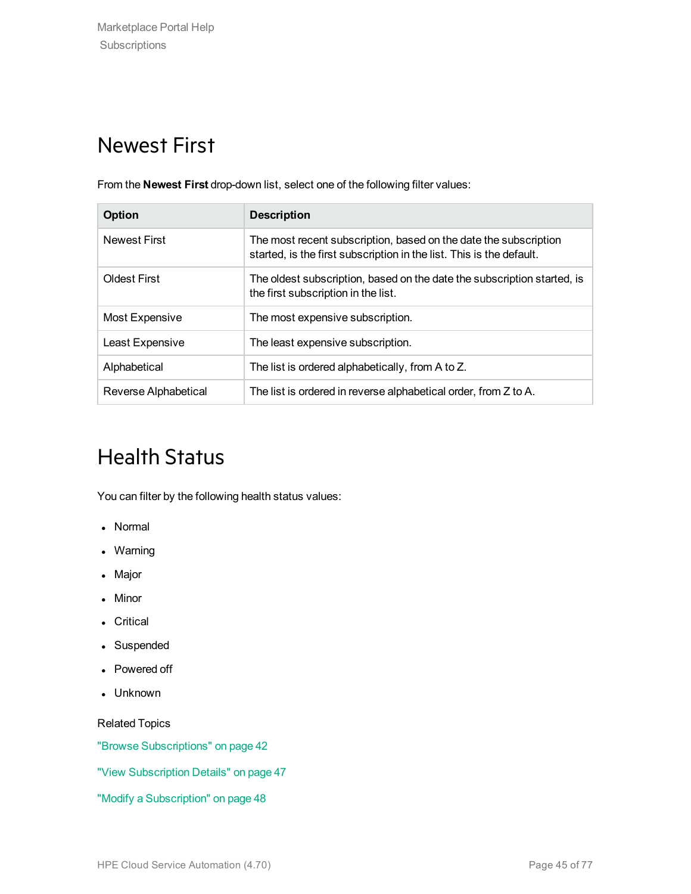# Newest First

From the **Newest First** drop-down list, select one of the following filter values:

| Option | Description |
| --- | --- |
| Newest First | The most recent subscription, based on the date the subscription started, is the first subscription in the list. This is the default. |
| Oldest First | The oldest subscription, based on the date the subscription started, is the first subscription in the list. |
| Most Expensive | The most expensive subscription. |
| Least Expensive | The least expensive subscription. |
| Alphabetical | The list is ordered alphabetically, from A to Z. |
| Reverse Alphabetical | The list is ordered in reverse alphabetical order, from Z to A. |

# Health Status

You can filter by the following health status values:

- Normal
- Warning
- Major
- Minor
- Critical
- Suspended
- Powered off
- Unknown

Related Topics

"Browse Subscriptions" on page 42

"View Subscription Details" on page 47

"Modify a Subscription" on page 48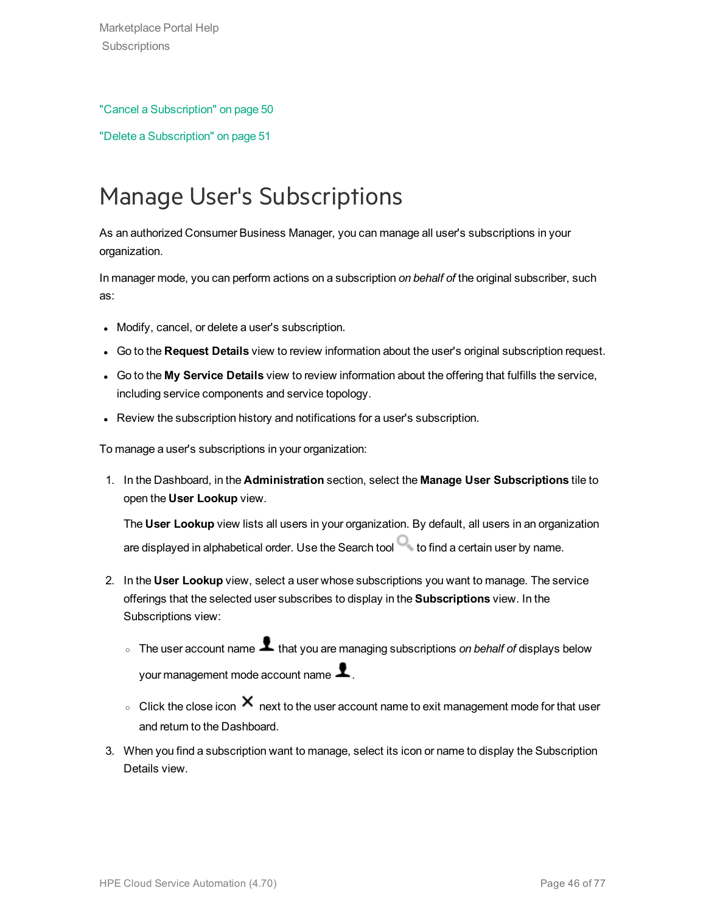"Cancel a Subscription" on page 50

"Delete a Subscription" on page 51

# Manage User's Subscriptions

As an authorized Consumer Business Manager, you can manage all user's subscriptions in your organization.

In manager mode, you can perform actions on a subscription *on behalf of* the original subscriber, such as:

- Modify, cancel, or delete a user's subscription.
- Go to the **Request Details** view to review information about the user's original subscription request.
- Go to the **My Service Details** view to review information about the offering that fulfills the service, including service components and service topology.
- Review the subscription history and notifications for a user's subscription.

To manage a user's subscriptions in your organization:

1. In the Dashboard, in the **Administration** section, select the **Manage User Subscriptions** tile to open the **User Lookup** view.

   The **User Lookup** view lists all users in your organization. By default, all users in an organization are displayed in alphabetical order. Use the Search tool to find a certain user by name.

2. In the **User Lookup** view, select a user whose subscriptions you want to manage. The service offerings that the selected user subscribes to display in the **Subscriptions** view. In the Subscriptions view:

   - The user account name that you are managing subscriptions *on behalf of* displays below your management mode account name.
   - Click the close icon next to the user account name to exit management mode for that user and return to the Dashboard.

3. When you find a subscription want to manage, select its icon or name to display the Subscription Details view.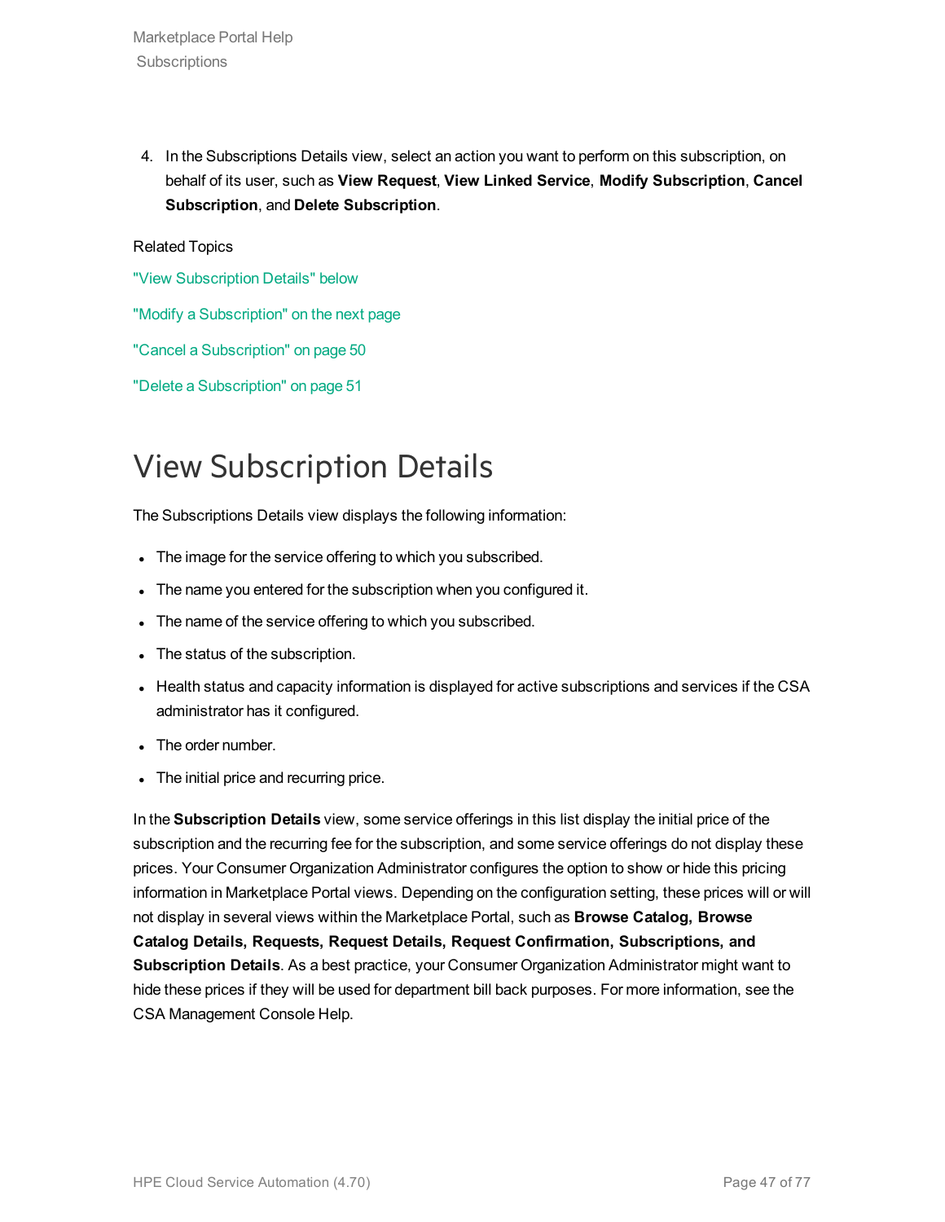4. In the Subscriptions Details view, select an action you want to perform on this subscription, on behalf of its user, such as **View Request**, **View Linked Service**, **Modify Subscription**, **Cancel Subscription**, and **Delete Subscription**.

Related Topics

"View Subscription Details" below

"Modify a Subscription" on the next page

"Cancel a Subscription" on page 50

"Delete a Subscription" on page 51

# View Subscription Details

The Subscriptions Details view displays the following information:

- The image for the service offering to which you subscribed.
- The name you entered for the subscription when you configured it.
- The name of the service offering to which you subscribed.
- The status of the subscription.
- Health status and capacity information is displayed for active subscriptions and services if the CSA administrator has it configured.
- The order number.
- The initial price and recurring price.

In the **Subscription Details** view, some service offerings in this list display the initial price of the subscription and the recurring fee for the subscription, and some service offerings do not display these prices. Your Consumer Organization Administrator configures the option to show or hide this pricing information in Marketplace Portal views. Depending on the configuration setting, these prices will or will not display in several views within the Marketplace Portal, such as **Browse Catalog, Browse Catalog Details, Requests, Request Details, Request Confirmation, Subscriptions, and Subscription Details**. As a best practice, your Consumer Organization Administrator might want to hide these prices if they will be used for department bill back purposes. For more information, see the CSA Management Console Help.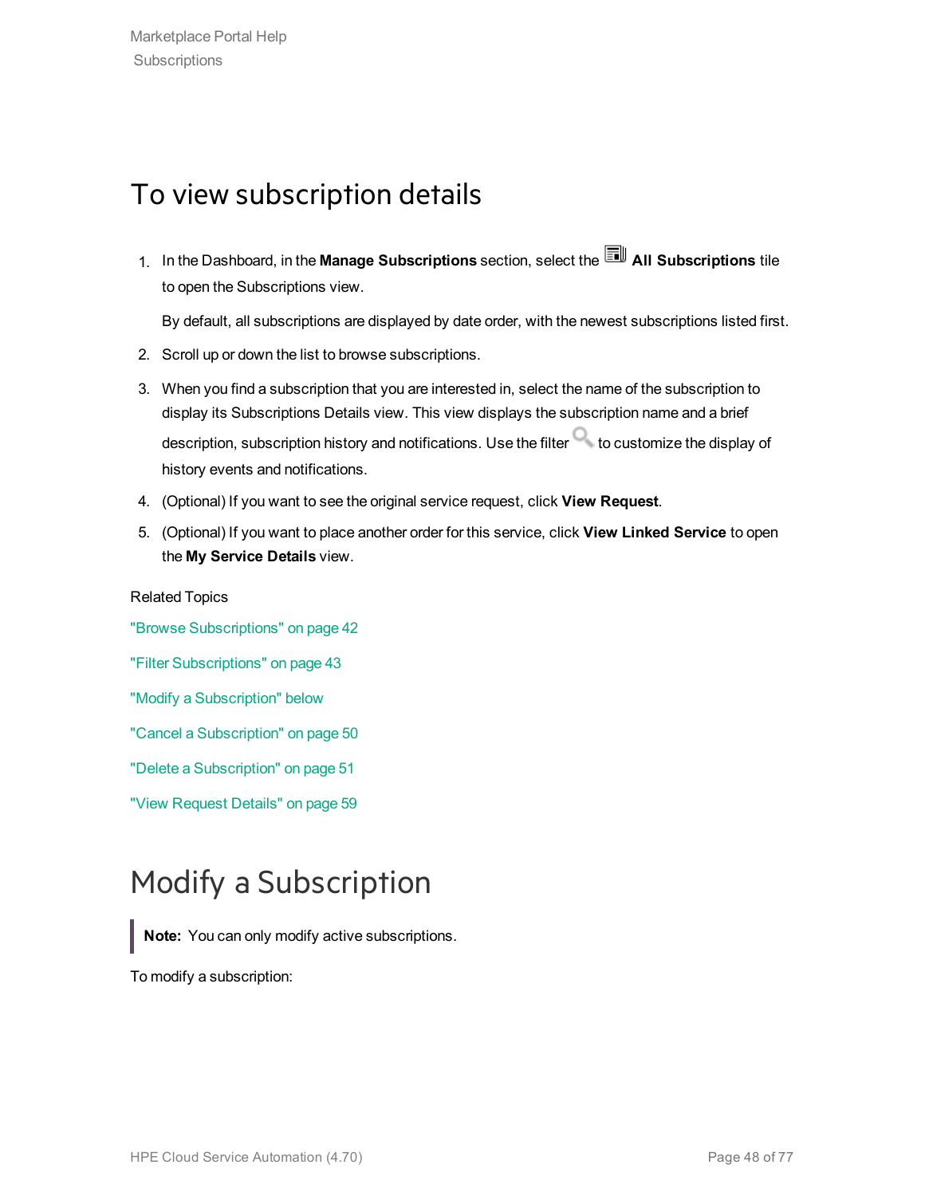## To view subscription details

1. In the Dashboard, in the **Manage Subscriptions** section, select the **All Subscriptions** tile to open the Subscriptions view.

   By default, all subscriptions are displayed by date order, with the newest subscriptions listed first.

2. Scroll up or down the list to browse subscriptions.
3. When you find a subscription that you are interested in, select the name of the subscription to display its Subscriptions Details view. This view displays the subscription name and a brief description, subscription history and notifications. Use the filter to customize the display of history events and notifications.
4. (Optional) If you want to see the original service request, click **View Request**.
5. (Optional) If you want to place another order for this service, click **View Linked Service** to open the **My Service Details** view.

Related Topics

"Browse Subscriptions" on page 42

"Filter Subscriptions" on page 43

"Modify a Subscription" below

"Cancel a Subscription" on page 50

"Delete a Subscription" on page 51

"View Request Details" on page 59

# Modify a Subscription

> **Note:** You can only modify active subscriptions.

To modify a subscription: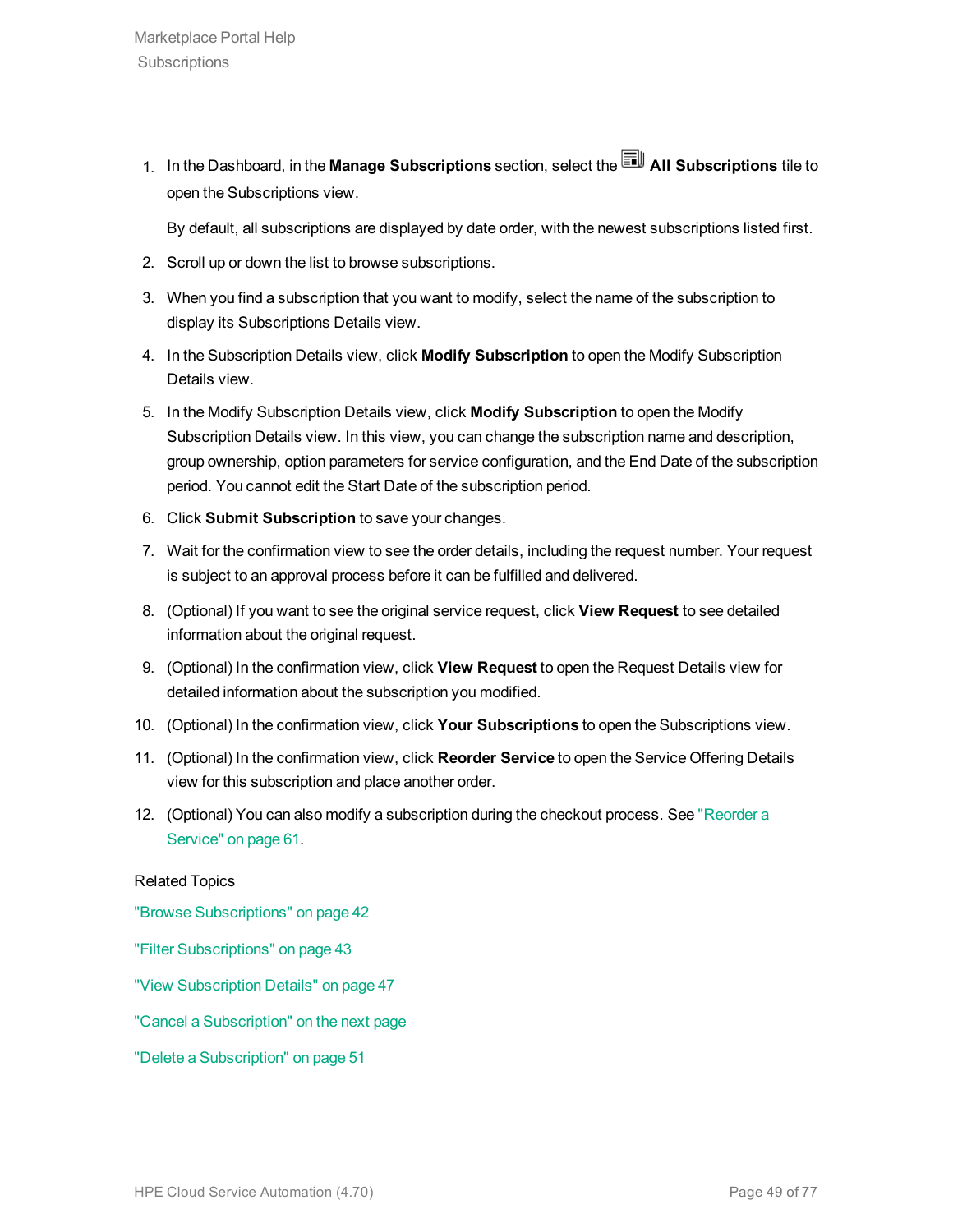1. In the Dashboard, in the **Manage Subscriptions** section, select the **All Subscriptions** tile to open the Subscriptions view.

   By default, all subscriptions are displayed by date order, with the newest subscriptions listed first.

2. Scroll up or down the list to browse subscriptions.
3. When you find a subscription that you want to modify, select the name of the subscription to display its Subscriptions Details view.
4. In the Subscription Details view, click **Modify Subscription** to open the Modify Subscription Details view.
5. In the Modify Subscription Details view, click **Modify Subscription** to open the Modify Subscription Details view. In this view, you can change the subscription name and description, group ownership, option parameters for service configuration, and the End Date of the subscription period. You cannot edit the Start Date of the subscription period.
6. Click **Submit Subscription** to save your changes.
7. Wait for the confirmation view to see the order details, including the request number. Your request is subject to an approval process before it can be fulfilled and delivered.
8. (Optional) If you want to see the original service request, click **View Request** to see detailed information about the original request.
9. (Optional) In the confirmation view, click **View Request** to open the Request Details view for detailed information about the subscription you modified.
10. (Optional) In the confirmation view, click **Your Subscriptions** to open the Subscriptions view.
11. (Optional) In the confirmation view, click **Reorder Service** to open the Service Offering Details view for this subscription and place another order.
12. (Optional) You can also modify a subscription during the checkout process. See "Reorder a Service" on page 61.

Related Topics

"Browse Subscriptions" on page 42

"Filter Subscriptions" on page 43

"View Subscription Details" on page 47

"Cancel a Subscription" on the next page

"Delete a Subscription" on page 51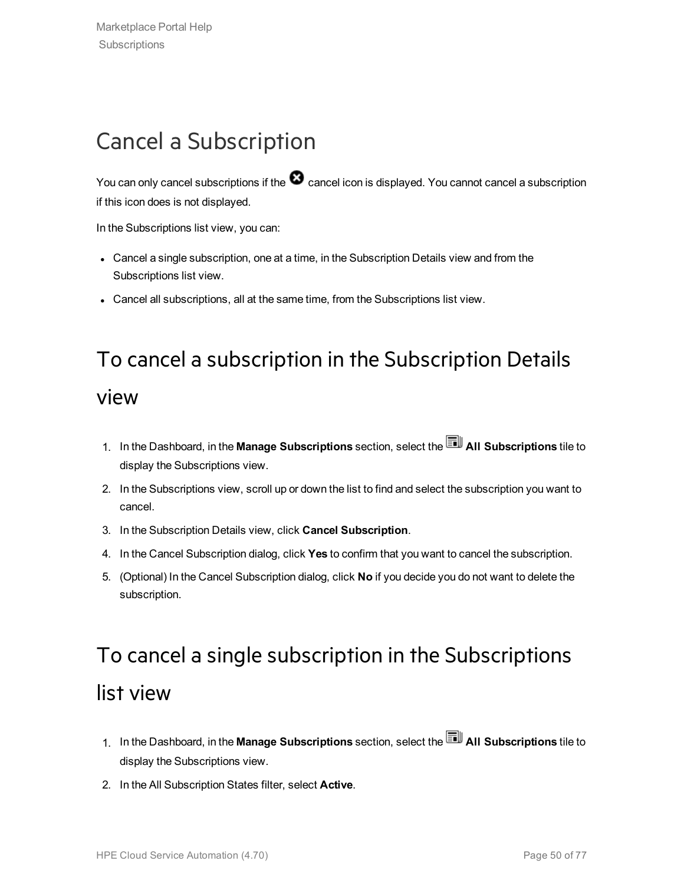# Cancel a Subscription

You can only cancel subscriptions if the cancel icon is displayed. You cannot cancel a subscription if this icon does not displayed.

In the Subscriptions list view, you can:

- Cancel a single subscription, one at a time, in the Subscription Details view and from the Subscriptions list view.
- Cancel all subscriptions, all at the same time, from the Subscriptions list view.

## To cancel a subscription in the Subscription Details view

1. In the Dashboard, in the **Manage Subscriptions** section, select the **All Subscriptions** tile to display the Subscriptions view.
2. In the Subscriptions view, scroll up or down the list to find and select the subscription you want to cancel.
3. In the Subscription Details view, click **Cancel Subscription**.
4. In the Cancel Subscription dialog, click **Yes** to confirm that you want to cancel the subscription.
5. (Optional) In the Cancel Subscription dialog, click **No** if you decide you do not want to delete the subscription.

## To cancel a single subscription in the Subscriptions list view

1. In the Dashboard, in the **Manage Subscriptions** section, select the **All Subscriptions** tile to display the Subscriptions view.
2. In the All Subscription States filter, select **Active**.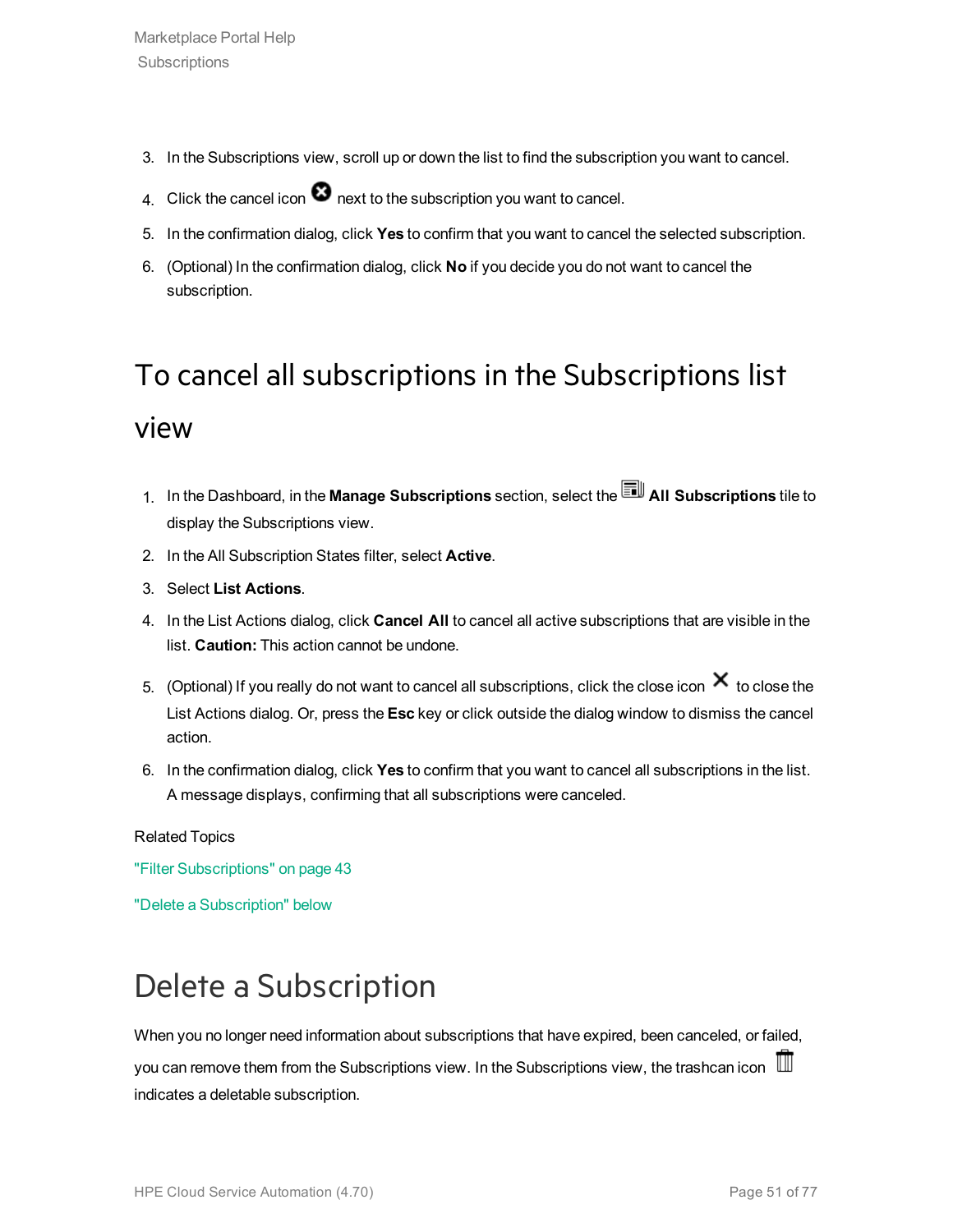3. In the Subscriptions view, scroll up or down the list to find the subscription you want to cancel.
4. Click the cancel icon next to the subscription you want to cancel.
5. In the confirmation dialog, click **Yes** to confirm that you want to cancel the selected subscription.
6. (Optional) In the confirmation dialog, click **No** if you decide you do not want to cancel the subscription.

## To cancel all subscriptions in the Subscriptions list view

1. In the Dashboard, in the **Manage Subscriptions** section, select the **All Subscriptions** tile to display the Subscriptions view.
2. In the All Subscription States filter, select **Active**.
3. Select **List Actions**.
4. In the List Actions dialog, click **Cancel All** to cancel all active subscriptions that are visible in the list. **Caution:** This action cannot be undone.
5. (Optional) If you really do not want to cancel all subscriptions, click the close icon to close the List Actions dialog. Or, press the **Esc** key or click outside the dialog window to dismiss the cancel action.
6. In the confirmation dialog, click **Yes** to confirm that you want to cancel all subscriptions in the list. A message displays, confirming that all subscriptions were canceled.

Related Topics

"Filter Subscriptions" on page 43

"Delete a Subscription" below

# Delete a Subscription

When you no longer need information about subscriptions that have expired, been canceled, or failed, you can remove them from the Subscriptions view. In the Subscriptions view, the trashcan icon indicates a deletable subscription.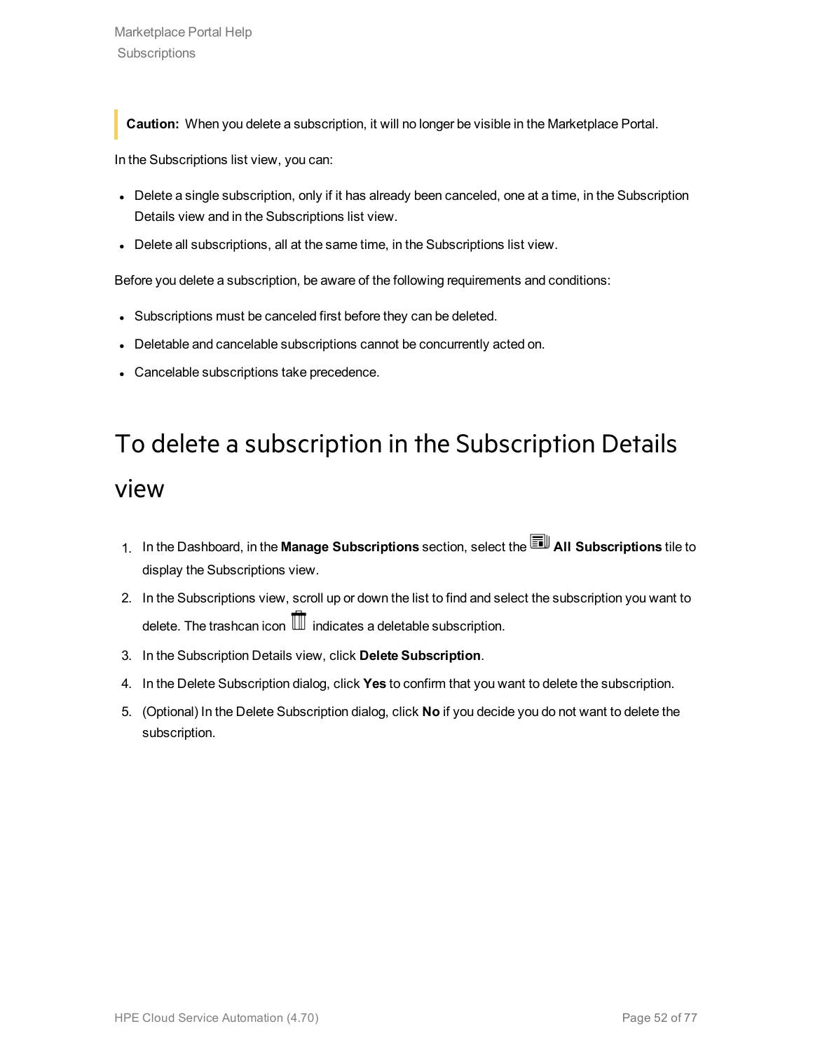> **Caution:** When you delete a subscription, it will no longer be visible in the Marketplace Portal.

In the Subscriptions list view, you can:

- Delete a single subscription, only if it has already been canceled, one at a time, in the Subscription Details view and in the Subscriptions list view.
- Delete all subscriptions, all at the same time, in the Subscriptions list view.

Before you delete a subscription, be aware of the following requirements and conditions:

- Subscriptions must be canceled first before they can be deleted.
- Deletable and cancelable subscriptions cannot be concurrently acted on.
- Cancelable subscriptions take precedence.

# To delete a subscription in the Subscription Details view

1. In the Dashboard, in the **Manage Subscriptions** section, select the **All Subscriptions** tile to display the Subscriptions view.
2. In the Subscriptions view, scroll up or down the list to find and select the subscription you want to delete. The trashcan icon indicates a deletable subscription.
3. In the Subscription Details view, click **Delete Subscription**.
4. In the Delete Subscription dialog, click **Yes** to confirm that you want to delete the subscription.
5. (Optional) In the Delete Subscription dialog, click **No** if you decide you do not want to delete the subscription.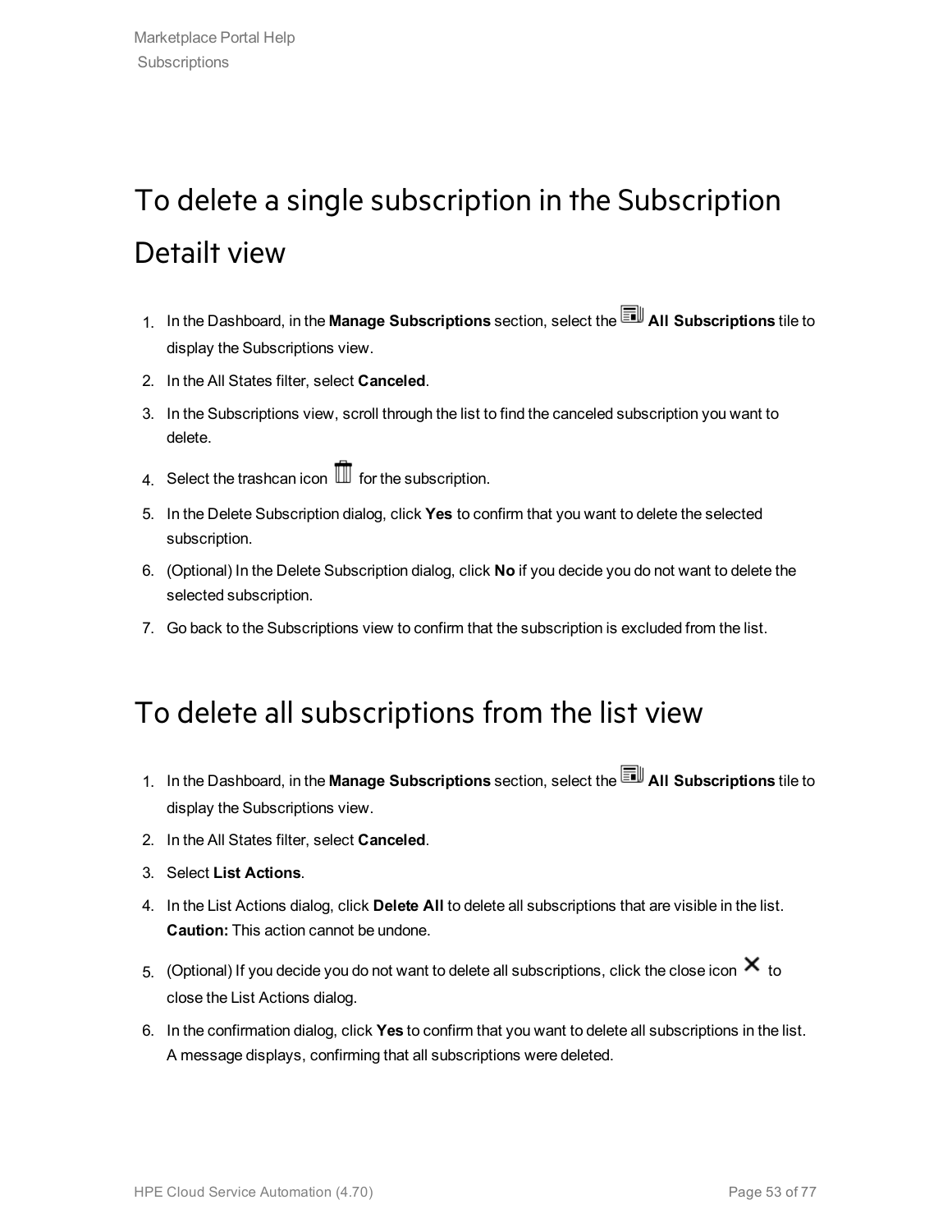## To delete a single subscription in the Subscription Detailt view

1. In the Dashboard, in the **Manage Subscriptions** section, select the **All Subscriptions** tile to display the Subscriptions view.
2. In the All States filter, select **Canceled**.
3. In the Subscriptions view, scroll through the list to find the canceled subscription you want to delete.
4. Select the trashcan icon for the subscription.
5. In the Delete Subscription dialog, click **Yes** to confirm that you want to delete the selected subscription.
6. (Optional) In the Delete Subscription dialog, click **No** if you decide you do not want to delete the selected subscription.
7. Go back to the Subscriptions view to confirm that the subscription is excluded from the list.

## To delete all subscriptions from the list view

1. In the Dashboard, in the **Manage Subscriptions** section, select the **All Subscriptions** tile to display the Subscriptions view.
2. In the All States filter, select **Canceled**.
3. Select **List Actions**.
4. In the List Actions dialog, click **Delete All** to delete all subscriptions that are visible in the list. **Caution:** This action cannot be undone.
5. (Optional) If you decide you do not want to delete all subscriptions, click the close icon ✕ to close the List Actions dialog.
6. In the confirmation dialog, click **Yes** to confirm that you want to delete all subscriptions in the list. A message displays, confirming that all subscriptions were deleted.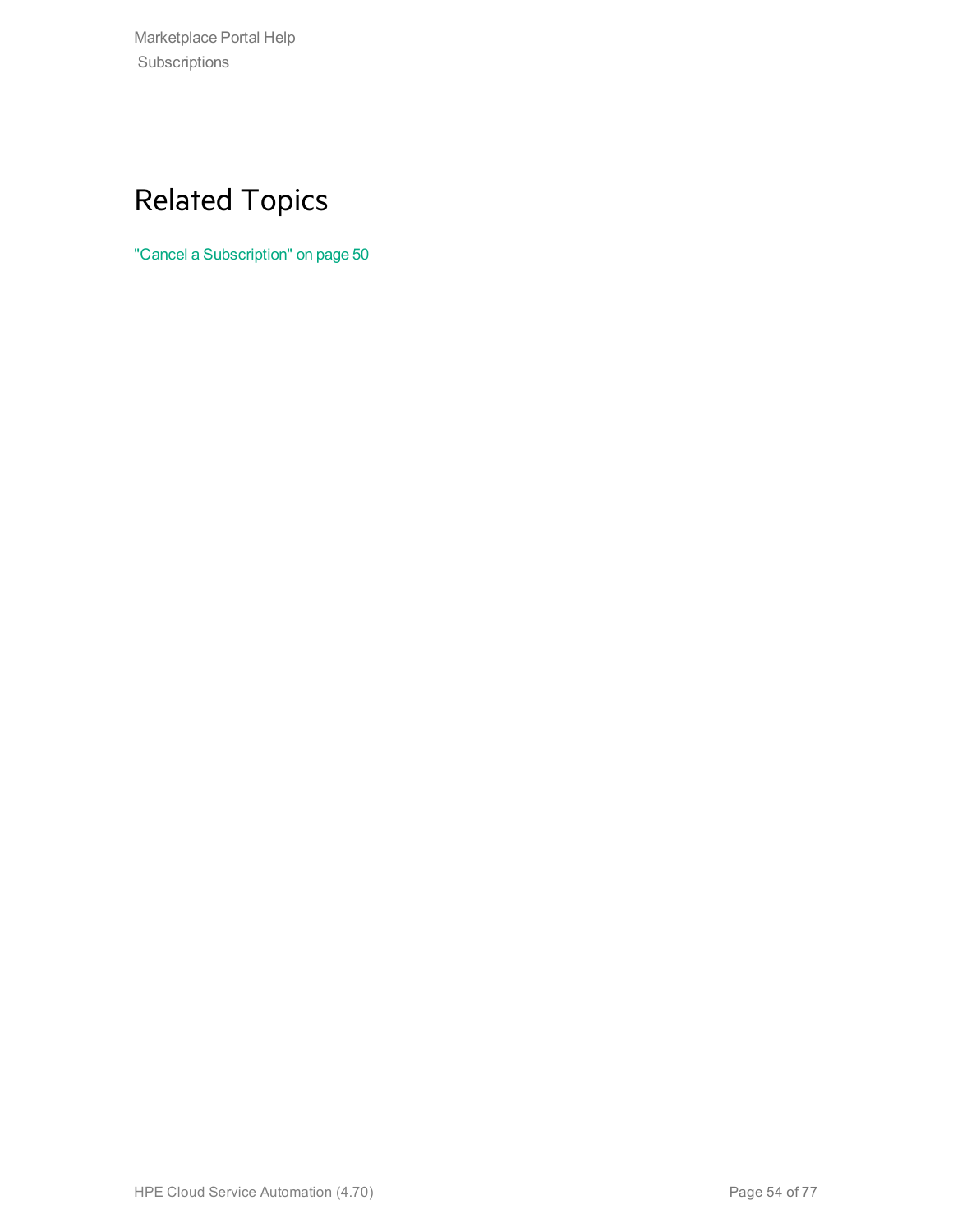## Related Topics

"Cancel a Subscription" on page 50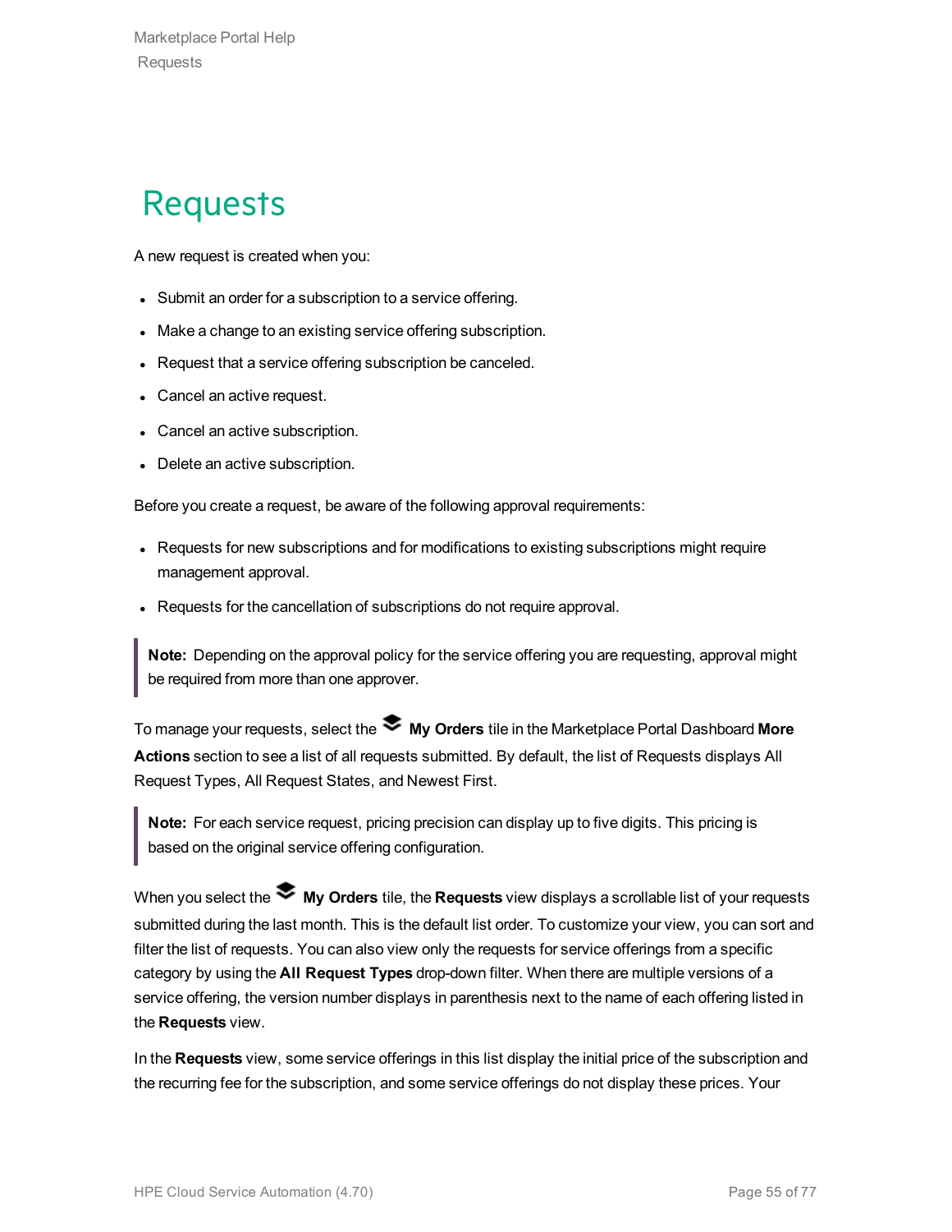# Requests

A new request is created when you:

- Submit an order for a subscription to a service offering.
- Make a change to an existing service offering subscription.
- Request that a service offering subscription be canceled.
- Cancel an active request.
- Cancel an active subscription.
- Delete an active subscription.

Before you create a request, be aware of the following approval requirements:

- Requests for new subscriptions and for modifications to existing subscriptions might require management approval.
- Requests for the cancellation of subscriptions do not require approval.

> **Note:** Depending on the approval policy for the service offering you are requesting, approval might be required from more than one approver.

To manage your requests, select the **My Orders** tile in the Marketplace Portal Dashboard **More Actions** section to see a list of all requests submitted. By default, the list of Requests displays All Request Types, All Request States, and Newest First.

> **Note:** For each service request, pricing precision can display up to five digits. This pricing is based on the original service offering configuration.

When you select the **My Orders** tile, the **Requests** view displays a scrollable list of your requests submitted during the last month. This is the default list order. To customize your view, you can sort and filter the list of requests. You can also view only the requests for service offerings from a specific category by using the **All Request Types** drop-down filter. When there are multiple versions of a service offering, the version number displays in parenthesis next to the name of each offering listed in the **Requests** view.

In the **Requests** view, some service offerings in this list display the initial price of the subscription and the recurring fee for the subscription, and some service offerings do not display these prices. Your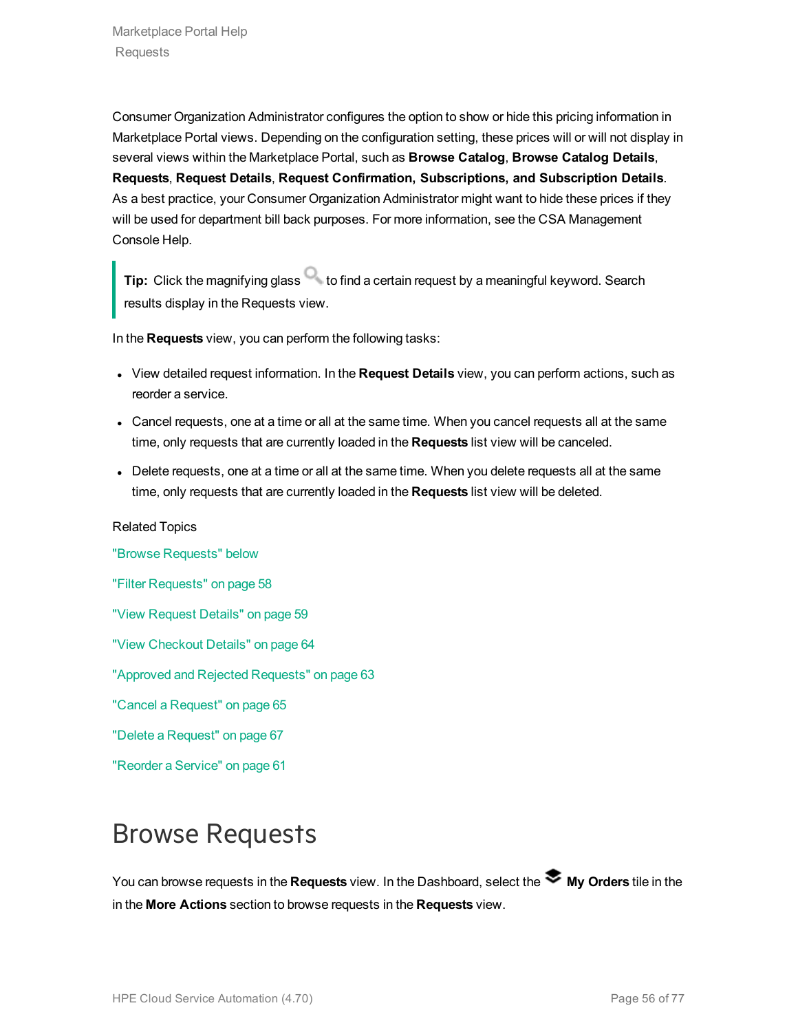Consumer Organization Administrator configures the option to show or hide this pricing information in Marketplace Portal views. Depending on the configuration setting, these prices will or will not display in several views within the Marketplace Portal, such as **Browse Catalog**, **Browse Catalog Details**, **Requests**, **Request Details**, **Request Confirmation, Subscriptions, and Subscription Details**. As a best practice, your Consumer Organization Administrator might want to hide these prices if they will be used for department bill back purposes. For more information, see the CSA Management Console Help.

> **Tip:** Click the magnifying glass to find a certain request by a meaningful keyword. Search results display in the Requests view.

In the **Requests** view, you can perform the following tasks:

- View detailed request information. In the **Request Details** view, you can perform actions, such as reorder a service.
- Cancel requests, one at a time or all at the same time. When you cancel requests all at the same time, only requests that are currently loaded in the **Requests** list view will be canceled.
- Delete requests, one at a time or all at the same time. When you delete requests all at the same time, only requests that are currently loaded in the **Requests** list view will be deleted.

Related Topics

"Browse Requests" below

"Filter Requests" on page 58

"View Request Details" on page 59

"View Checkout Details" on page 64

"Approved and Rejected Requests" on page 63

"Cancel a Request" on page 65

"Delete a Request" on page 67

"Reorder a Service" on page 61

# Browse Requests

You can browse requests in the **Requests** view. In the Dashboard, select the **My Orders** tile in the in the **More Actions** section to browse requests in the **Requests** view.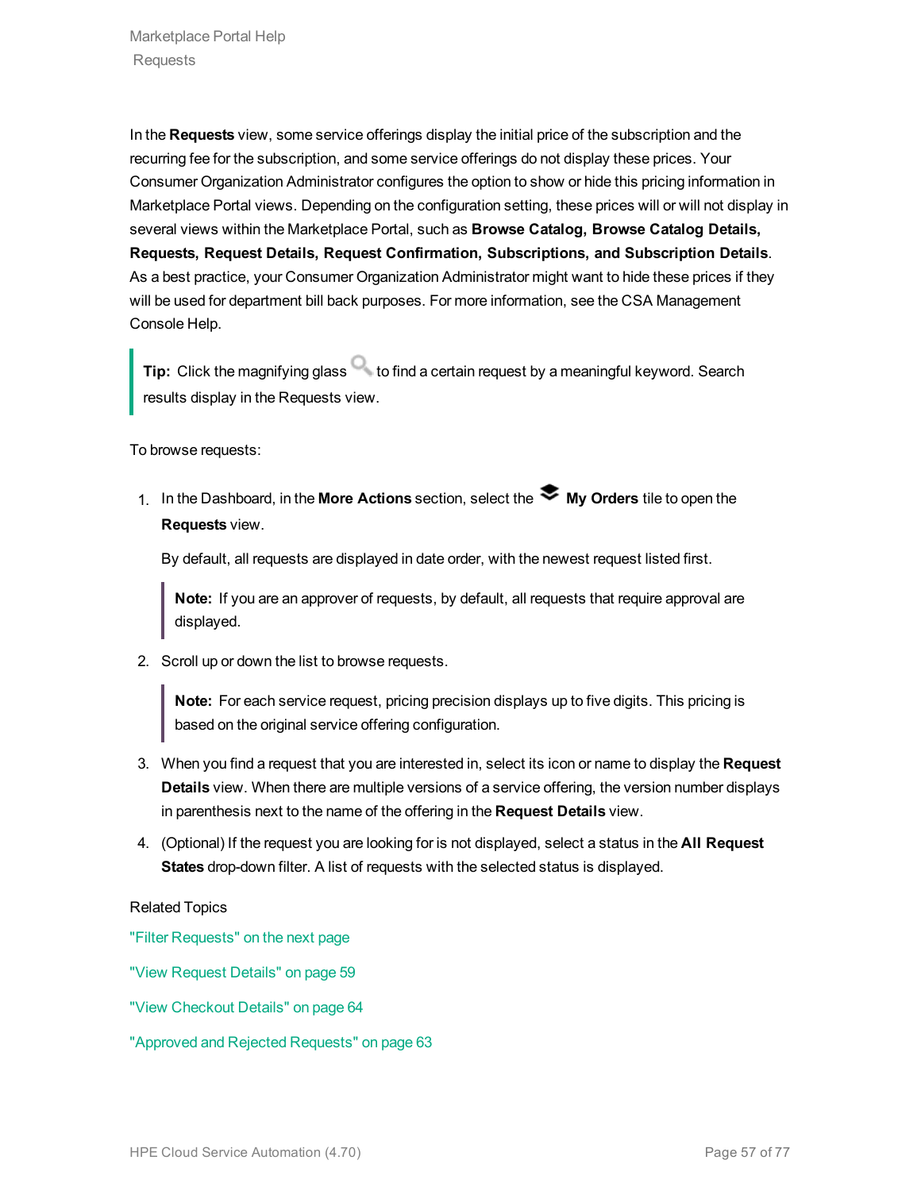In the **Requests** view, some service offerings display the initial price of the subscription and the recurring fee for the subscription, and some service offerings do not display these prices. Your Consumer Organization Administrator configures the option to show or hide this pricing information in Marketplace Portal views. Depending on the configuration setting, these prices will or will not display in several views within the Marketplace Portal, such as **Browse Catalog, Browse Catalog Details, Requests, Request Details, Request Confirmation, Subscriptions, and Subscription Details**. As a best practice, your Consumer Organization Administrator might want to hide these prices if they will be used for department bill back purposes. For more information, see the CSA Management Console Help.

> **Tip:** Click the magnifying glass to find a certain request by a meaningful keyword. Search results display in the Requests view.

To browse requests:

1. In the Dashboard, in the **More Actions** section, select the **My Orders** tile to open the **Requests** view.

   By default, all requests are displayed in date order, with the newest request listed first.

   > **Note:** If you are an approver of requests, by default, all requests that require approval are displayed.

2. Scroll up or down the list to browse requests.

   > **Note:** For each service request, pricing precision displays up to five digits. This pricing is based on the original service offering configuration.

3. When you find a request that you are interested in, select its icon or name to display the **Request Details** view. When there are multiple versions of a service offering, the version number displays in parenthesis next to the name of the offering in the **Request Details** view.
4. (Optional) If the request you are looking for is not displayed, select a status in the **All Request States** drop-down filter. A list of requests with the selected status is displayed.

Related Topics

"Filter Requests" on the next page

"View Request Details" on page 59

"View Checkout Details" on page 64

"Approved and Rejected Requests" on page 63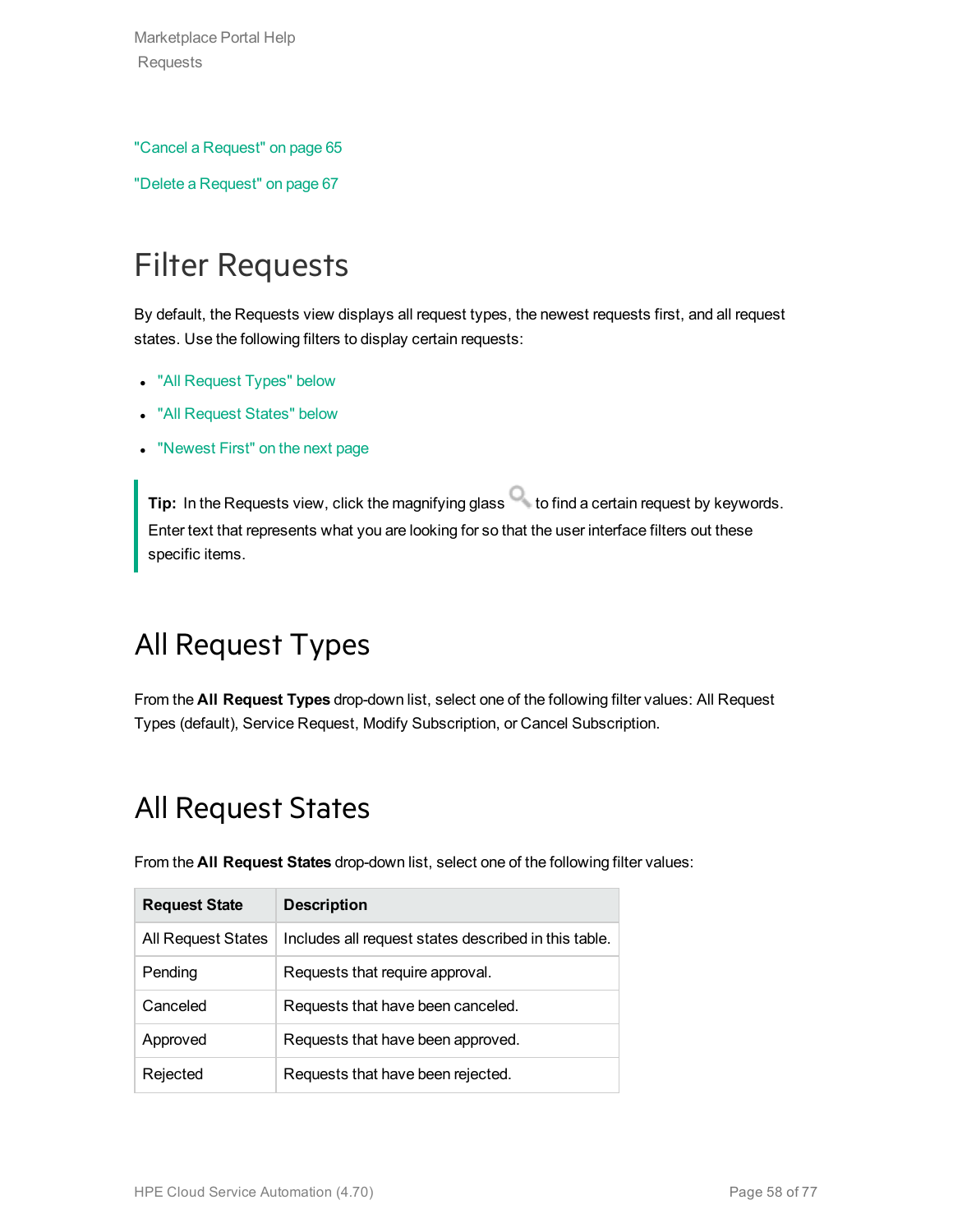"Cancel a Request" on page 65

"Delete a Request" on page 67

# Filter Requests

By default, the Requests view displays all request types, the newest requests first, and all request states. Use the following filters to display certain requests:

- "All Request Types" below
- "All Request States" below
- "Newest First" on the next page

> **Tip:** In the Requests view, click the magnifying glass to find a certain request by keywords. Enter text that represents what you are looking for so that the user interface filters out these specific items.

## All Request Types

From the **All Request Types** drop-down list, select one of the following filter values: All Request Types (default), Service Request, Modify Subscription, or Cancel Subscription.

## All Request States

From the **All Request States** drop-down list, select one of the following filter values:

| Request State | Description |
| --- | --- |
| All Request States | Includes all request states described in this table. |
| Pending | Requests that require approval. |
| Canceled | Requests that have been canceled. |
| Approved | Requests that have been approved. |
| Rejected | Requests that have been rejected. |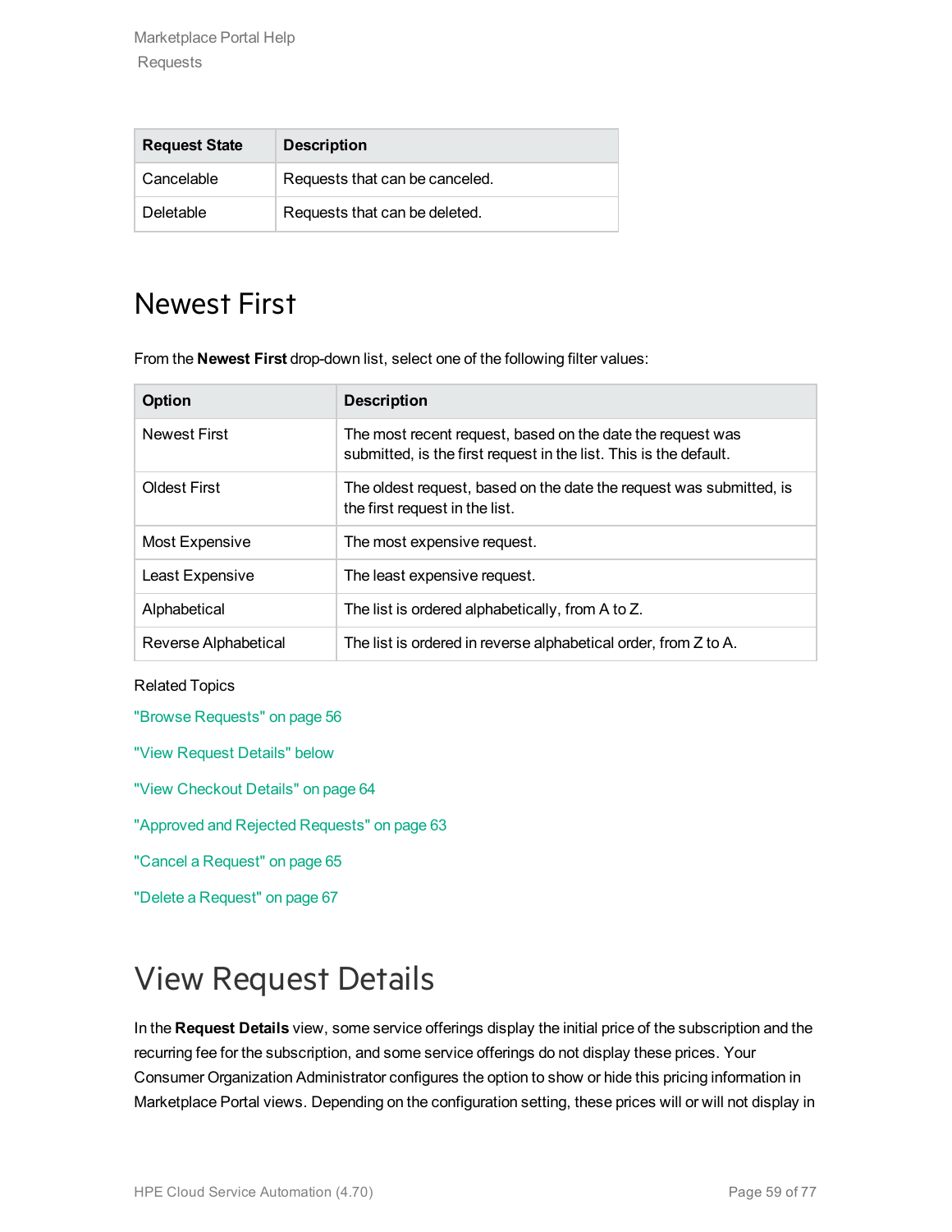| Request State | Description |
| --- | --- |
| Cancelable | Requests that can be canceled. |
| Deletable | Requests that can be deleted. |

## Newest First

From the **Newest First** drop-down list, select one of the following filter values:

| Option | Description |
| --- | --- |
| Newest First | The most recent request, based on the date the request was submitted, is the first request in the list. This is the default. |
| Oldest First | The oldest request, based on the date the request was submitted, is the first request in the list. |
| Most Expensive | The most expensive request. |
| Least Expensive | The least expensive request. |
| Alphabetical | The list is ordered alphabetically, from A to Z. |
| Reverse Alphabetical | The list is ordered in reverse alphabetical order, from Z to A. |

Related Topics

"Browse Requests" on page 56

"View Request Details" below

"View Checkout Details" on page 64

"Approved and Rejected Requests" on page 63

"Cancel a Request" on page 65

"Delete a Request" on page 67

# View Request Details

In the **Request Details** view, some service offerings display the initial price of the subscription and the recurring fee for the subscription, and some service offerings do not display these prices. Your Consumer Organization Administrator configures the option to show or hide this pricing information in Marketplace Portal views. Depending on the configuration setting, these prices will or will not display in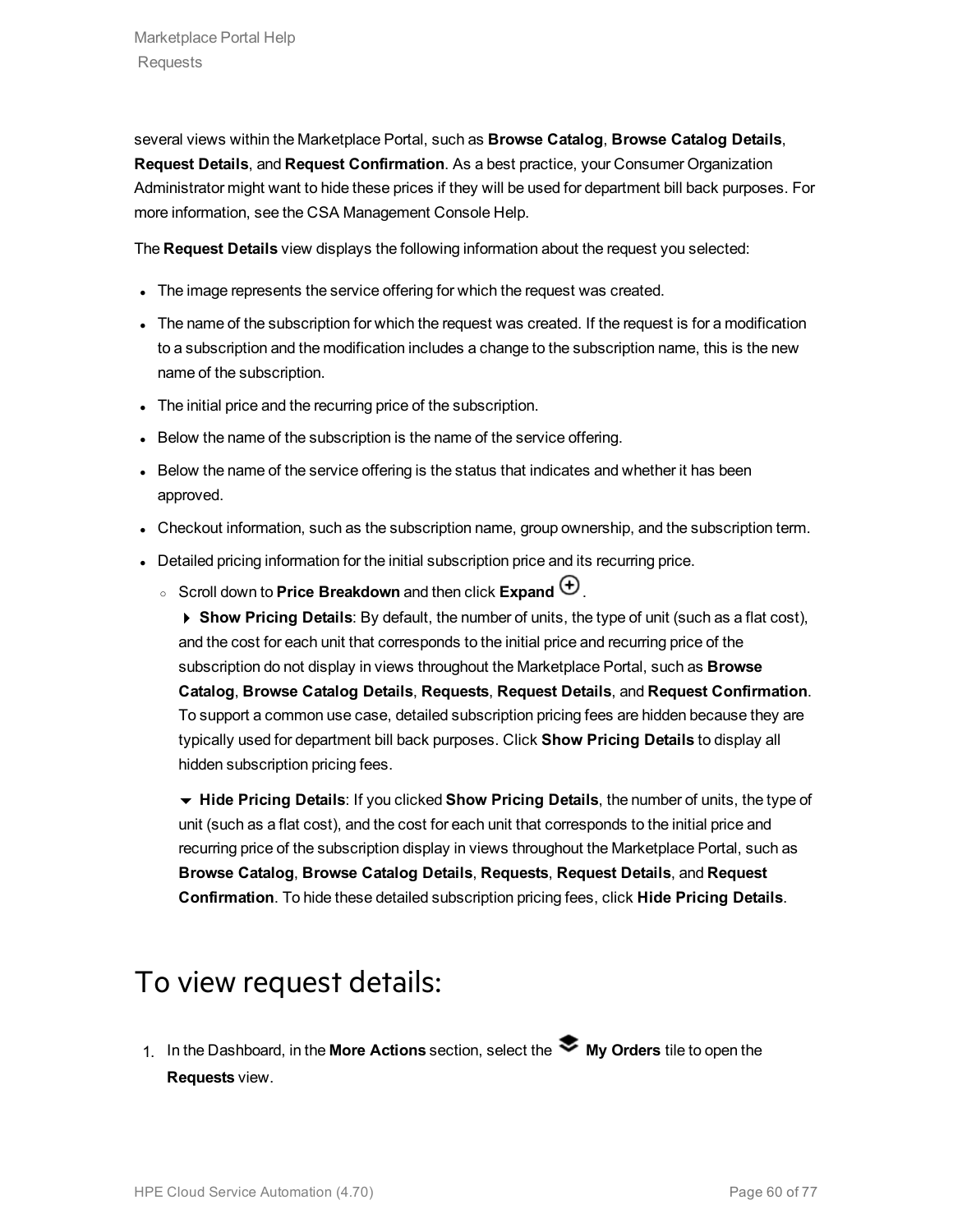several views within the Marketplace Portal, such as **Browse Catalog**, **Browse Catalog Details**, **Request Details**, and **Request Confirmation**. As a best practice, your Consumer Organization Administrator might want to hide these prices if they will be used for department bill back purposes. For more information, see the CSA Management Console Help.

The **Request Details** view displays the following information about the request you selected:

- The image represents the service offering for which the request was created.
- The name of the subscription for which the request was created. If the request is for a modification to a subscription and the modification includes a change to the subscription name, this is the new name of the subscription.
- The initial price and the recurring price of the subscription.
- Below the name of the subscription is the name of the service offering.
- Below the name of the service offering is the status that indicates and whether it has been approved.
- Checkout information, such as the subscription name, group ownership, and the subscription term.
- Detailed pricing information for the initial subscription price and its recurring price.
  - Scroll down to **Price Breakdown** and then click **Expand** ⊕.

    ▸ **Show Pricing Details**: By default, the number of units, the type of unit (such as a flat cost), and the cost for each unit that corresponds to the initial price and recurring price of the subscription do not display in views throughout the Marketplace Portal, such as **Browse Catalog**, **Browse Catalog Details**, **Requests**, **Request Details**, and **Request Confirmation**. To support a common use case, detailed subscription pricing fees are hidden because they are typically used for department bill back purposes. Click **Show Pricing Details** to display all hidden subscription pricing fees.

    ▾ **Hide Pricing Details**: If you clicked **Show Pricing Details**, the number of units, the type of unit (such as a flat cost), and the cost for each unit that corresponds to the initial price and recurring price of the subscription display in views throughout the Marketplace Portal, such as **Browse Catalog**, **Browse Catalog Details**, **Requests**, **Request Details**, and **Request Confirmation**. To hide these detailed subscription pricing fees, click **Hide Pricing Details**.

## To view request details:

1. In the Dashboard, in the **More Actions** section, select the **My Orders** tile to open the **Requests** view.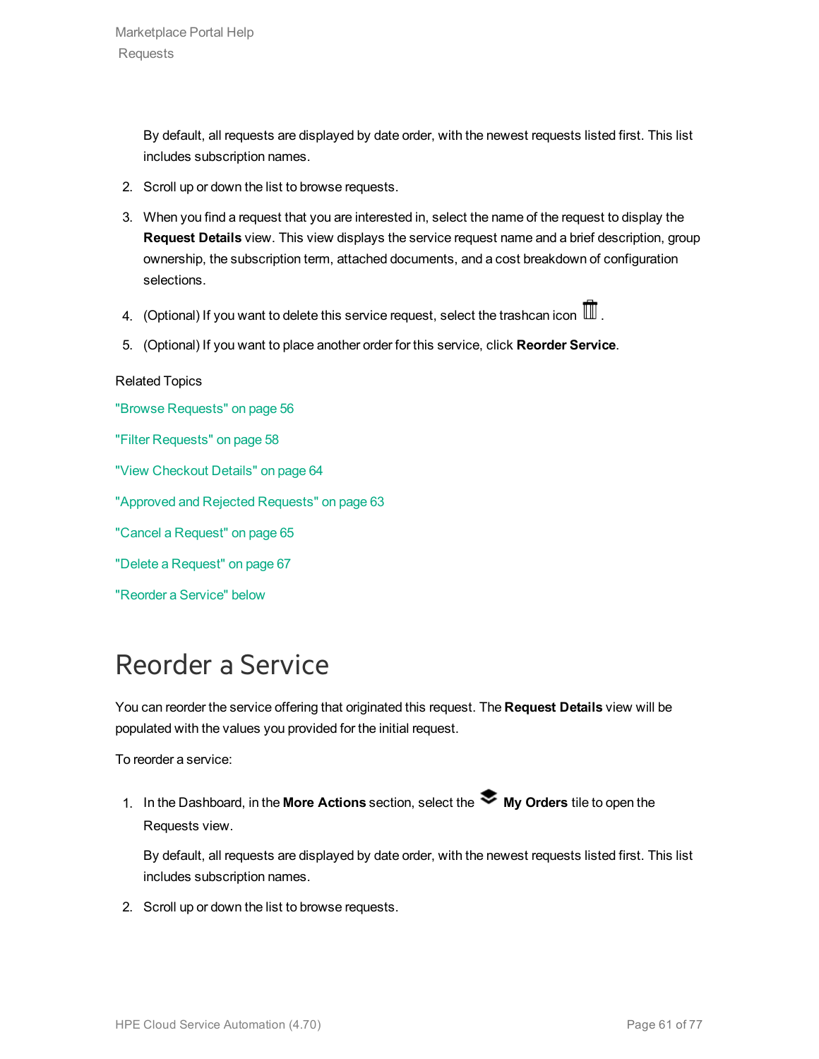By default, all requests are displayed by date order, with the newest requests listed first. This list includes subscription names.

2. Scroll up or down the list to browse requests.
3. When you find a request that you are interested in, select the name of the request to display the **Request Details** view. This view displays the service request name and a brief description, group ownership, the subscription term, attached documents, and a cost breakdown of configuration selections.
4. (Optional) If you want to delete this service request, select the trashcan icon .
5. (Optional) If you want to place another order for this service, click **Reorder Service**.

Related Topics

"Browse Requests" on page 56

"Filter Requests" on page 58

"View Checkout Details" on page 64

"Approved and Rejected Requests" on page 63

"Cancel a Request" on page 65

"Delete a Request" on page 67

"Reorder a Service" below

# Reorder a Service

You can reorder the service offering that originated this request. The **Request Details** view will be populated with the values you provided for the initial request.

To reorder a service:

1. In the Dashboard, in the **More Actions** section, select the **My Orders** tile to open the Requests view.

   By default, all requests are displayed by date order, with the newest requests listed first. This list includes subscription names.

2. Scroll up or down the list to browse requests.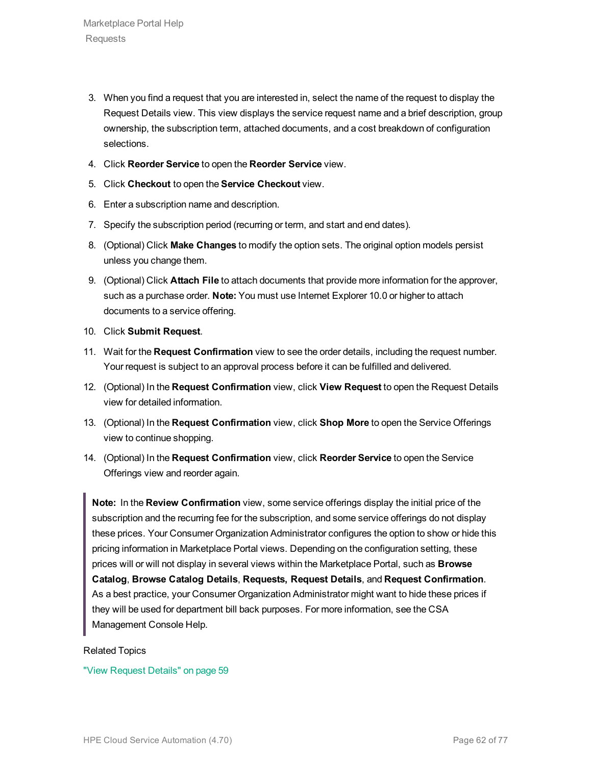3. When you find a request that you are interested in, select the name of the request to display the Request Details view. This view displays the service request name and a brief description, group ownership, the subscription term, attached documents, and a cost breakdown of configuration selections.
4. Click **Reorder Service** to open the **Reorder Service** view.
5. Click **Checkout** to open the **Service Checkout** view.
6. Enter a subscription name and description.
7. Specify the subscription period (recurring or term, and start and end dates).
8. (Optional) Click **Make Changes** to modify the option sets. The original option models persist unless you change them.
9. (Optional) Click **Attach File** to attach documents that provide more information for the approver, such as a purchase order. **Note:** You must use Internet Explorer 10.0 or higher to attach documents to a service offering.
10. Click **Submit Request**.
11. Wait for the **Request Confirmation** view to see the order details, including the request number. Your request is subject to an approval process before it can be fulfilled and delivered.
12. (Optional) In the **Request Confirmation** view, click **View Request** to open the Request Details view for detailed information.
13. (Optional) In the **Request Confirmation** view, click **Shop More** to open the Service Offerings view to continue shopping.
14. (Optional) In the **Request Confirmation** view, click **Reorder Service** to open the Service Offerings view and reorder again.

> **Note:** In the **Review Confirmation** view, some service offerings display the initial price of the subscription and the recurring fee for the subscription, and some service offerings do not display these prices. Your Consumer Organization Administrator configures the option to show or hide this pricing information in Marketplace Portal views. Depending on the configuration setting, these prices will or will not display in several views within the Marketplace Portal, such as **Browse Catalog**, **Browse Catalog Details**, **Requests, Request Details**, and **Request Confirmation**. As a best practice, your Consumer Organization Administrator might want to hide these prices if they will be used for department bill back purposes. For more information, see the CSA Management Console Help.

Related Topics

"View Request Details" on page 59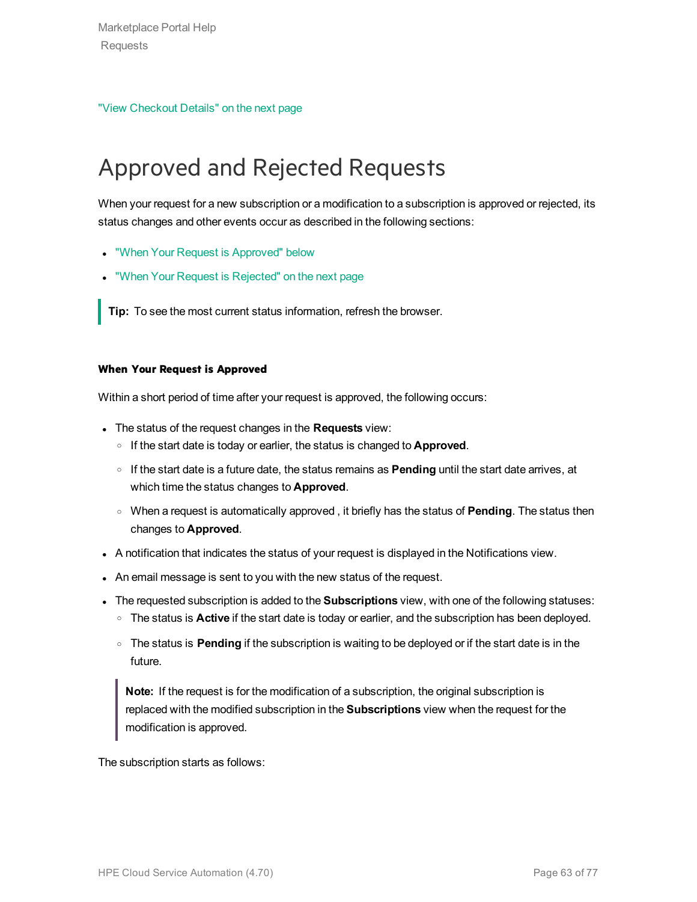"View Checkout Details" on the next page

# Approved and Rejected Requests

When your request for a new subscription or a modification to a subscription is approved or rejected, its status changes and other events occur as described in the following sections:

- "When Your Request is Approved" below
- "When Your Request is Rejected" on the next page

> **Tip:** To see the most current status information, refresh the browser.

#### When Your Request is Approved

Within a short period of time after your request is approved, the following occurs:

- The status of the request changes in the **Requests** view:
  - If the start date is today or earlier, the status is changed to **Approved**.
  - If the start date is a future date, the status remains as **Pending** until the start date arrives, at which time the status changes to **Approved**.
  - When a request is automatically approved , it briefly has the status of **Pending**. The status then changes to **Approved**.
- A notification that indicates the status of your request is displayed in the Notifications view.
- An email message is sent to you with the new status of the request.
- The requested subscription is added to the **Subscriptions** view, with one of the following statuses:
  - The status is **Active** if the start date is today or earlier, and the subscription has been deployed.
  - The status is **Pending** if the subscription is waiting to be deployed or if the start date is in the future.

> **Note:** If the request is for the modification of a subscription, the original subscription is replaced with the modified subscription in the **Subscriptions** view when the request for the modification is approved.

The subscription starts as follows: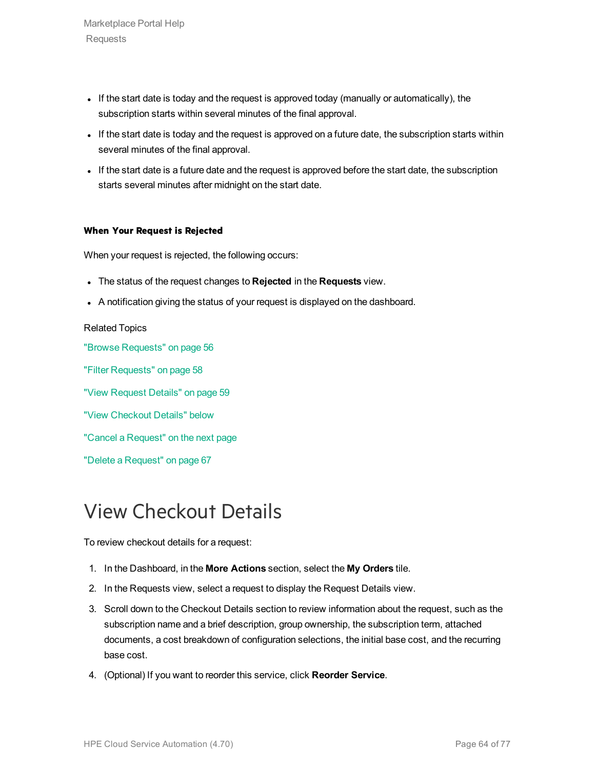- If the start date is today and the request is approved today (manually or automatically), the subscription starts within several minutes of the final approval.
- If the start date is today and the request is approved on a future date, the subscription starts within several minutes of the final approval.
- If the start date is a future date and the request is approved before the start date, the subscription starts several minutes after midnight on the start date.

#### When Your Request is Rejected

When your request is rejected, the following occurs:

- The status of the request changes to **Rejected** in the **Requests** view.
- A notification giving the status of your request is displayed on the dashboard.

Related Topics

"Browse Requests" on page 56

"Filter Requests" on page 58

"View Request Details" on page 59

"View Checkout Details" below

"Cancel a Request" on the next page

"Delete a Request" on page 67

# View Checkout Details

To review checkout details for a request:

1. In the Dashboard, in the **More Actions** section, select the **My Orders** tile.
2. In the Requests view, select a request to display the Request Details view.
3. Scroll down to the Checkout Details section to review information about the request, such as the subscription name and a brief description, group ownership, the subscription term, attached documents, a cost breakdown of configuration selections, the initial base cost, and the recurring base cost.
4. (Optional) If you want to reorder this service, click **Reorder Service**.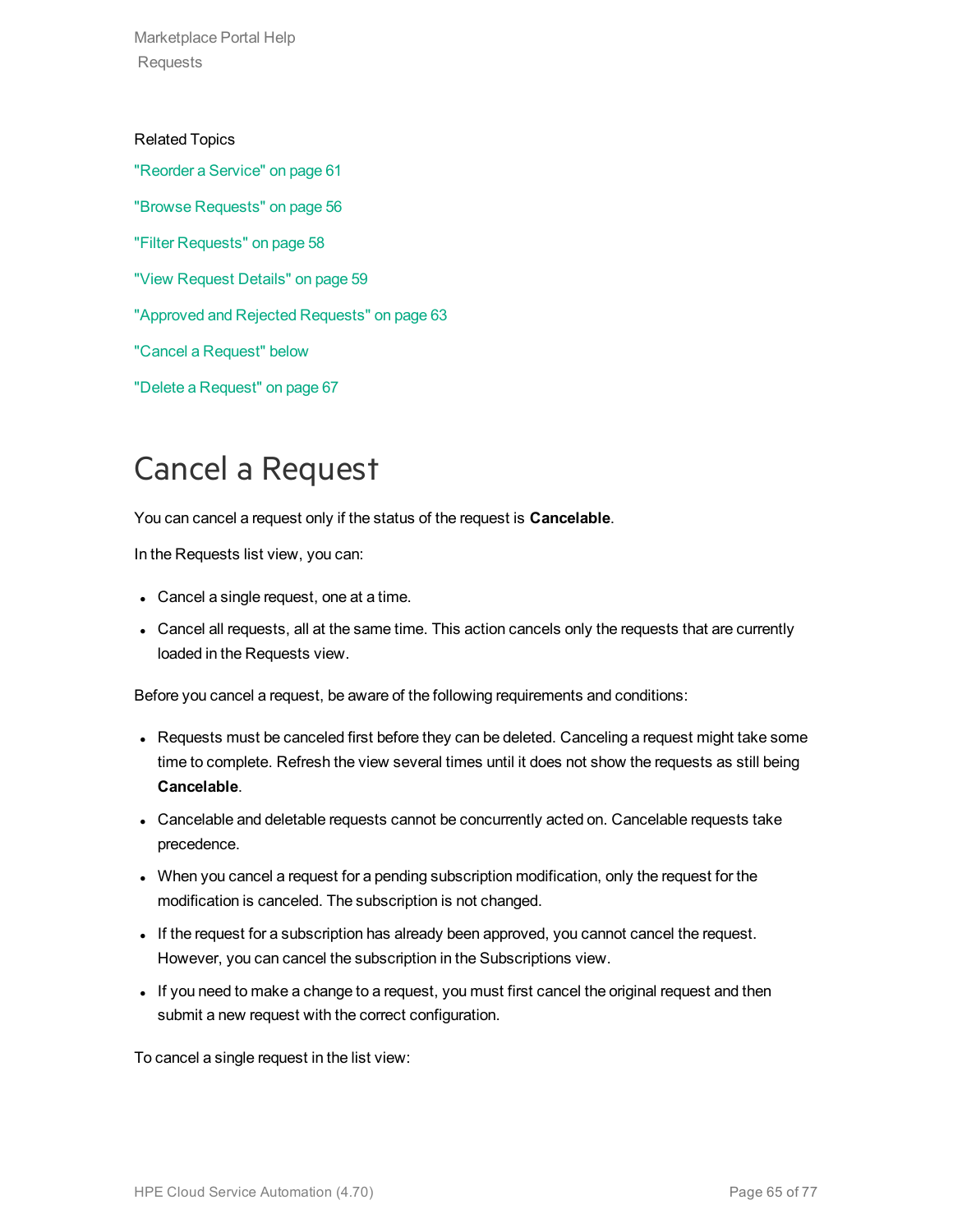Related Topics

"Reorder a Service" on page 61

"Browse Requests" on page 56

"Filter Requests" on page 58

"View Request Details" on page 59

"Approved and Rejected Requests" on page 63

"Cancel a Request" below

"Delete a Request" on page 67

# Cancel a Request

You can cancel a request only if the status of the request is **Cancelable**.

In the Requests list view, you can:

- Cancel a single request, one at a time.
- Cancel all requests, all at the same time. This action cancels only the requests that are currently loaded in the Requests view.

Before you cancel a request, be aware of the following requirements and conditions:

- Requests must be canceled first before they can be deleted. Canceling a request might take some time to complete. Refresh the view several times until it does not show the requests as still being **Cancelable**.
- Cancelable and deletable requests cannot be concurrently acted on. Cancelable requests take precedence.
- When you cancel a request for a pending subscription modification, only the request for the modification is canceled. The subscription is not changed.
- If the request for a subscription has already been approved, you cannot cancel the request. However, you can cancel the subscription in the Subscriptions view.
- If you need to make a change to a request, you must first cancel the original request and then submit a new request with the correct configuration.

To cancel a single request in the list view: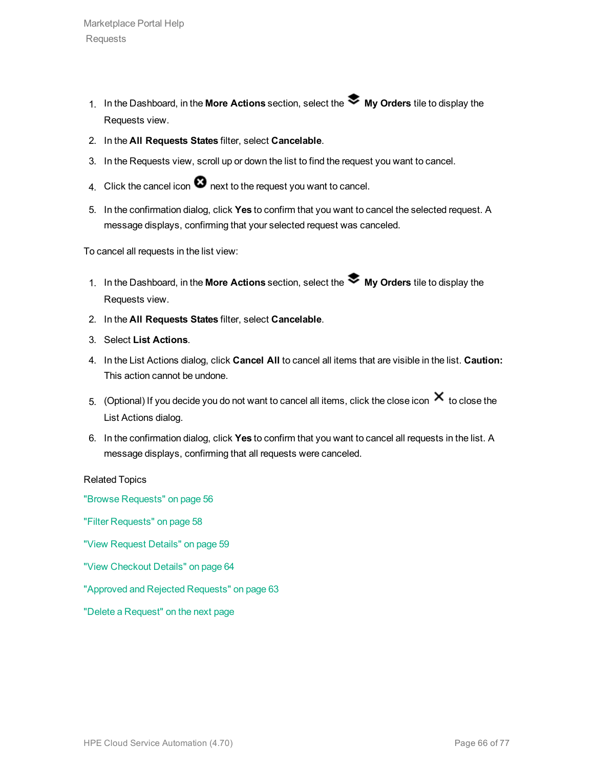1. In the Dashboard, in the **More Actions** section, select the **My Orders** tile to display the Requests view.
2. In the **All Requests States** filter, select **Cancelable**.
3. In the Requests view, scroll up or down the list to find the request you want to cancel.
4. Click the cancel icon next to the request you want to cancel.
5. In the confirmation dialog, click **Yes** to confirm that you want to cancel the selected request. A message displays, confirming that your selected request was canceled.

To cancel all requests in the list view:

1. In the Dashboard, in the **More Actions** section, select the **My Orders** tile to display the Requests view.
2. In the **All Requests States** filter, select **Cancelable**.
3. Select **List Actions**.
4. In the List Actions dialog, click **Cancel All** to cancel all items that are visible in the list. **Caution:** This action cannot be undone.
5. (Optional) If you decide you do not want to cancel all items, click the close icon to close the List Actions dialog.
6. In the confirmation dialog, click **Yes** to confirm that you want to cancel all requests in the list. A message displays, confirming that all requests were canceled.

Related Topics

"Browse Requests" on page 56

"Filter Requests" on page 58

"View Request Details" on page 59

"View Checkout Details" on page 64

"Approved and Rejected Requests" on page 63

"Delete a Request" on the next page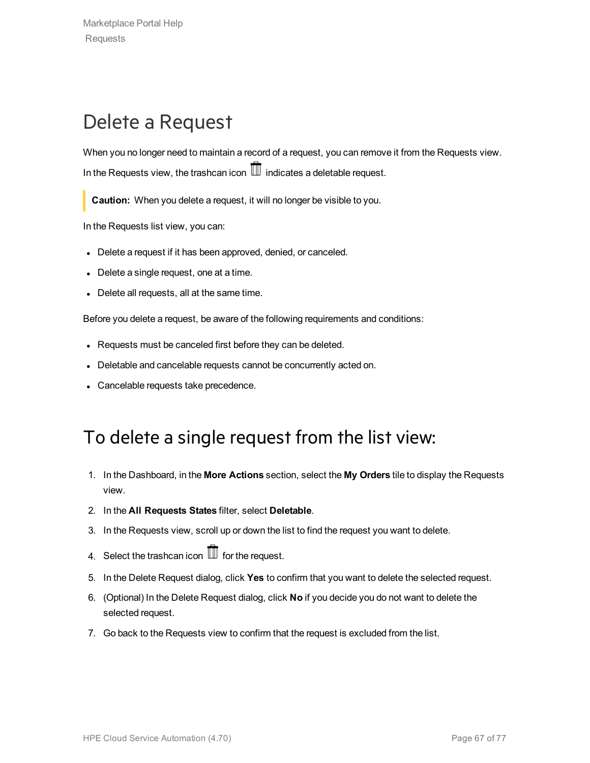# Delete a Request

When you no longer need to maintain a record of a request, you can remove it from the Requests view. In the Requests view, the trashcan icon indicates a deletable request.

> **Caution:** When you delete a request, it will no longer be visible to you.

In the Requests list view, you can:

- Delete a request if it has been approved, denied, or canceled.
- Delete a single request, one at a time.
- Delete all requests, all at the same time.

Before you delete a request, be aware of the following requirements and conditions:

- Requests must be canceled first before they can be deleted.
- Deletable and cancelable requests cannot be concurrently acted on.
- Cancelable requests take precedence.

## To delete a single request from the list view:

1. In the Dashboard, in the **More Actions** section, select the **My Orders** tile to display the Requests view.
2. In the **All Requests States** filter, select **Deletable**.
3. In the Requests view, scroll up or down the list to find the request you want to delete.
4. Select the trashcan icon for the request.
5. In the Delete Request dialog, click **Yes** to confirm that you want to delete the selected request.
6. (Optional) In the Delete Request dialog, click **No** if you decide you do not want to delete the selected request.
7. Go back to the Requests view to confirm that the request is excluded from the list.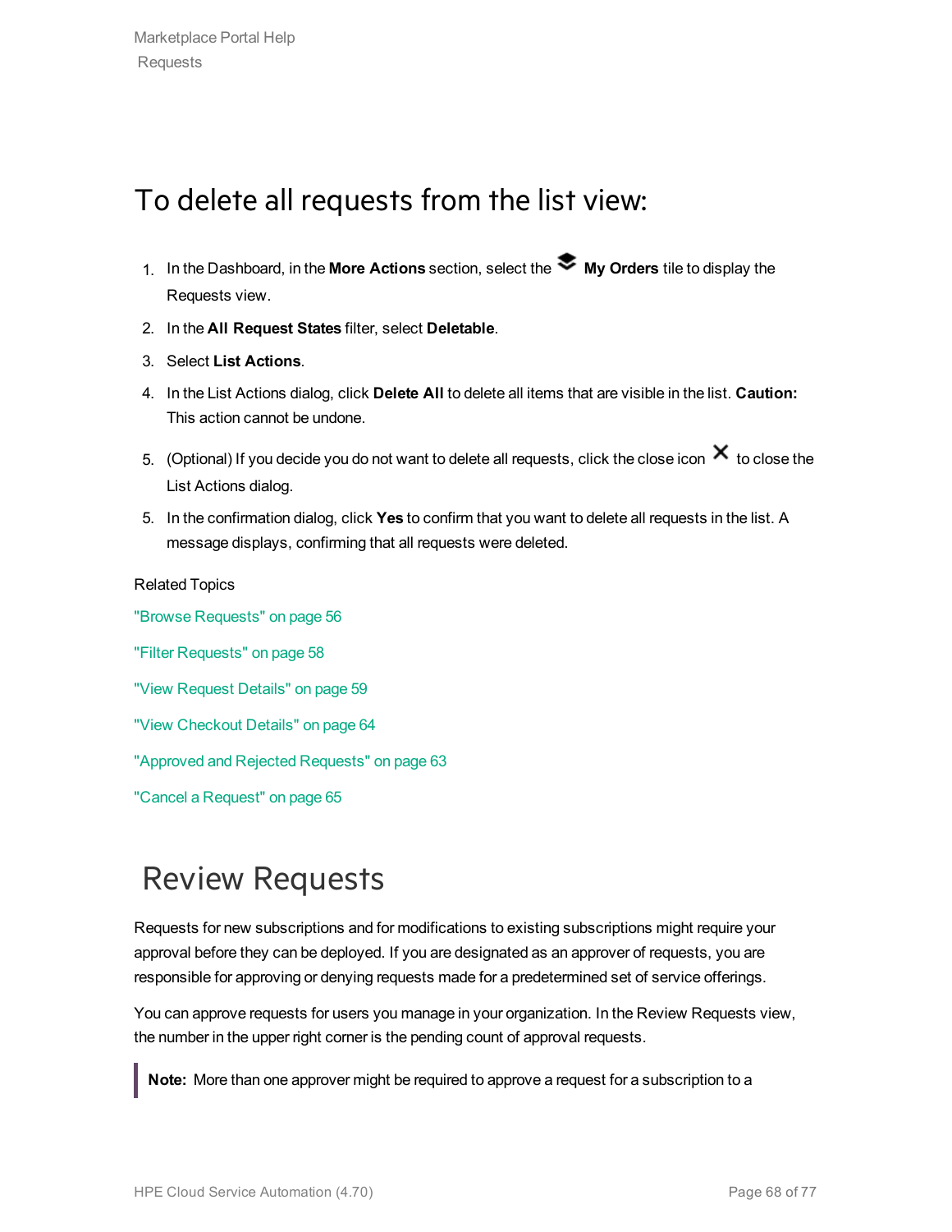## To delete all requests from the list view:

1. In the Dashboard, in the **More Actions** section, select the **My Orders** tile to display the Requests view.
2. In the **All Request States** filter, select **Deletable**.
3. Select **List Actions**.
4. In the List Actions dialog, click **Delete All** to delete all items that are visible in the list. **Caution:** This action cannot be undone.
5. (Optional) If you decide you do not want to delete all requests, click the close icon ✕ to close the List Actions dialog.
5. In the confirmation dialog, click **Yes** to confirm that you want to delete all requests in the list. A message displays, confirming that all requests were deleted.

Related Topics

"Browse Requests" on page 56

"Filter Requests" on page 58

"View Request Details" on page 59

"View Checkout Details" on page 64

"Approved and Rejected Requests" on page 63

"Cancel a Request" on page 65

# Review Requests

Requests for new subscriptions and for modifications to existing subscriptions might require your approval before they can be deployed. If you are designated as an approver of requests, you are responsible for approving or denying requests made for a predetermined set of service offerings.

You can approve requests for users you manage in your organization. In the Review Requests view, the number in the upper right corner is the pending count of approval requests.

> **Note:** More than one approver might be required to approve a request for a subscription to a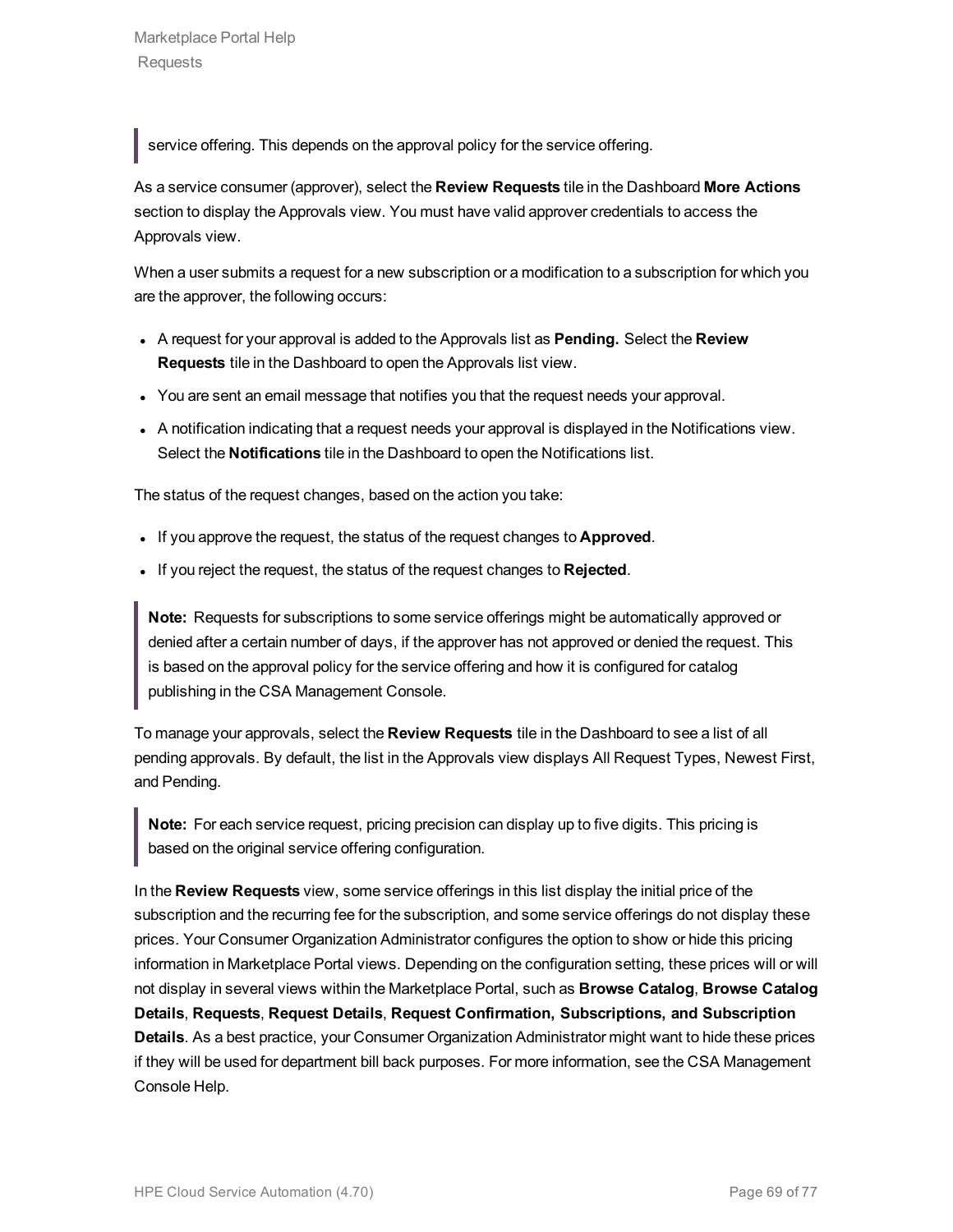> service offering. This depends on the approval policy for the service offering.

As a service consumer (approver), select the **Review Requests** tile in the Dashboard **More Actions** section to display the Approvals view. You must have valid approver credentials to access the Approvals view.

When a user submits a request for a new subscription or a modification to a subscription for which you are the approver, the following occurs:

- A request for your approval is added to the Approvals list as **Pending.** Select the **Review Requests** tile in the Dashboard to open the Approvals list view.
- You are sent an email message that notifies you that the request needs your approval.
- A notification indicating that a request needs your approval is displayed in the Notifications view. Select the **Notifications** tile in the Dashboard to open the Notifications list.

The status of the request changes, based on the action you take:

- If you approve the request, the status of the request changes to **Approved**.
- If you reject the request, the status of the request changes to **Rejected**.

> **Note:** Requests for subscriptions to some service offerings might be automatically approved or denied after a certain number of days, if the approver has not approved or denied the request. This is based on the approval policy for the service offering and how it is configured for catalog publishing in the CSA Management Console.

To manage your approvals, select the **Review Requests** tile in the Dashboard to see a list of all pending approvals. By default, the list in the Approvals view displays All Request Types, Newest First, and Pending.

> **Note:** For each service request, pricing precision can display up to five digits. This pricing is based on the original service offering configuration.

In the **Review Requests** view, some service offerings in this list display the initial price of the subscription and the recurring fee for the subscription, and some service offerings do not display these prices. Your Consumer Organization Administrator configures the option to show or hide this pricing information in Marketplace Portal views. Depending on the configuration setting, these prices will or will not display in several views within the Marketplace Portal, such as **Browse Catalog**, **Browse Catalog Details**, **Requests**, **Request Details**, **Request Confirmation, Subscriptions, and Subscription Details**. As a best practice, your Consumer Organization Administrator might want to hide these prices if they will be used for department bill back purposes. For more information, see the CSA Management Console Help.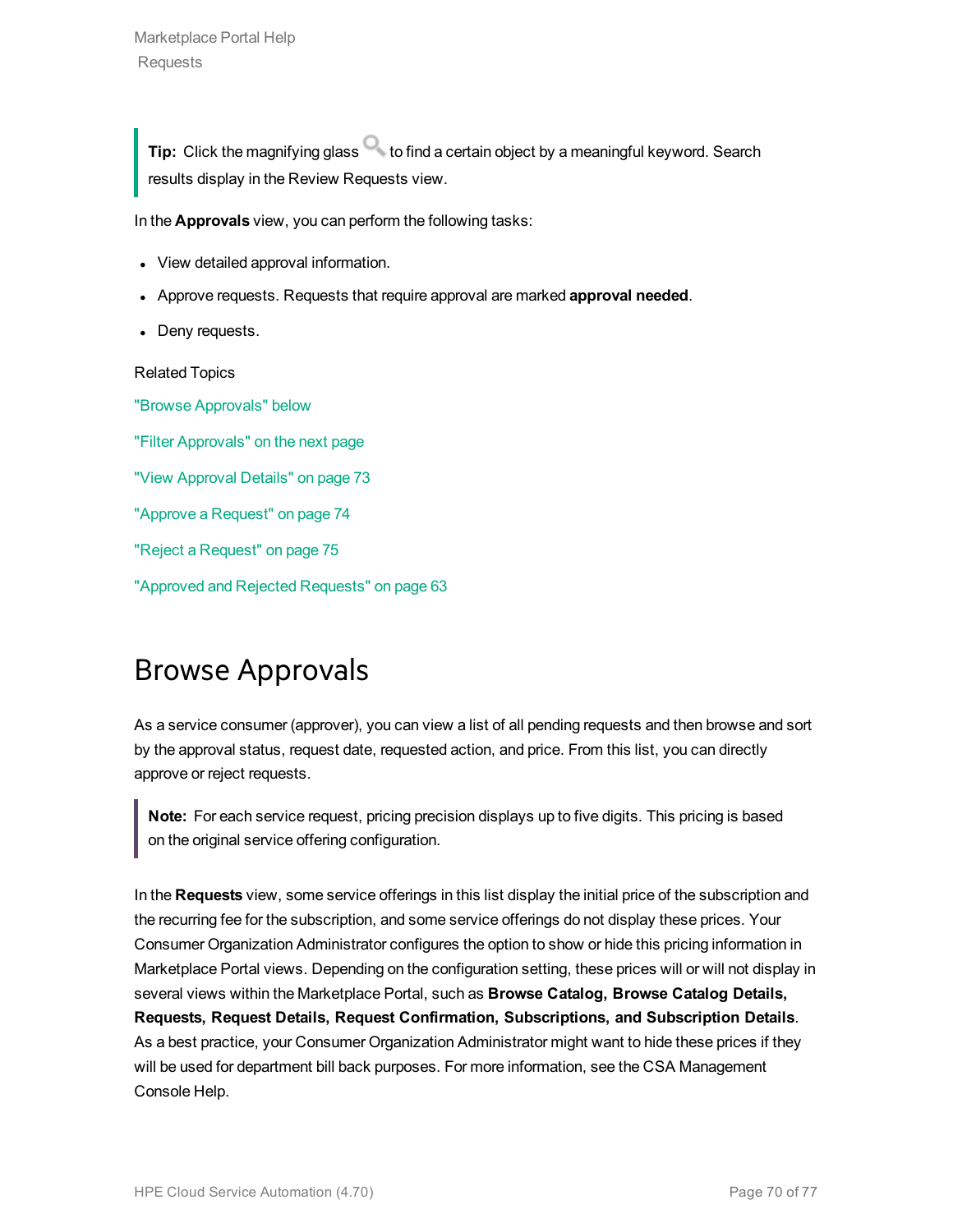> **Tip:** Click the magnifying glass to find a certain object by a meaningful keyword. Search results display in the Review Requests view.

In the **Approvals** view, you can perform the following tasks:

- View detailed approval information.
- Approve requests. Requests that require approval are marked **approval needed**.
- Deny requests.

Related Topics

"Browse Approvals" below

"Filter Approvals" on the next page

"View Approval Details" on page 73

"Approve a Request" on page 74

"Reject a Request" on page 75

"Approved and Rejected Requests" on page 63

## Browse Approvals

As a service consumer (approver), you can view a list of all pending requests and then browse and sort by the approval status, request date, requested action, and price. From this list, you can directly approve or reject requests.

> **Note:** For each service request, pricing precision displays up to five digits. This pricing is based on the original service offering configuration.

In the **Requests** view, some service offerings in this list display the initial price of the subscription and the recurring fee for the subscription, and some service offerings do not display these prices. Your Consumer Organization Administrator configures the option to show or hide this pricing information in Marketplace Portal views. Depending on the configuration setting, these prices will or will not display in several views within the Marketplace Portal, such as **Browse Catalog, Browse Catalog Details, Requests, Request Details, Request Confirmation, Subscriptions, and Subscription Details**. As a best practice, your Consumer Organization Administrator might want to hide these prices if they will be used for department bill back purposes. For more information, see the CSA Management Console Help.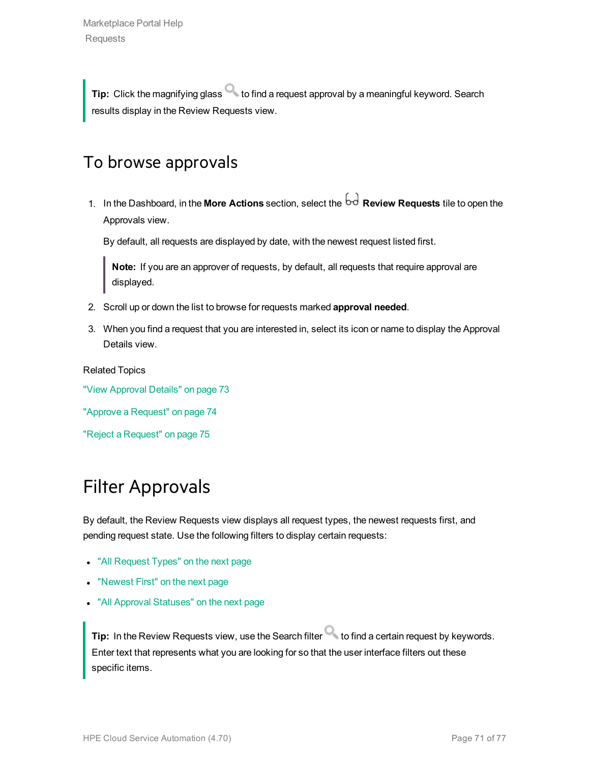> **Tip:** Click the magnifying glass to find a request approval by a meaningful keyword. Search results display in the Review Requests view.

## To browse approvals

1. In the Dashboard, in the **More Actions** section, select the **Review Requests** tile to open the Approvals view.

   By default, all requests are displayed by date, with the newest request listed first.

   > **Note:** If you are an approver of requests, by default, all requests that require approval are displayed.

2. Scroll up or down the list to browse for requests marked **approval needed**.
3. When you find a request that you are interested in, select its icon or name to display the Approval Details view.

Related Topics

"View Approval Details" on page 73

"Approve a Request" on page 74

"Reject a Request" on page 75

# Filter Approvals

By default, the Review Requests view displays all request types, the newest requests first, and pending request state. Use the following filters to display certain requests:

- "All Request Types" on the next page
- "Newest First" on the next page
- "All Approval Statuses" on the next page

> **Tip:** In the Review Requests view, use the Search filter to find a certain request by keywords. Enter text that represents what you are looking for so that the user interface filters out these specific items.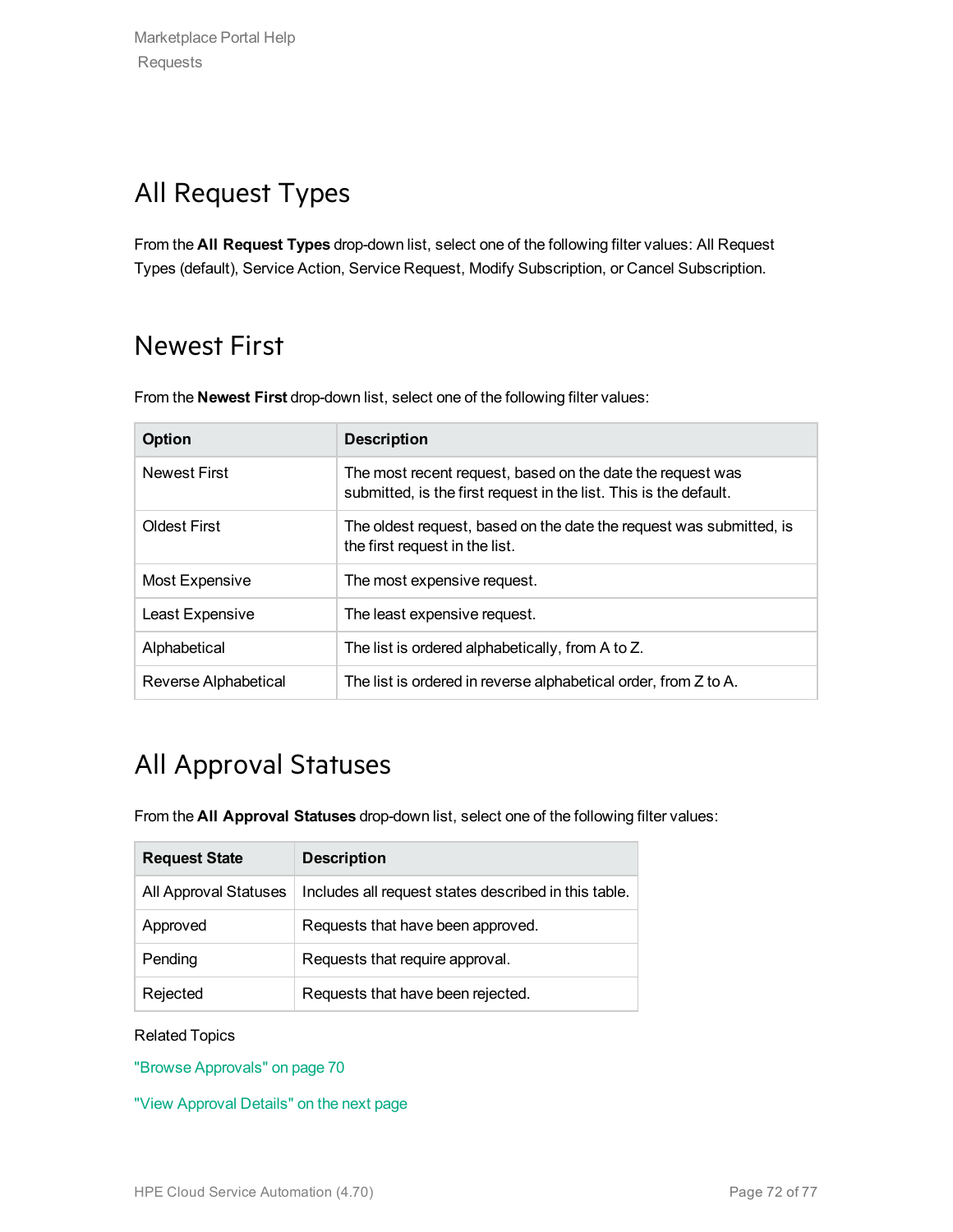## All Request Types

From the **All Request Types** drop-down list, select one of the following filter values: All Request Types (default), Service Action, Service Request, Modify Subscription, or Cancel Subscription.

## Newest First

From the **Newest First** drop-down list, select one of the following filter values:

| Option | Description |
| --- | --- |
| Newest First | The most recent request, based on the date the request was submitted, is the first request in the list. This is the default. |
| Oldest First | The oldest request, based on the date the request was submitted, is the first request in the list. |
| Most Expensive | The most expensive request. |
| Least Expensive | The least expensive request. |
| Alphabetical | The list is ordered alphabetically, from A to Z. |
| Reverse Alphabetical | The list is ordered in reverse alphabetical order, from Z to A. |

## All Approval Statuses

From the **All Approval Statuses** drop-down list, select one of the following filter values:

| Request State | Description |
| --- | --- |
| All Approval Statuses | Includes all request states described in this table. |
| Approved | Requests that have been approved. |
| Pending | Requests that require approval. |
| Rejected | Requests that have been rejected. |

Related Topics

"Browse Approvals" on page 70

"View Approval Details" on the next page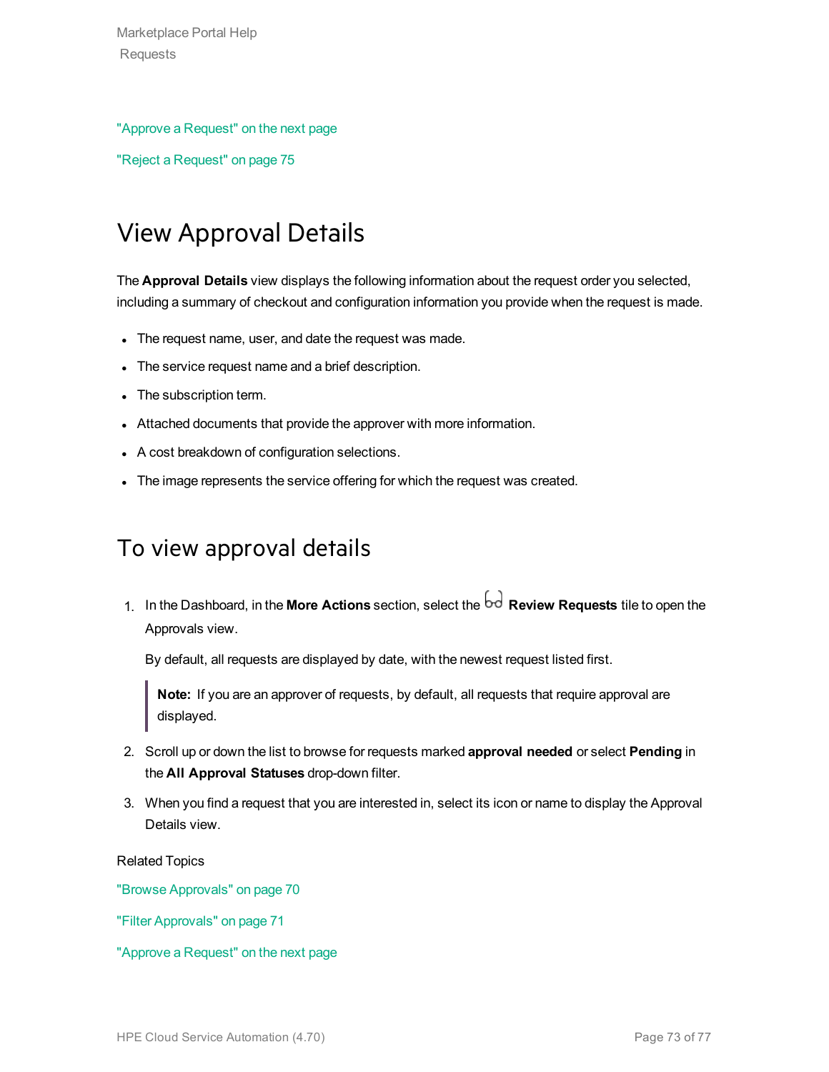"Approve a Request" on the next page

"Reject a Request" on page 75

# View Approval Details

The **Approval Details** view displays the following information about the request order you selected, including a summary of checkout and configuration information you provide when the request is made.

- The request name, user, and date the request was made.
- The service request name and a brief description.
- The subscription term.
- Attached documents that provide the approver with more information.
- A cost breakdown of configuration selections.
- The image represents the service offering for which the request was created.

## To view approval details

1. In the Dashboard, in the **More Actions** section, select the **Review Requests** tile to open the Approvals view.

   By default, all requests are displayed by date, with the newest request listed first.

   > **Note:** If you are an approver of requests, by default, all requests that require approval are displayed.

2. Scroll up or down the list to browse for requests marked **approval needed** or select **Pending** in the **All Approval Statuses** drop-down filter.
3. When you find a request that you are interested in, select its icon or name to display the Approval Details view.

Related Topics

"Browse Approvals" on page 70

"Filter Approvals" on page 71

"Approve a Request" on the next page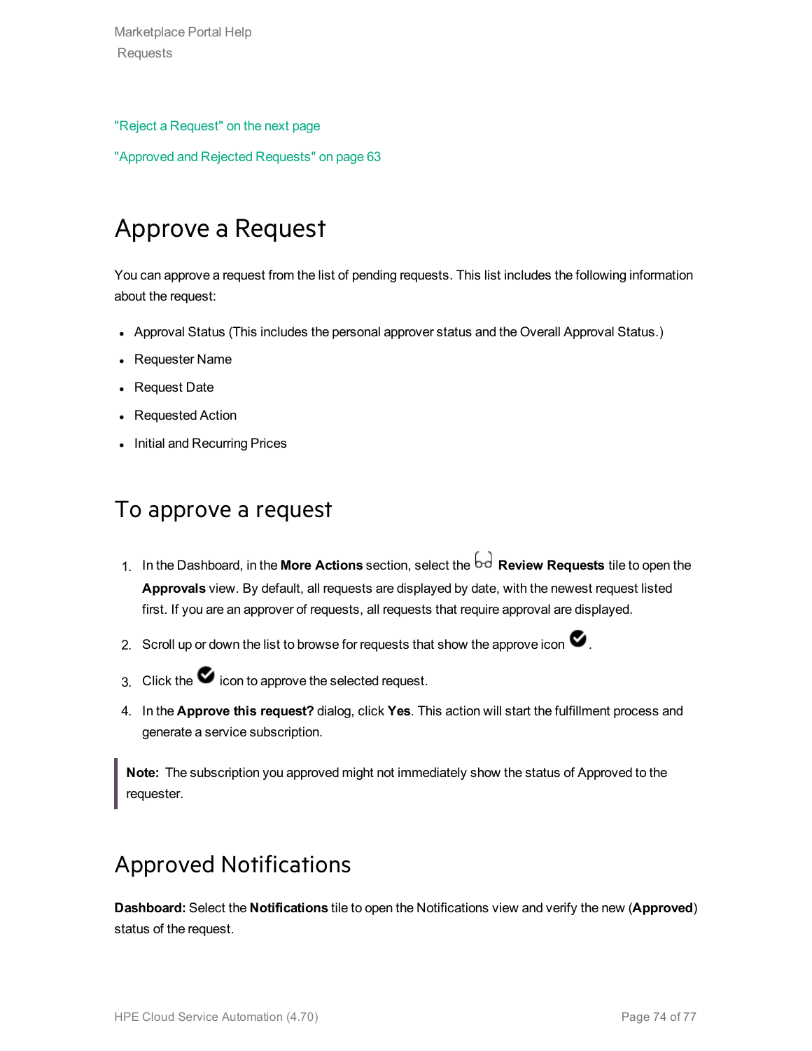"Reject a Request" on the next page

"Approved and Rejected Requests" on page 63

# Approve a Request

You can approve a request from the list of pending requests. This list includes the following information about the request:

- Approval Status (This includes the personal approver status and the Overall Approval Status.)
- Requester Name
- Request Date
- Requested Action
- Initial and Recurring Prices

## To approve a request

1. In the Dashboard, in the **More Actions** section, select the **Review Requests** tile to open the **Approvals** view. By default, all requests are displayed by date, with the newest request listed first. If you are an approver of requests, all requests that require approval are displayed.
2. Scroll up or down the list to browse for requests that show the approve icon.
3. Click the icon to approve the selected request.
4. In the **Approve this request?** dialog, click **Yes**. This action will start the fulfillment process and generate a service subscription.

> **Note:** The subscription you approved might not immediately show the status of Approved to the requester.

# Approved Notifications

**Dashboard:** Select the **Notifications** tile to open the Notifications view and verify the new (**Approved**) status of the request.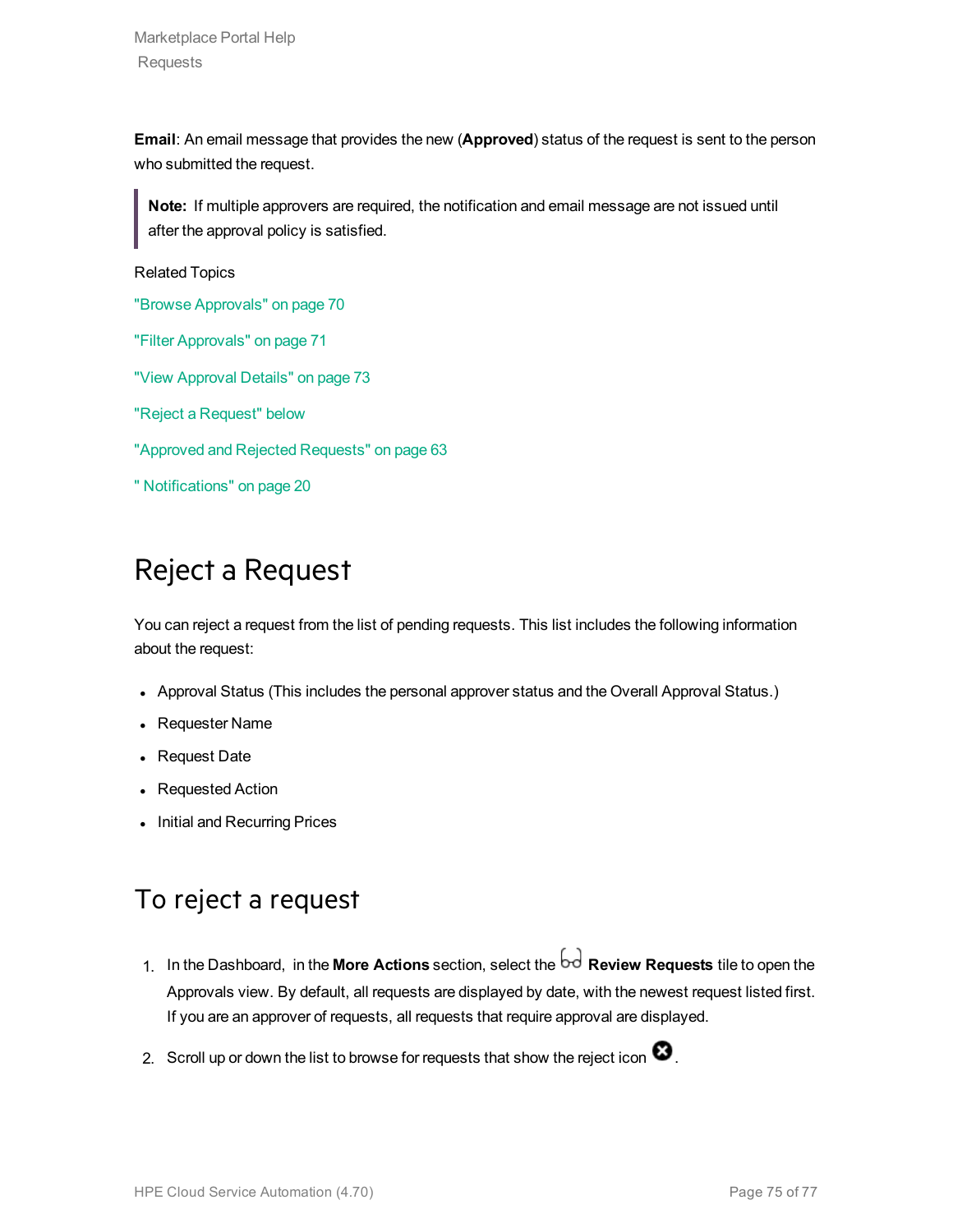**Email**: An email message that provides the new (**Approved**) status of the request is sent to the person who submitted the request.

> **Note:** If multiple approvers are required, the notification and email message are not issued until after the approval policy is satisfied.

Related Topics

"Browse Approvals" on page 70

"Filter Approvals" on page 71

"View Approval Details" on page 73

"Reject a Request" below

"Approved and Rejected Requests" on page 63

" Notifications" on page 20

# Reject a Request

You can reject a request from the list of pending requests. This list includes the following information about the request:

- Approval Status (This includes the personal approver status and the Overall Approval Status.)
- Requester Name
- Request Date
- Requested Action
- Initial and Recurring Prices

## To reject a request

1. In the Dashboard, in the **More Actions** section, select the **Review Requests** tile to open the Approvals view. By default, all requests are displayed by date, with the newest request listed first. If you are an approver of requests, all requests that require approval are displayed.
2. Scroll up or down the list to browse for requests that show the reject icon .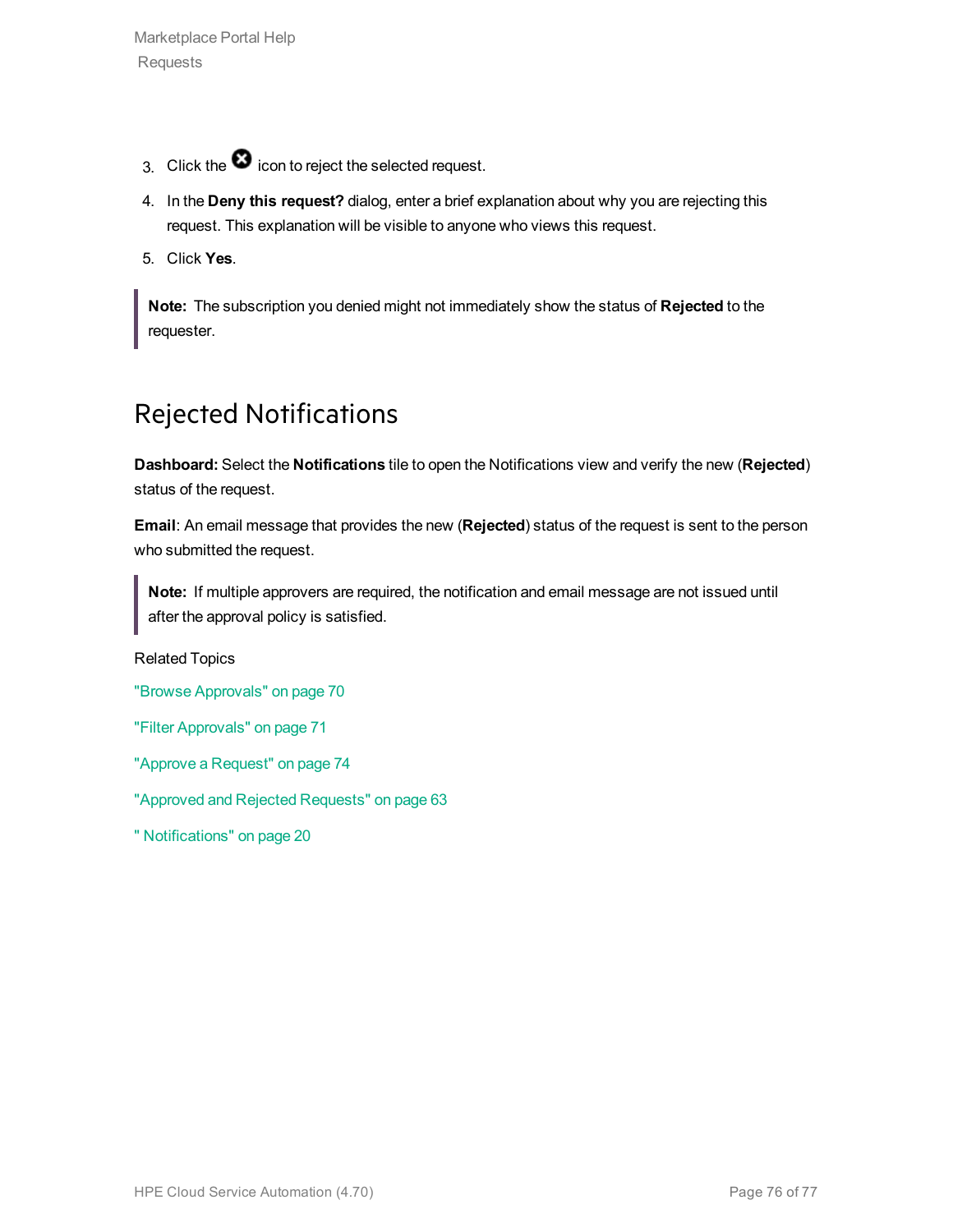3. Click the ⊗ icon to reject the selected request.
4. In the **Deny this request?** dialog, enter a brief explanation about why you are rejecting this request. This explanation will be visible to anyone who views this request.
5. Click **Yes**.

> **Note:** The subscription you denied might not immediately show the status of **Rejected** to the requester.

## Rejected Notifications

**Dashboard:** Select the **Notifications** tile to open the Notifications view and verify the new (**Rejected**) status of the request.

**Email**: An email message that provides the new (**Rejected**) status of the request is sent to the person who submitted the request.

> **Note:** If multiple approvers are required, the notification and email message are not issued until after the approval policy is satisfied.

Related Topics

"Browse Approvals" on page 70

"Filter Approvals" on page 71

"Approve a Request" on page 74

"Approved and Rejected Requests" on page 63

" Notifications" on page 20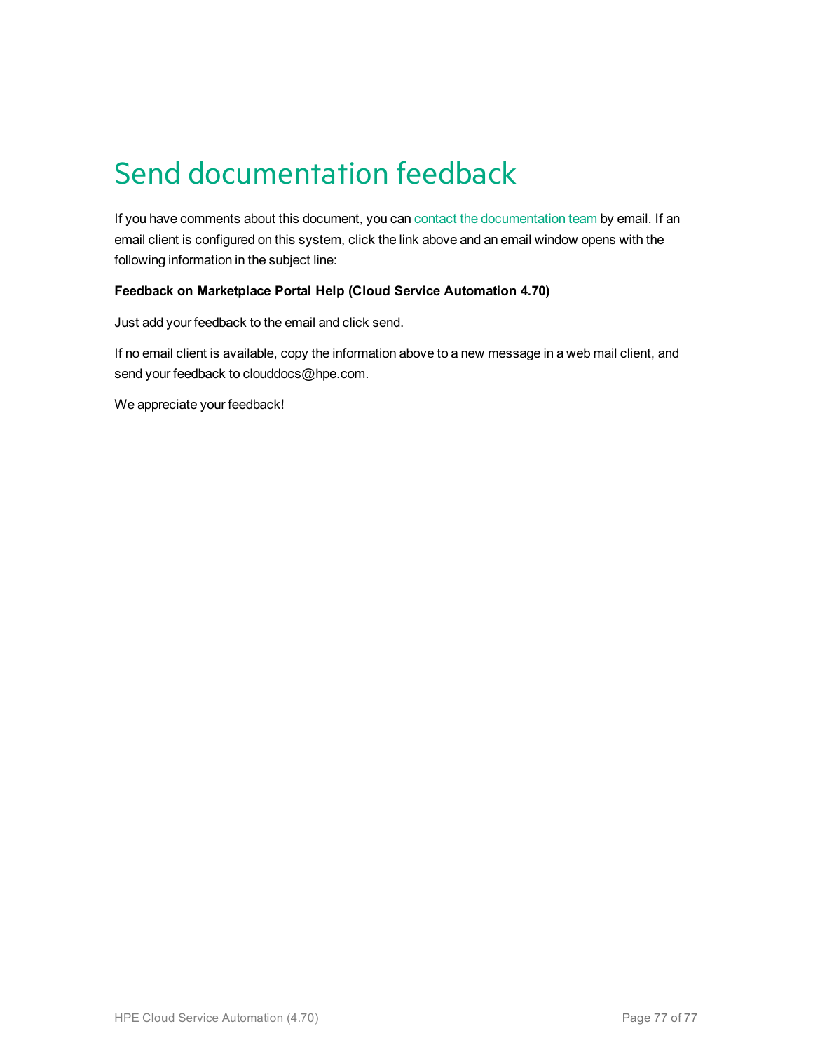# Send documentation feedback

If you have comments about this document, you can contact the documentation team by email. If an email client is configured on this system, click the link above and an email window opens with the following information in the subject line:

**Feedback on Marketplace Portal Help (Cloud Service Automation 4.70)**

Just add your feedback to the email and click send.

If no email client is available, copy the information above to a new message in a web mail client, and send your feedback to clouddocs@hpe.com.

We appreciate your feedback!